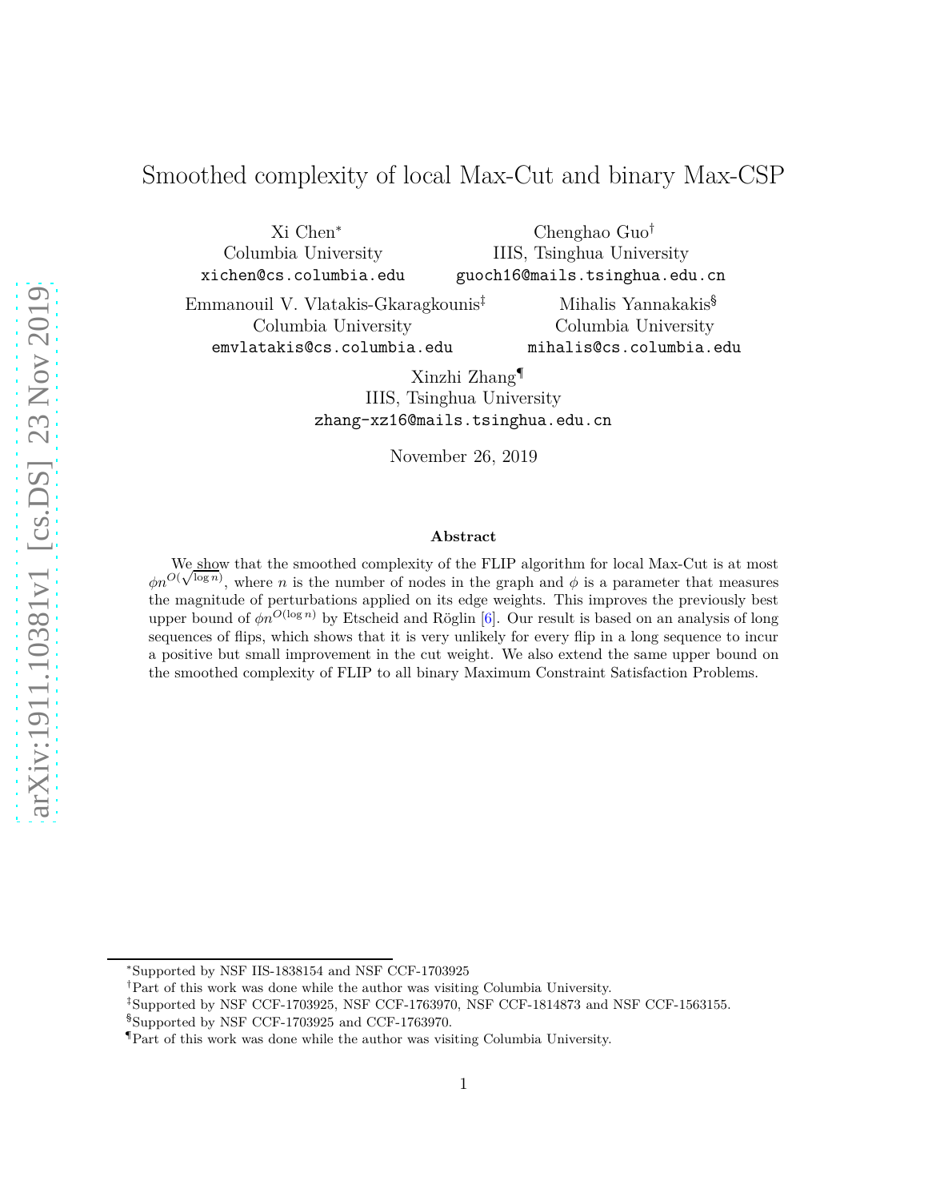# Smoothed complexity of local Max-Cut and binary Max-CSP

Xi Chen[*]
Columbia University
xichen@cs.columbia.edu

Chenghao Guo[†]
IIIS, Tsinghua University
guoch16@mails.tsinghua.edu.cn

Emmanouil V. Vlatakis-Gkaragkounis[‡]
Columbia University
emvlatakis@cs.columbia.edu

Mihalis Yannakakis[§]
Columbia University
mihalis@cs.columbia.edu

Xinzhi Zhang[¶]
IIIS, Tsinghua University
zhang-xz16@mails.tsinghua.edu.cn

November 26, 2019

### Abstract

We show that the smoothed complexity of the FLIP algorithm for local Max-Cut is at most $\phi n^{O(\sqrt{\log n})}$, where $n$ is the number of nodes in the graph and $\phi$ is a parameter that measures the magnitude of perturbations applied on its edge weights. This improves the previously best upper bound of $\phi n^{O(\log n)}$ by Etscheid and Röglin [6]. Our result is based on an analysis of long sequences of flips, which shows that it is very unlikely for every flip in a long sequence to incur a positive but small improvement in the cut weight. We also extend the same upper bound on the smoothed complexity of FLIP to all binary Maximum Constraint Satisfaction Problems.

---

[*] Supported by NSF IIS-1838154 and NSF CCF-1703925

[†] Part of this work was done while the author was visiting Columbia University.

[‡] Supported by NSF CCF-1703925, NSF CCF-1763970, NSF CCF-1814873 and NSF CCF-1563155.

[§] Supported by NSF CCF-1703925 and CCF-1763970.

[¶] Part of this work was done while the author was visiting Columbia University.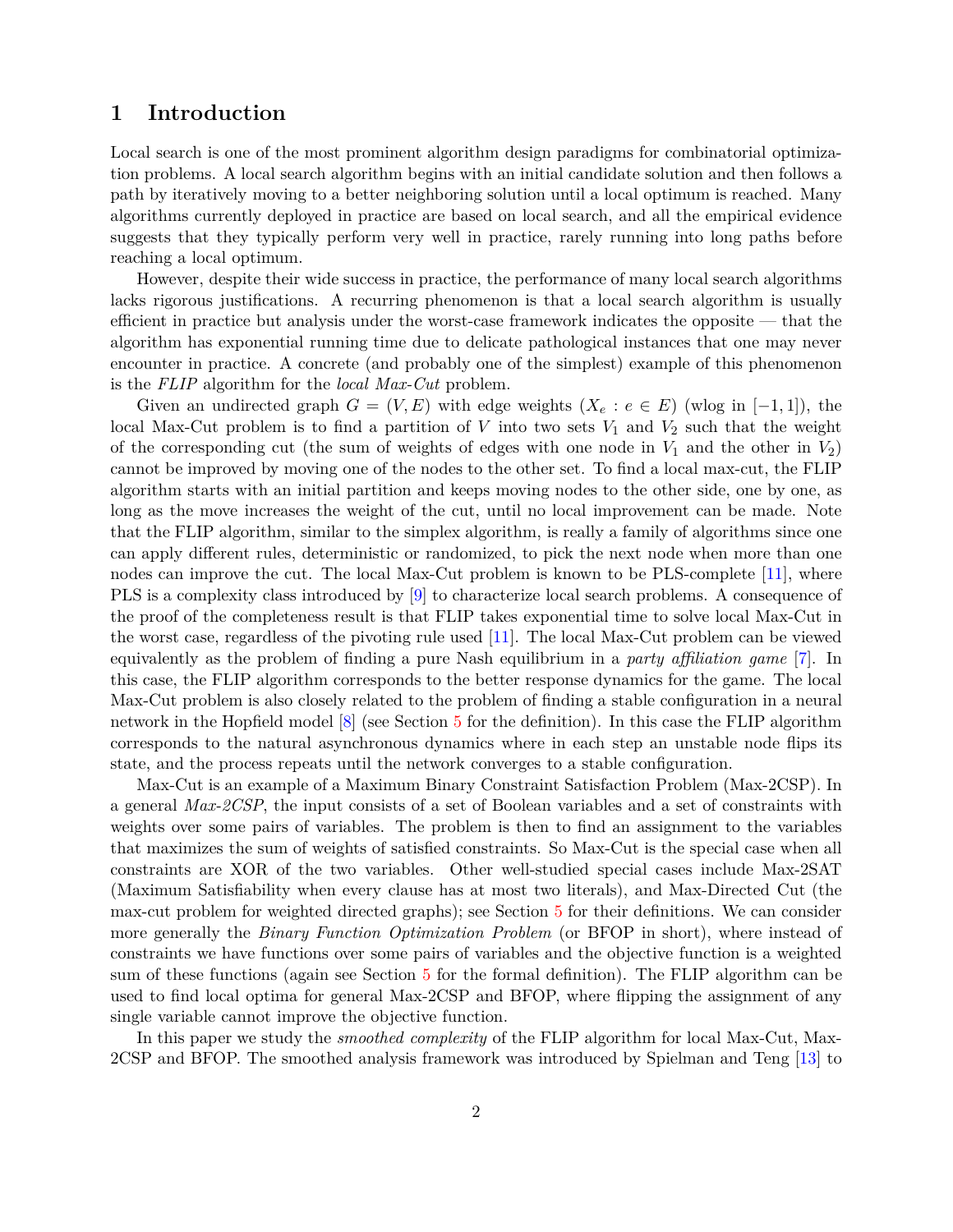# 1 Introduction

Local search is one of the most prominent algorithm design paradigms for combinatorial optimization problems. A local search algorithm begins with an initial candidate solution and then follows a path by iteratively moving to a better neighboring solution until a local optimum is reached. Many algorithms currently deployed in practice are based on local search, and all the empirical evidence suggests that they typically perform very well in practice, rarely running into long paths before reaching a local optimum.

However, despite their wide success in practice, the performance of many local search algorithms lacks rigorous justifications. A recurring phenomenon is that a local search algorithm is usually efficient in practice but analysis under the worst-case framework indicates the opposite — that the algorithm has exponential running time due to delicate pathological instances that one may never encounter in practice. A concrete (and probably one of the simplest) example of this phenomenon is the *FLIP* algorithm for the *local Max-Cut* problem.

Given an undirected graph $G = (V, E)$ with edge weights $(X_e : e \in E)$ (wlog in $[-1, 1]$), the local Max-Cut problem is to find a partition of $V$ into two sets $V_1$ and $V_2$ such that the weight of the corresponding cut (the sum of weights of edges with one node in $V_1$ and the other in $V_2$) cannot be improved by moving one of the nodes to the other set. To find a local max-cut, the FLIP algorithm starts with an initial partition and keeps moving nodes to the other side, one by one, as long as the move increases the weight of the cut, until no local improvement can be made. Note that the FLIP algorithm, similar to the simplex algorithm, is really a family of algorithms since one can apply different rules, deterministic or randomized, to pick the next node when more than one nodes can improve the cut. The local Max-Cut problem is known to be PLS-complete [11], where PLS is a complexity class introduced by [9] to characterize local search problems. A consequence of the proof of the completeness result is that FLIP takes exponential time to solve local Max-Cut in the worst case, regardless of the pivoting rule used [11]. The local Max-Cut problem can be viewed equivalently as the problem of finding a pure Nash equilibrium in a *party affiliation game* [7]. In this case, the FLIP algorithm corresponds to the better response dynamics for the game. The local Max-Cut problem is also closely related to the problem of finding a stable configuration in a neural network in the Hopfield model [8] (see Section 5 for the definition). In this case the FLIP algorithm corresponds to the natural asynchronous dynamics where in each step an unstable node flips its state, and the process repeats until the network converges to a stable configuration.

Max-Cut is an example of a Maximum Binary Constraint Satisfaction Problem (Max-2CSP). In a general *Max-2CSP*, the input consists of a set of Boolean variables and a set of constraints with weights over some pairs of variables. The problem is then to find an assignment to the variables that maximizes the sum of weights of satisfied constraints. So Max-Cut is the special case when all constraints are XOR of the two variables. Other well-studied special cases include Max-2SAT (Maximum Satisfiability when every clause has at most two literals), and Max-Directed Cut (the max-cut problem for weighted directed graphs); see Section 5 for their definitions. We can consider more generally the *Binary Function Optimization Problem* (or BFOP in short), where instead of constraints we have functions over some pairs of variables and the objective function is a weighted sum of these functions (again see Section 5 for the formal definition). The FLIP algorithm can be used to find local optima for general Max-2CSP and BFOP, where flipping the assignment of any single variable cannot improve the objective function.

In this paper we study the *smoothed complexity* of the FLIP algorithm for local Max-Cut, Max-2CSP and BFOP. The smoothed analysis framework was introduced by Spielman and Teng [13] to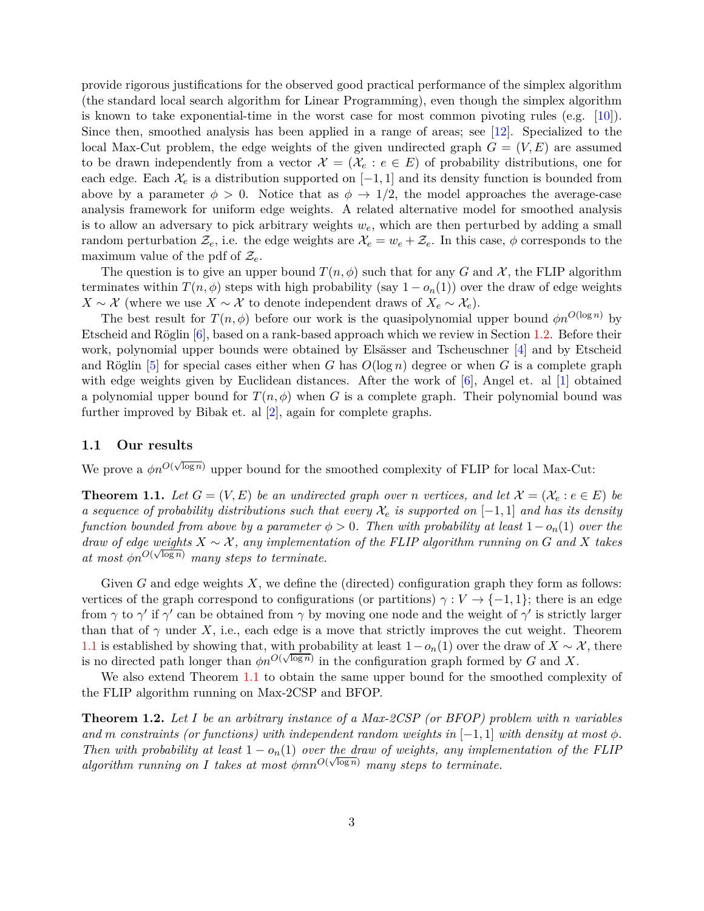provide rigorous justifications for the observed good practical performance of the simplex algorithm (the standard local search algorithm for Linear Programming), even though the simplex algorithm is known to take exponential-time in the worst case for most common pivoting rules (e.g. [10]). Since then, smoothed analysis has been applied in a range of areas; see [12]. Specialized to the local Max-Cut problem, the edge weights of the given undirected graph $G = (V, E)$ are assumed to be drawn independently from a vector $\mathcal{X} = (\mathcal{X}_e : e \in E)$ of probability distributions, one for each edge. Each $\mathcal{X}_e$ is a distribution supported on $[-1, 1]$ and its density function is bounded from above by a parameter $\phi > 0$. Notice that as $\phi \to 1/2$, the model approaches the average-case analysis framework for uniform edge weights. A related alternative model for smoothed analysis is to allow an adversary to pick arbitrary weights $w_e$, which are then perturbed by adding a small random perturbation $\mathcal{Z}_e$, i.e. the edge weights are $\mathcal{X}_e = w_e + \mathcal{Z}_e$. In this case, $\phi$ corresponds to the maximum value of the pdf of $\mathcal{Z}_e$.

The question is to give an upper bound $T(n, \phi)$ such that for any $G$ and $\mathcal{X}$, the FLIP algorithm terminates within $T(n, \phi)$ steps with high probability (say $1 - o_n(1)$) over the draw of edge weights $X \sim \mathcal{X}$ (where we use $X \sim \mathcal{X}$ to denote independent draws of $X_e \sim \mathcal{X}_e$).

The best result for $T(n, \phi)$ before our work is the quasipolynomial upper bound $\phi n^{O(\log n)}$ by Etscheid and Röglin [6], based on a rank-based approach which we review in Section 1.2. Before their work, polynomial upper bounds were obtained by Elsässer and Tscheuschner [4] and by Etscheid and Röglin [5] for special cases either when $G$ has $O(\log n)$ degree or when $G$ is a complete graph with edge weights given by Euclidean distances. After the work of [6], Angel et. al [1] obtained a polynomial upper bound for $T(n, \phi)$ when $G$ is a complete graph. Their polynomial bound was further improved by Bibak et. al [2], again for complete graphs.

### 1.1 Our results

We prove a $\phi n^{O(\sqrt{\log n})}$ upper bound for the smoothed complexity of FLIP for local Max-Cut:

**Theorem 1.1.** *Let $G = (V, E)$ be an undirected graph over $n$ vertices, and let $\mathcal{X} = (\mathcal{X}_e : e \in E)$ be a sequence of probability distributions such that every $\mathcal{X}_e$ is supported on $[-1, 1]$ and has its density function bounded from above by a parameter $\phi > 0$. Then with probability at least $1 - o_n(1)$ over the draw of edge weights $X \sim \mathcal{X}$, any implementation of the FLIP algorithm running on $G$ and $X$ takes at most $\phi n^{O(\sqrt{\log n})}$ many steps to terminate.*

Given $G$ and edge weights $X$, we define the (directed) configuration graph they form as follows: vertices of the graph correspond to configurations (or partitions) $\gamma : V \to \{-1, 1\}$; there is an edge from $\gamma$ to $\gamma'$ if $\gamma'$ can be obtained from $\gamma$ by moving one node and the weight of $\gamma'$ is strictly larger than that of $\gamma$ under $X$, i.e., each edge is a move that strictly improves the cut weight. Theorem 1.1 is established by showing that, with probability at least $1 - o_n(1)$ over the draw of $X \sim \mathcal{X}$, there is no directed path longer than $\phi n^{O(\sqrt{\log n})}$ in the configuration graph formed by $G$ and $X$.

We also extend Theorem 1.1 to obtain the same upper bound for the smoothed complexity of the FLIP algorithm running on Max-2CSP and BFOP.

**Theorem 1.2.** *Let $I$ be an arbitrary instance of a Max-2CSP (or BFOP) problem with $n$ variables and $m$ constraints (or functions) with independent random weights in $[-1, 1]$ with density at most $\phi$. Then with probability at least $1 - o_n(1)$ over the draw of weights, any implementation of the FLIP algorithm running on $I$ takes at most $\phi m n^{O(\sqrt{\log n})}$ many steps to terminate.*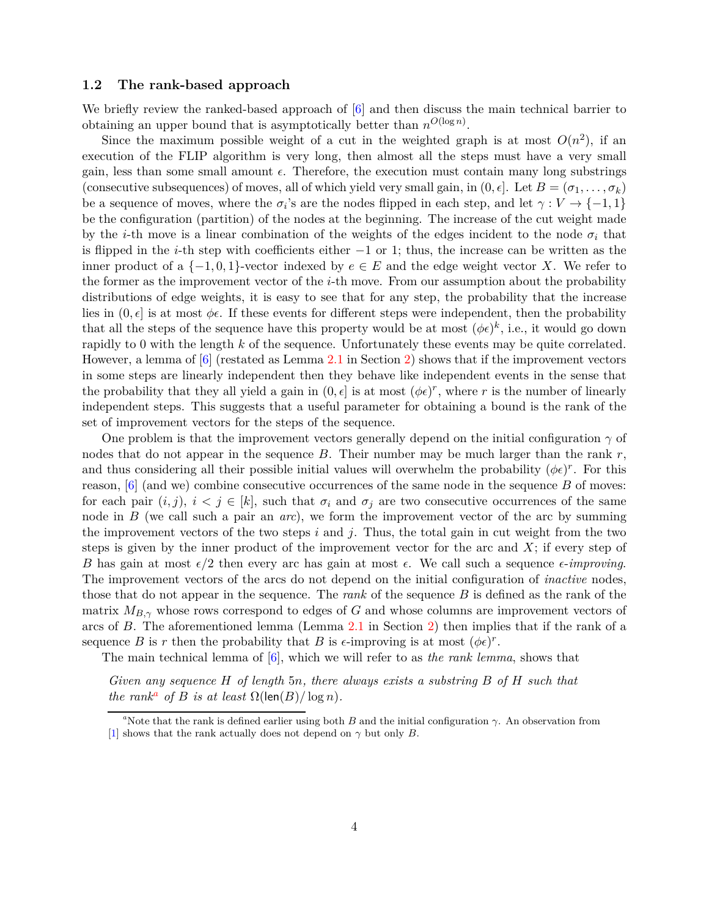### 1.2 The rank-based approach

We briefly review the ranked-based approach of [6] and then discuss the main technical barrier to obtaining an upper bound that is asymptotically better than $n^{O(\log n)}$.

Since the maximum possible weight of a cut in the weighted graph is at most $O(n^2)$, if an execution of the FLIP algorithm is very long, then almost all the steps must have a very small gain, less than some small amount $\epsilon$. Therefore, the execution must contain many long substrings (consecutive subsequences) of moves, all of which yield very small gain, in $(0, \epsilon]$. Let $B = (\sigma_1, \ldots, \sigma_k)$ be a sequence of moves, where the $\sigma_i$'s are the nodes flipped in each step, and let $\gamma : V \to \{-1, 1\}$ be the configuration (partition) of the nodes at the beginning. The increase of the cut weight made by the $i$-th move is a linear combination of the weights of the edges incident to the node $\sigma_i$ that is flipped in the $i$-th step with coefficients either $-1$ or $1$; thus, the increase can be written as the inner product of a $\{-1, 0, 1\}$-vector indexed by $e \in E$ and the edge weight vector $X$. We refer to the former as the improvement vector of the $i$-th move. From our assumption about the probability distributions of edge weights, it is easy to see that for any step, the probability that the increase lies in $(0, \epsilon]$ is at most $\phi\epsilon$. If these events for different steps were independent, then the probability that all the steps of the sequence have this property would be at most $(\phi\epsilon)^k$, i.e., it would go down rapidly to 0 with the length $k$ of the sequence. Unfortunately these events may be quite correlated. However, a lemma of [6] (restated as Lemma 2.1 in Section 2) shows that if the improvement vectors in some steps are linearly independent then they behave like independent events in the sense that the probability that they all yield a gain in $(0, \epsilon]$ is at most $(\phi\epsilon)^r$, where $r$ is the number of linearly independent steps. This suggests that a useful parameter for obtaining a bound is the rank of the set of improvement vectors for the steps of the sequence.

One problem is that the improvement vectors generally depend on the initial configuration $\gamma$ of nodes that do not appear in the sequence $B$. Their number may be much larger than the rank $r$, and thus considering all their possible initial values will overwhelm the probability $(\phi\epsilon)^r$. For this reason, [6] (and we) combine consecutive occurrences of the same node in the sequence $B$ of moves: for each pair $(i, j)$, $i < j \in [k]$, such that $\sigma_i$ and $\sigma_j$ are two consecutive occurrences of the same node in $B$ (we call such a pair an *arc*), we form the improvement vector of the arc by summing the improvement vectors of the two steps $i$ and $j$. Thus, the total gain in cut weight from the two steps is given by the inner product of the improvement vector for the arc and $X$; if every step of $B$ has gain at most $\epsilon/2$ then every arc has gain at most $\epsilon$. We call such a sequence *$\epsilon$-improving*. The improvement vectors of the arcs do not depend on the initial configuration of *inactive* nodes, those that do not appear in the sequence. The *rank* of the sequence $B$ is defined as the rank of the matrix $M_{B,\gamma}$ whose rows correspond to edges of $G$ and whose columns are improvement vectors of arcs of $B$. The aforementioned lemma (Lemma 2.1 in Section 2) then implies that if the rank of a sequence $B$ is $r$ then the probability that $B$ is $\epsilon$-improving is at most $(\phi\epsilon)^r$.

The main technical lemma of [6], which we will refer to as *the rank lemma*, shows that

> *Given any sequence $H$ of length $5n$, there always exists a substring $B$ of $H$ such that the rank[a] of $B$ is at least $\Omega(\mathsf{len}(B)/\log n)$.*

[a] Note that the rank is defined earlier using both $B$ and the initial configuration $\gamma$. An observation from [1] shows that the rank actually does not depend on $\gamma$ but only $B$.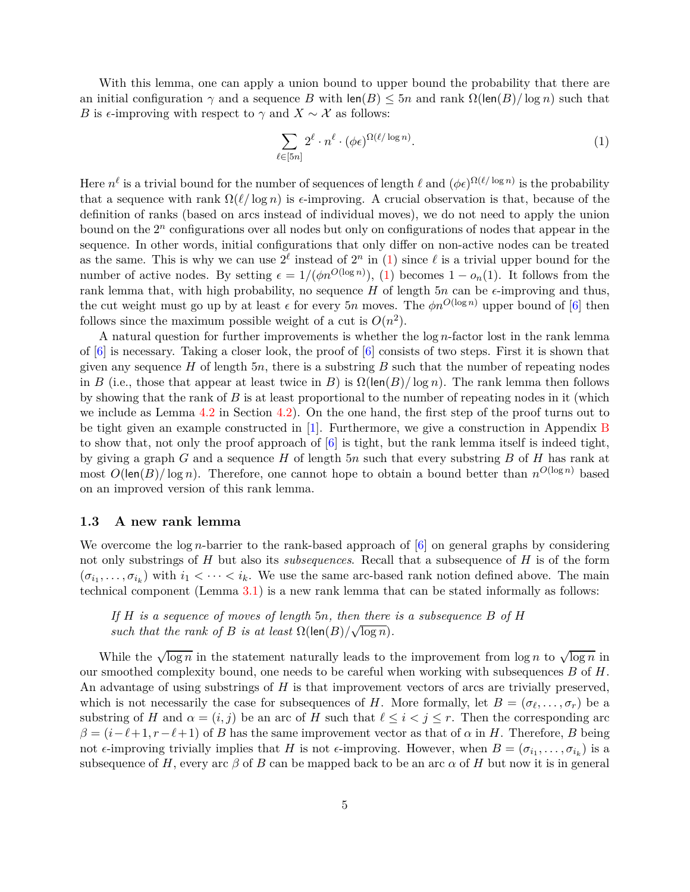With this lemma, one can apply a union bound to upper bound the probability that there are an initial configuration $\gamma$ and a sequence $B$ with $\mathsf{len}(B) \le 5n$ and rank $\Omega(\mathsf{len}(B)/\log n)$ such that $B$ is $\epsilon$-improving with respect to $\gamma$ and $X \sim \mathcal{X}$ as follows:

$$\sum_{\ell \in [5n]} 2^\ell \cdot n^\ell \cdot (\phi\epsilon)^{\Omega(\ell/\log n)}. \tag{1}$$

Here $n^\ell$ is a trivial bound for the number of sequences of length $\ell$ and $(\phi\epsilon)^{\Omega(\ell/\log n)}$ is the probability that a sequence with rank $\Omega(\ell/\log n)$ is $\epsilon$-improving. A crucial observation is that, because of the definition of ranks (based on arcs instead of individual moves), we do not need to apply the union bound on the $2^n$ configurations over all nodes but only on configurations of nodes that appear in the sequence. In other words, initial configurations that only differ on non-active nodes can be treated as the same. This is why we can use $2^\ell$ instead of $2^n$ in (1) since $\ell$ is a trivial upper bound for the number of active nodes. By setting $\epsilon = 1/(\phi n^{O(\log n)})$, (1) becomes $1 - o_n(1)$. It follows from the rank lemma that, with high probability, no sequence $H$ of length $5n$ can be $\epsilon$-improving and thus, the cut weight must go up by at least $\epsilon$ for every $5n$ moves. The $\phi n^{O(\log n)}$ upper bound of [6] then follows since the maximum possible weight of a cut is $O(n^2)$.

A natural question for further improvements is whether the $\log n$-factor lost in the rank lemma of [6] is necessary. Taking a closer look, the proof of [6] consists of two steps. First it is shown that given any sequence $H$ of length $5n$, there is a substring $B$ such that the number of repeating nodes in $B$ (i.e., those that appear at least twice in $B$) is $\Omega(\mathsf{len}(B)/\log n)$. The rank lemma then follows by showing that the rank of $B$ is at least proportional to the number of repeating nodes in it (which we include as Lemma 4.2 in Section 4.2). On the one hand, the first step of the proof turns out to be tight given an example constructed in [1]. Furthermore, we give a construction in Appendix B to show that, not only the proof approach of [6] is tight, but the rank lemma itself is indeed tight, by giving a graph $G$ and a sequence $H$ of length $5n$ such that every substring $B$ of $H$ has rank at most $O(\mathsf{len}(B)/\log n)$. Therefore, one cannot hope to obtain a bound better than $n^{O(\log n)}$ based on an improved version of this rank lemma.

### 1.3 A new rank lemma

We overcome the $\log n$-barrier to the rank-based approach of [6] on general graphs by considering not only substrings of $H$ but also its *subsequences*. Recall that a subsequence of $H$ is of the form $(\sigma_{i_1}, \ldots, \sigma_{i_k})$ with $i_1 < \cdots < i_k$. We use the same arc-based rank notion defined above. The main technical component (Lemma 3.1) is a new rank lemma that can be stated informally as follows:

> *If $H$ is a sequence of moves of length $5n$, then there is a subsequence $B$ of $H$ such that the rank of $B$ is at least $\Omega(\mathsf{len}(B)/\sqrt{\log n})$.*

While the $\sqrt{\log n}$ in the statement naturally leads to the improvement from $\log n$ to $\sqrt{\log n}$ in our smoothed complexity bound, one needs to be careful when working with subsequences $B$ of $H$. An advantage of using substrings of $H$ is that improvement vectors of arcs are trivially preserved, which is not necessarily the case for subsequences of $H$. More formally, let $B = (\sigma_\ell, \ldots, \sigma_r)$ be a substring of $H$ and $\alpha = (i, j)$ be an arc of $H$ such that $\ell \le i < j \le r$. Then the corresponding arc $\beta = (i - \ell + 1, r - \ell + 1)$ of $B$ has the same improvement vector as that of $\alpha$ in $H$. Therefore, $B$ being not $\epsilon$-improving trivially implies that $H$ is not $\epsilon$-improving. However, when $B = (\sigma_{i_1}, \ldots, \sigma_{i_k})$ is a subsequence of $H$, every arc $\beta$ of $B$ can be mapped back to be an arc $\alpha$ of $H$ but now it is in general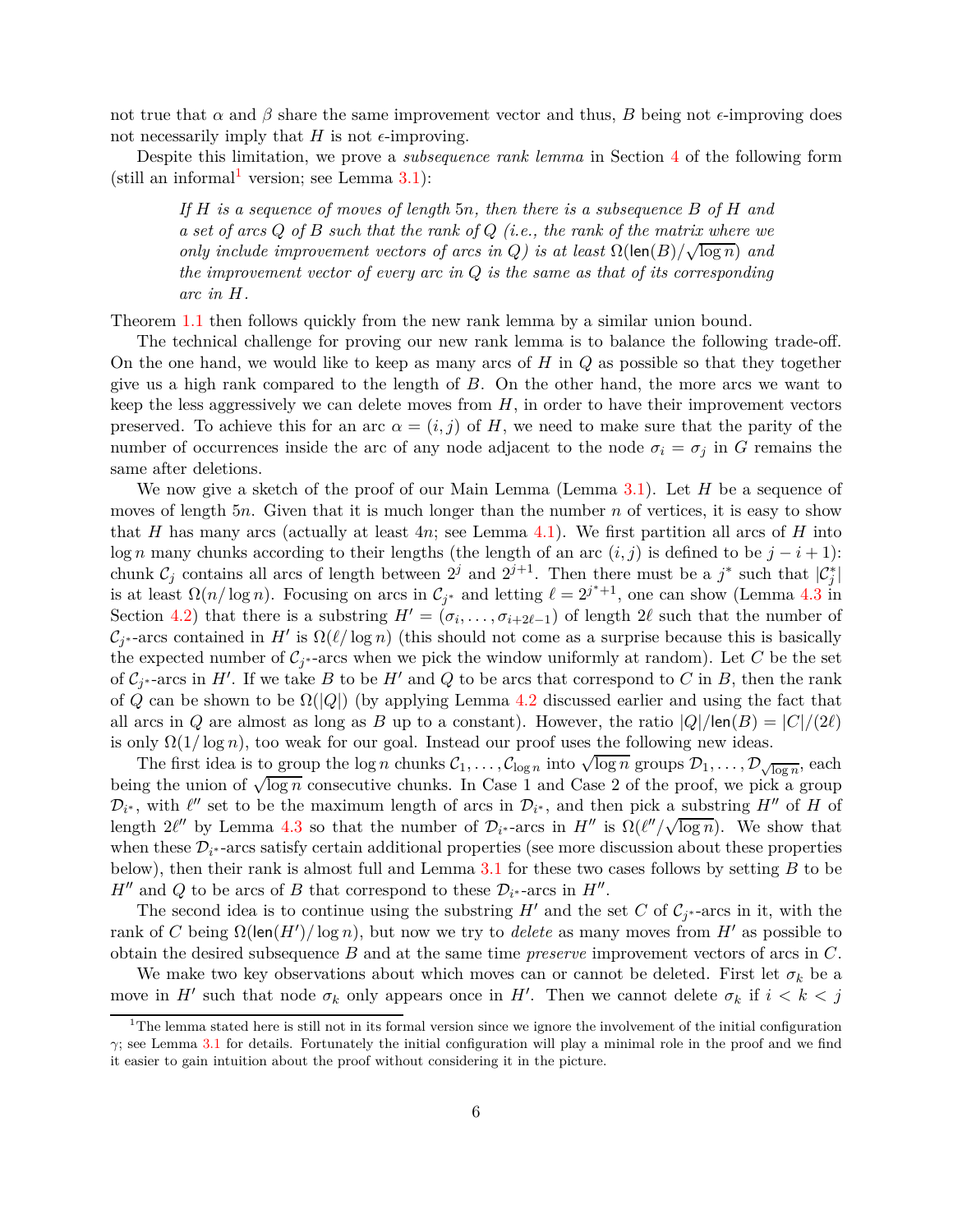not true that $\alpha$ and $\beta$ share the same improvement vector and thus, $B$ being not $\epsilon$-improving does not necessarily imply that $H$ is not $\epsilon$-improving.

Despite this limitation, we prove a *subsequence rank lemma* in Section 4 of the following form (still an informal[1] version; see Lemma 3.1):

> *If $H$ is a sequence of moves of length $5n$, then there is a subsequence $B$ of $H$ and a set of arcs $Q$ of $B$ such that the rank of $Q$ (i.e., the rank of the matrix where we only include improvement vectors of arcs in $Q$) is at least $\Omega(\mathsf{len}(B)/\sqrt{\log n})$ and the improvement vector of every arc in $Q$ is the same as that of its corresponding arc in $H$.*

Theorem 1.1 then follows quickly from the new rank lemma by a similar union bound.

The technical challenge for proving our new rank lemma is to balance the following trade-off. On the one hand, we would like to keep as many arcs of $H$ in $Q$ as possible so that they together give us a high rank compared to the length of $B$. On the other hand, the more arcs we want to keep the less aggressively we can delete moves from $H$, in order to have their improvement vectors preserved. To achieve this for an arc $\alpha = (i, j)$ of $H$, we need to make sure that the parity of the number of occurrences inside the arc of any node adjacent to the node $\sigma_i = \sigma_j$ in $G$ remains the same after deletions.

We now give a sketch of the proof of our Main Lemma (Lemma 3.1). Let $H$ be a sequence of moves of length $5n$. Given that it is much longer than the number $n$ of vertices, it is easy to show that $H$ has many arcs (actually at least $4n$; see Lemma 4.1). We first partition all arcs of $H$ into $\log n$ many chunks according to their lengths (the length of an arc $(i, j)$ is defined to be $j - i + 1$): chunk $\mathcal{C}_j$ contains all arcs of length between $2^j$ and $2^{j+1}$. Then there must be a $j^*$ such that $|\mathcal{C}_j^*|$ is at least $\Omega(n/\log n)$. Focusing on arcs in $\mathcal{C}_{j^*}$ and letting $\ell = 2^{j^*+1}$, one can show (Lemma 4.3 in Section 4.2) that there is a substring $H' = (\sigma_i, \ldots, \sigma_{i+2\ell-1})$ of length $2\ell$ such that the number of $\mathcal{C}_{j^*}$-arcs contained in $H'$ is $\Omega(\ell/\log n)$ (this should not come as a surprise because this is basically the expected number of $\mathcal{C}_{j^*}$-arcs when we pick the window uniformly at random). Let $C$ be the set of $\mathcal{C}_{j^*}$-arcs in $H'$. If we take $B$ to be $H'$ and $Q$ to be arcs that correspond to $C$ in $B$, then the rank of $Q$ can be shown to be $\Omega(|Q|)$ (by applying Lemma 4.2 discussed earlier and using the fact that all arcs in $Q$ are almost as long as $B$ up to a constant). However, the ratio $|Q|/\mathsf{len}(B) = |C|/(2\ell)$ is only $\Omega(1/\log n)$, too weak for our goal. Instead our proof uses the following new ideas.

The first idea is to group the $\log n$ chunks $\mathcal{C}_1, \ldots, \mathcal{C}_{\log n}$ into $\sqrt{\log n}$ groups $\mathcal{D}_1, \ldots, \mathcal{D}_{\sqrt{\log n}}$, each being the union of $\sqrt{\log n}$ consecutive chunks. In Case 1 and Case 2 of the proof, we pick a group $\mathcal{D}_{i^*}$, with $\ell''$ set to be the maximum length of arcs in $\mathcal{D}_{i^*}$, and then pick a substring $H''$ of $H$ of length $2\ell''$ by Lemma 4.3 so that the number of $\mathcal{D}_{i^*}$-arcs in $H''$ is $\Omega(\ell''/\sqrt{\log n})$. We show that when these $\mathcal{D}_{i^*}$-arcs satisfy certain additional properties (see more discussion about these properties below), then their rank is almost full and Lemma 3.1 for these two cases follows by setting $B$ to be $H''$ and $Q$ to be arcs of $B$ that correspond to these $\mathcal{D}_{i^*}$-arcs in $H''$.

The second idea is to continue using the substring $H'$ and the set $C$ of $\mathcal{C}_{j^*}$-arcs in it, with the rank of $C$ being $\Omega(\mathsf{len}(H')/\log n)$, but now we try to *delete* as many moves from $H'$ as possible to obtain the desired subsequence $B$ and at the same time *preserve* improvement vectors of arcs in $C$.

We make two key observations about which moves can or cannot be deleted. First let $\sigma_k$ be a move in $H'$ such that node $\sigma_k$ only appears once in $H'$. Then we cannot delete $\sigma_k$ if $i < k < j$

[1]The lemma stated here is still not in its formal version since we ignore the involvement of the initial configuration $\gamma$; see Lemma 3.1 for details. Fortunately the initial configuration will play a minimal role in the proof and we find it easier to gain intuition about the proof without considering it in the picture.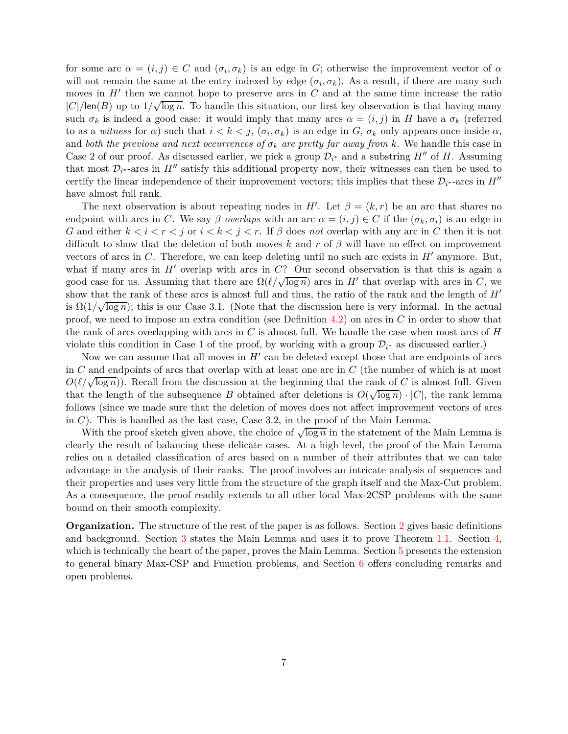for some arc $\alpha = (i, j) \in C$ and $(\sigma_i, \sigma_k)$ is an edge in $G$; otherwise the improvement vector of $\alpha$ will not remain the same at the entry indexed by edge $(\sigma_i, \sigma_k)$. As a result, if there are many such moves in $H'$ then we cannot hope to preserve arcs in $C$ and at the same time increase the ratio $|C|/\mathsf{len}(B)$ up to $1/\sqrt{\log n}$. To handle this situation, our first key observation is that having many such $\sigma_k$ is indeed a good case: it would imply that many arcs $\alpha = (i, j)$ in $H$ have a $\sigma_k$ (referred to as a *witness* for $\alpha$) such that $i < k < j$, $(\sigma_i, \sigma_k)$ is an edge in $G$, $\sigma_k$ only appears once inside $\alpha$, and *both the previous and next occurrences of* $\sigma_k$ *are pretty far away from* $k$. We handle this case in Case 2 of our proof. As discussed earlier, we pick a group $\mathcal{D}_{i^*}$ and a substring $H''$ of $H$. Assuming that most $\mathcal{D}_{i^*}$-arcs in $H''$ satisfy this additional property now, their witnesses can then be used to certify the linear independence of their improvement vectors; this implies that these $\mathcal{D}_{i^*}$-arcs in $H''$ have almost full rank.

The next observation is about repeating nodes in $H'$. Let $\beta = (k, r)$ be an arc that shares no endpoint with arcs in $C$. We say $\beta$ *overlaps* with an arc $\alpha = (i, j) \in C$ if the $(\sigma_k, \sigma_i)$ is an edge in $G$ and either $k < i < r < j$ or $i < k < j < r$. If $\beta$ does *not* overlap with any arc in $C$ then it is not difficult to show that the deletion of both moves $k$ and $r$ of $\beta$ will have no effect on improvement vectors of arcs in $C$. Therefore, we can keep deleting until no such arc exists in $H'$ anymore. But, what if many arcs in $H'$ overlap with arcs in $C$? Our second observation is that this is again a good case for us. Assuming that there are $\Omega(\ell/\sqrt{\log n})$ arcs in $H'$ that overlap with arcs in $C$, we show that the rank of these arcs is almost full and thus, the ratio of the rank and the length of $H'$ is $\Omega(1/\sqrt{\log n})$; this is our Case 3.1. (Note that the discussion here is very informal. In the actual proof, we need to impose an extra condition (see Definition 4.2) on arcs in $C$ in order to show that the rank of arcs overlapping with arcs in $C$ is almost full. We handle the case when most arcs of $H$ violate this condition in Case 1 of the proof, by working with a group $\mathcal{D}_{i^*}$ as discussed earlier.)

Now we can assume that all moves in $H'$ can be deleted except those that are endpoints of arcs in $C$ and endpoints of arcs that overlap with at least one arc in $C$ (the number of which is at most $O(\ell/\sqrt{\log n})$). Recall from the discussion at the beginning that the rank of $C$ is almost full. Given that the length of the subsequence $B$ obtained after deletions is $O(\sqrt{\log n}) \cdot |C|$, the rank lemma follows (since we made sure that the deletion of moves does not affect improvement vectors of arcs in $C$). This is handled as the last case, Case 3.2, in the proof of the Main Lemma.

With the proof sketch given above, the choice of $\sqrt{\log n}$ in the statement of the Main Lemma is clearly the result of balancing these delicate cases. At a high level, the proof of the Main Lemma relies on a detailed classification of arcs based on a number of their attributes that we can take advantage in the analysis of their ranks. The proof involves an intricate analysis of sequences and their properties and uses very little from the structure of the graph itself and the Max-Cut problem. As a consequence, the proof readily extends to all other local Max-2CSP problems with the same bound on their smooth complexity.

**Organization.** The structure of the rest of the paper is as follows. Section 2 gives basic definitions and background. Section 3 states the Main Lemma and uses it to prove Theorem 1.1. Section 4, which is technically the heart of the paper, proves the Main Lemma. Section 5 presents the extension to general binary Max-CSP and Function problems, and Section 6 offers concluding remarks and open problems.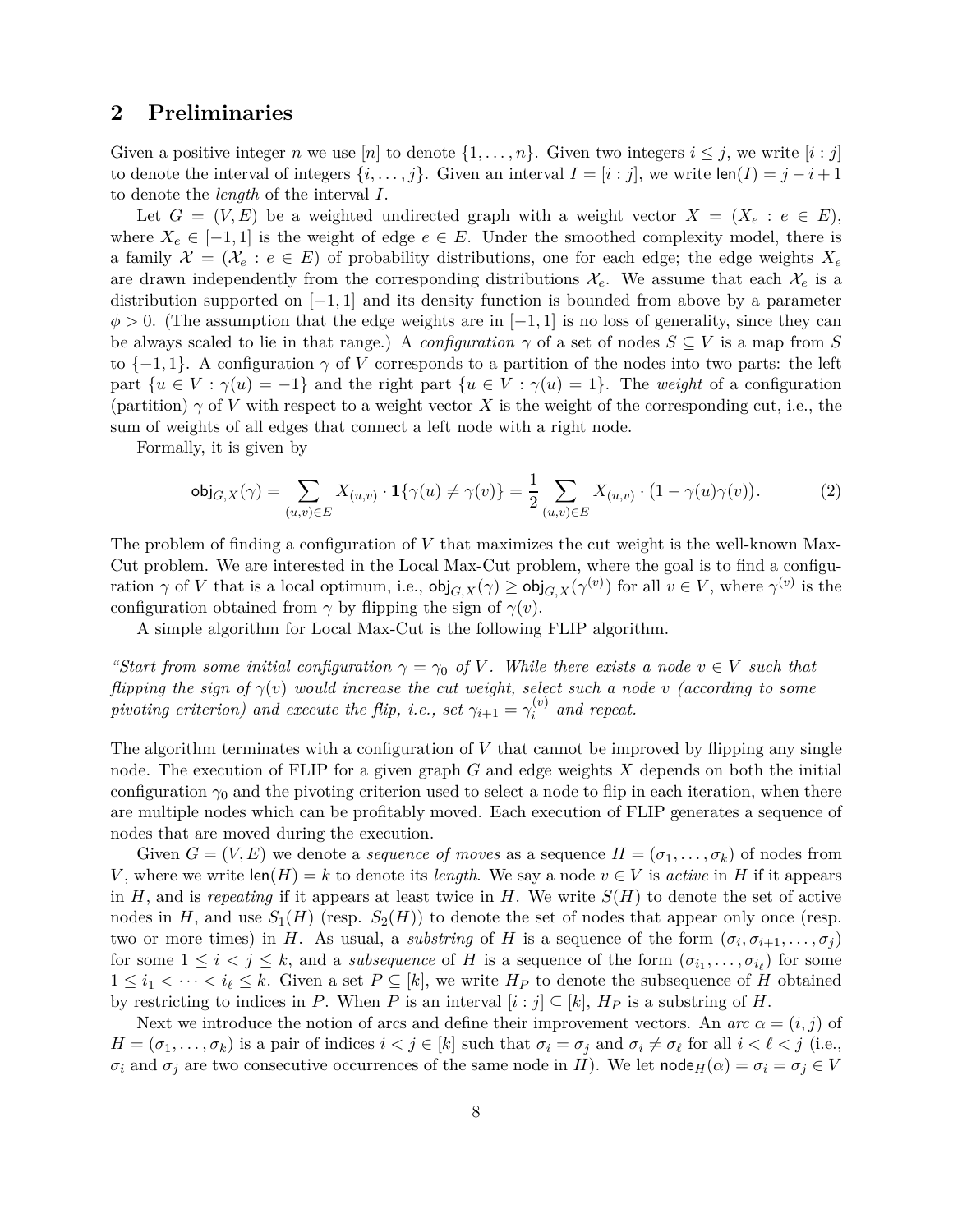## 2 Preliminaries

Given a positive integer $n$ we use $[n]$ to denote $\{1, \ldots, n\}$. Given two integers $i \le j$, we write $[i : j]$ to denote the interval of integers $\{i, \ldots, j\}$. Given an interval $I = [i : j]$, we write $\mathsf{len}(I) = j - i + 1$ to denote the *length* of the interval $I$.

Let $G = (V, E)$ be a weighted undirected graph with a weight vector $X = (X_e : e \in E)$, where $X_e \in [-1, 1]$ is the weight of edge $e \in E$. Under the smoothed complexity model, there is a family $\mathcal{X} = (\mathcal{X}_e : e \in E)$ of probability distributions, one for each edge; the edge weights $X_e$ are drawn independently from the corresponding distributions $\mathcal{X}_e$. We assume that each $\mathcal{X}_e$ is a distribution supported on $[-1, 1]$ and its density function is bounded from above by a parameter $\phi > 0$. (The assumption that the edge weights are in $[-1, 1]$ is no loss of generality, since they can be always scaled to lie in that range.) A *configuration* $\gamma$ of a set of nodes $S \subseteq V$ is a map from $S$ to $\{-1, 1\}$. A configuration $\gamma$ of $V$ corresponds to a partition of the nodes into two parts: the left part $\{u \in V : \gamma(u) = -1\}$ and the right part $\{u \in V : \gamma(u) = 1\}$. The *weight* of a configuration (partition) $\gamma$ of $V$ with respect to a weight vector $X$ is the weight of the corresponding cut, i.e., the sum of weights of all edges that connect a left node with a right node.

Formally, it is given by

$$\mathsf{obj}_{G,X}(\gamma) = \sum_{(u,v) \in E} X_{(u,v)} \cdot \mathbf{1}\{\gamma(u) \ne \gamma(v)\} = \frac{1}{2} \sum_{(u,v) \in E} X_{(u,v)} \cdot \big(1 - \gamma(u)\gamma(v)\big). \tag{2}$$

The problem of finding a configuration of $V$ that maximizes the cut weight is the well-known Max-Cut problem. We are interested in the Local Max-Cut problem, where the goal is to find a configuration $\gamma$ of $V$ that is a local optimum, i.e., $\mathsf{obj}_{G,X}(\gamma) \ge \mathsf{obj}_{G,X}(\gamma^{(v)})$ for all $v \in V$, where $\gamma^{(v)}$ is the configuration obtained from $\gamma$ by flipping the sign of $\gamma(v)$.

A simple algorithm for Local Max-Cut is the following FLIP algorithm.

*"Start from some initial configuration $\gamma = \gamma_0$ of $V$. While there exists a node $v \in V$ such that flipping the sign of $\gamma(v)$ would increase the cut weight, select such a node $v$ (according to some pivoting criterion) and execute the flip, i.e., set $\gamma_{i+1} = \gamma_i^{(v)}$ and repeat.*

The algorithm terminates with a configuration of $V$ that cannot be improved by flipping any single node. The execution of FLIP for a given graph $G$ and edge weights $X$ depends on both the initial configuration $\gamma_0$ and the pivoting criterion used to select a node to flip in each iteration, when there are multiple nodes which can be profitably moved. Each execution of FLIP generates a sequence of nodes that are moved during the execution.

Given $G = (V, E)$ we denote a *sequence of moves* as a sequence $H = (\sigma_1, \ldots, \sigma_k)$ of nodes from $V$, where we write $\mathsf{len}(H) = k$ to denote its *length*. We say a node $v \in V$ is *active* in $H$ if it appears in $H$, and is *repeating* if it appears at least twice in $H$. We write $S(H)$ to denote the set of active nodes in $H$, and use $S_1(H)$ (resp. $S_2(H)$) to denote the set of nodes that appear only once (resp. two or more times) in $H$. As usual, a *substring* of $H$ is a sequence of the form $(\sigma_i, \sigma_{i+1}, \ldots, \sigma_j)$ for some $1 \le i < j \le k$, and a *subsequence* of $H$ is a sequence of the form $(\sigma_{i_1}, \ldots, \sigma_{i_\ell})$ for some $1 \le i_1 < \cdots < i_\ell \le k$. Given a set $P \subseteq [k]$, we write $H_P$ to denote the subsequence of $H$ obtained by restricting to indices in $P$. When $P$ is an interval $[i : j] \subseteq [k]$, $H_P$ is a substring of $H$.

Next we introduce the notion of arcs and define their improvement vectors. An *arc* $\alpha = (i, j)$ of $H = (\sigma_1, \ldots, \sigma_k)$ is a pair of indices $i < j \in [k]$ such that $\sigma_i = \sigma_j$ and $\sigma_i \ne \sigma_\ell$ for all $i < \ell < j$ (i.e., $\sigma_i$ and $\sigma_j$ are two consecutive occurrences of the same node in $H$). We let $\mathsf{node}_H(\alpha) = \sigma_i = \sigma_j \in V$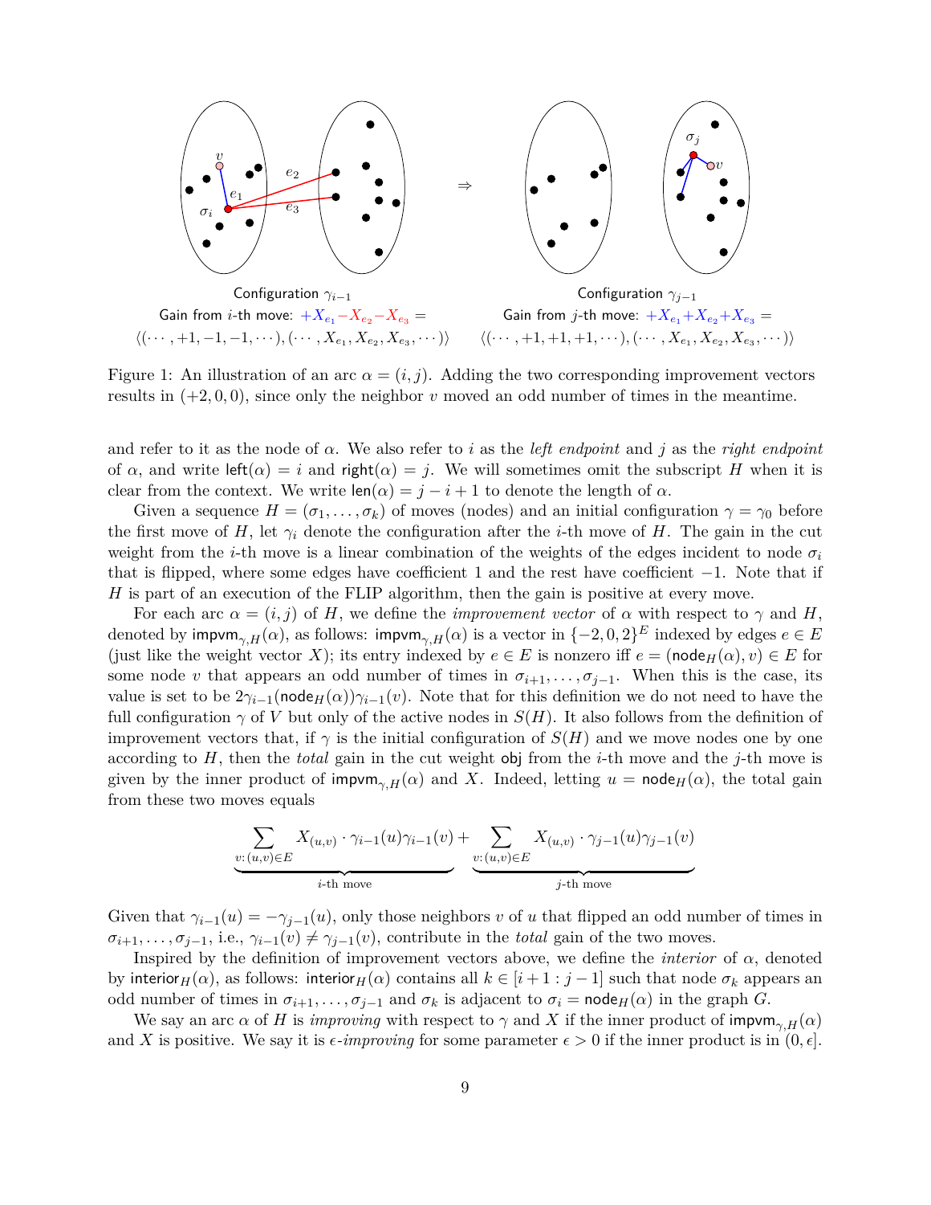Configuration $\gamma_{i-1}$

Gain from $i$-th move: $+X_{e_1} - X_{e_2} - X_{e_3} =$

$\langle(\cdots, +1, -1, -1, \cdots), (\cdots, X_{e_1}, X_{e_2}, X_{e_3}, \cdots)\rangle$

Configuration $\gamma_{j-1}$

Gain from $j$-th move: $+X_{e_1} + X_{e_2} + X_{e_3} =$

$\langle(\cdots, +1, +1, +1, \cdots), (\cdots, X_{e_1}, X_{e_2}, X_{e_3}, \cdots)\rangle$

Figure 1: An illustration of an arc $\alpha = (i, j)$. Adding the two corresponding improvement vectors results in $(+2, 0, 0)$, since only the neighbor $v$ moved an odd number of times in the meantime.

and refer to it as the node of $\alpha$. We also refer to $i$ as the *left endpoint* and $j$ as the *right endpoint* of $\alpha$, and write $\mathsf{left}(\alpha) = i$ and $\mathsf{right}(\alpha) = j$. We will sometimes omit the subscript $H$ when it is clear from the context. We write $\mathsf{len}(\alpha) = j - i + 1$ to denote the length of $\alpha$.

Given a sequence $H = (\sigma_1, \ldots, \sigma_k)$ of moves (nodes) and an initial configuration $\gamma = \gamma_0$ before the first move of $H$, let $\gamma_i$ denote the configuration after the $i$-th move of $H$. The gain in the cut weight from the $i$-th move is a linear combination of the weights of the edges incident to node $\sigma_i$ that is flipped, where some edges have coefficient 1 and the rest have coefficient $-1$. Note that if $H$ is part of an execution of the FLIP algorithm, then the gain is positive at every move.

For each arc $\alpha = (i, j)$ of $H$, we define the *improvement vector* of $\alpha$ with respect to $\gamma$ and $H$, denoted by $\mathsf{impvm}_{\gamma,H}(\alpha)$, as follows: $\mathsf{impvm}_{\gamma,H}(\alpha)$ is a vector in $\{-2, 0, 2\}^E$ indexed by edges $e \in E$ (just like the weight vector $X$); its entry indexed by $e \in E$ is nonzero iff $e = (\mathsf{node}_H(\alpha), v) \in E$ for some node $v$ that appears an odd number of times in $\sigma_{i+1}, \ldots, \sigma_{j-1}$. When this is the case, its value is set to be $2\gamma_{i-1}(\mathsf{node}_H(\alpha))\gamma_{i-1}(v)$. Note that for this definition we do not need to have the full configuration $\gamma$ of $V$ but only of the active nodes in $S(H)$. It also follows from the definition of improvement vectors that, if $\gamma$ is the initial configuration of $S(H)$ and we move nodes one by one according to $H$, then the *total* gain in the cut weight $\mathsf{obj}$ from the $i$-th move and the $j$-th move is given by the inner product of $\mathsf{impvm}_{\gamma,H}(\alpha)$ and $X$. Indeed, letting $u = \mathsf{node}_H(\alpha)$, the total gain from these two moves equals

$$\underbrace{\sum_{v:(u,v)\in E} X_{(u,v)} \cdot \gamma_{i-1}(u)\gamma_{i-1}(v)}_{i\text{-th move}} + \underbrace{\sum_{v:(u,v)\in E} X_{(u,v)} \cdot \gamma_{j-1}(u)\gamma_{j-1}(v)}_{j\text{-th move}}$$

Given that $\gamma_{i-1}(u) = -\gamma_{j-1}(u)$, only those neighbors $v$ of $u$ that flipped an odd number of times in $\sigma_{i+1}, \ldots, \sigma_{j-1}$, i.e., $\gamma_{i-1}(v) \neq \gamma_{j-1}(v)$, contribute in the *total* gain of the two moves.

Inspired by the definition of improvement vectors above, we define the *interior* of $\alpha$, denoted by $\mathsf{interior}_H(\alpha)$, as follows: $\mathsf{interior}_H(\alpha)$ contains all $k \in [i+1 : j-1]$ such that node $\sigma_k$ appears an odd number of times in $\sigma_{i+1}, \ldots, \sigma_{j-1}$ and $\sigma_k$ is adjacent to $\sigma_i = \mathsf{node}_H(\alpha)$ in the graph $G$.

We say an arc $\alpha$ of $H$ is *improving* with respect to $\gamma$ and $X$ if the inner product of $\mathsf{impvm}_{\gamma,H}(\alpha)$ and $X$ is positive. We say it is $\epsilon$*-improving* for some parameter $\epsilon > 0$ if the inner product is in $(0, \epsilon]$.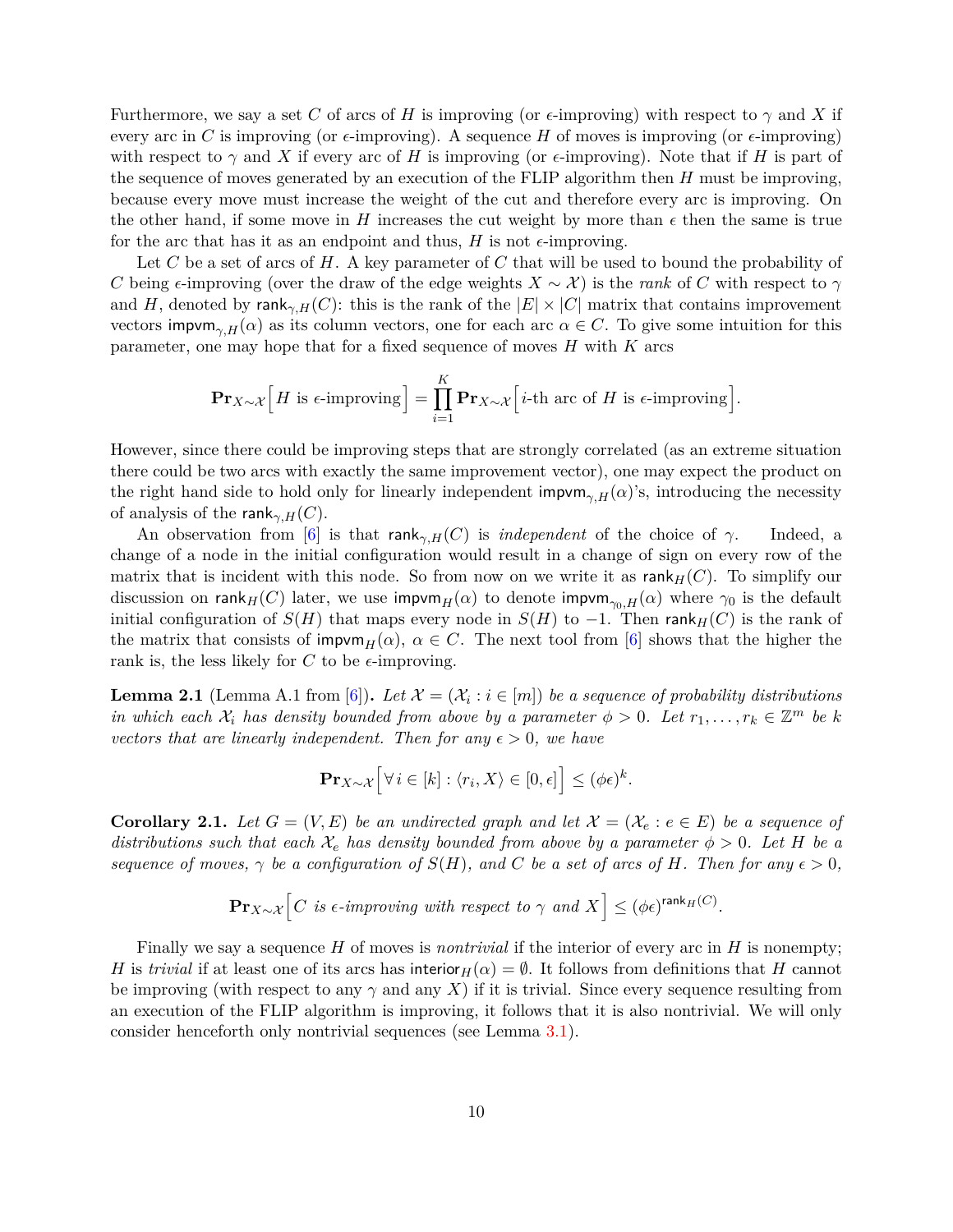Furthermore, we say a set $C$ of arcs of $H$ is improving (or $\epsilon$-improving) with respect to $\gamma$ and $X$ if every arc in $C$ is improving (or $\epsilon$-improving). A sequence $H$ of moves is improving (or $\epsilon$-improving) with respect to $\gamma$ and $X$ if every arc of $H$ is improving (or $\epsilon$-improving). Note that if $H$ is part of the sequence of moves generated by an execution of the FLIP algorithm then $H$ must be improving, because every move must increase the weight of the cut and therefore every arc is improving. On the other hand, if some move in $H$ increases the cut weight by more than $\epsilon$ then the same is true for the arc that has it as an endpoint and thus, $H$ is not $\epsilon$-improving.

Let $C$ be a set of arcs of $H$. A key parameter of $C$ that will be used to bound the probability of $C$ being $\epsilon$-improving (over the draw of the edge weights $X \sim \mathcal{X}$) is the *rank* of $C$ with respect to $\gamma$ and $H$, denoted by $\mathsf{rank}_{\gamma,H}(C)$: this is the rank of the $|E| \times |C|$ matrix that contains improvement vectors $\mathsf{impvm}_{\gamma,H}(\alpha)$ as its column vectors, one for each arc $\alpha \in C$. To give some intuition for this parameter, one may hope that for a fixed sequence of moves $H$ with $K$ arcs

$$\mathbf{Pr}_{X\sim\mathcal{X}}\Big[\,H \text{ is } \epsilon\text{-improving}\Big] = \prod_{i=1}^{K} \mathbf{Pr}_{X\sim\mathcal{X}}\Big[\,i\text{-th arc of } H \text{ is } \epsilon\text{-improving}\Big].$$

However, since there could be improving steps that are strongly correlated (as an extreme situation there could be two arcs with exactly the same improvement vector), one may expect the product on the right hand side to hold only for linearly independent $\mathsf{impvm}_{\gamma,H}(\alpha)$'s, introducing the necessity of analysis of the $\mathsf{rank}_{\gamma,H}(C)$.

An observation from [6] is that $\mathsf{rank}_{\gamma,H}(C)$ is *independent* of the choice of $\gamma$. Indeed, a change of a node in the initial configuration would result in a change of sign on every row of the matrix that is incident with this node. So from now on we write it as $\mathsf{rank}_H(C)$. To simplify our discussion on $\mathsf{rank}_H(C)$ later, we use $\mathsf{impvm}_H(\alpha)$ to denote $\mathsf{impvm}_{\gamma_0,H}(\alpha)$ where $\gamma_0$ is the default initial configuration of $S(H)$ that maps every node in $S(H)$ to $-1$. Then $\mathsf{rank}_H(C)$ is the rank of the matrix that consists of $\mathsf{impvm}_H(\alpha)$, $\alpha \in C$. The next tool from [6] shows that the higher the rank is, the less likely for $C$ to be $\epsilon$-improving.

**Lemma 2.1** (Lemma A.1 from [6])**.** *Let $\mathcal{X} = (\mathcal{X}_i : i \in [m])$ be a sequence of probability distributions in which each $\mathcal{X}_i$ has density bounded from above by a parameter $\phi > 0$. Let $r_1, \ldots, r_k \in \mathbb{Z}^m$ be $k$ vectors that are linearly independent. Then for any $\epsilon > 0$, we have*

$$\mathbf{Pr}_{X\sim\mathcal{X}}\Big[\,\forall\, i \in [k] : \langle r_i, X\rangle \in [0, \epsilon]\Big] \le (\phi\epsilon)^k.$$

**Corollary 2.1.** *Let $G = (V, E)$ be an undirected graph and let $\mathcal{X} = (\mathcal{X}_e : e \in E)$ be a sequence of distributions such that each $\mathcal{X}_e$ has density bounded from above by a parameter $\phi > 0$. Let $H$ be a sequence of moves, $\gamma$ be a configuration of $S(H)$, and $C$ be a set of arcs of $H$. Then for any $\epsilon > 0$,*

$$\mathbf{Pr}_{X\sim\mathcal{X}}\Big[\,C \textit{ is } \epsilon\textit{-improving with respect to } \gamma \textit{ and } X\Big] \le (\phi\epsilon)^{\mathsf{rank}_H(C)}.$$

Finally we say a sequence $H$ of moves is *nontrivial* if the interior of every arc in $H$ is nonempty; $H$ is *trivial* if at least one of its arcs has $\mathsf{interior}_H(\alpha) = \emptyset$. It follows from definitions that $H$ cannot be improving (with respect to any $\gamma$ and any $X$) if it is trivial. Since every sequence resulting from an execution of the FLIP algorithm is improving, it follows that it is also nontrivial. We will only consider henceforth only nontrivial sequences (see Lemma 3.1).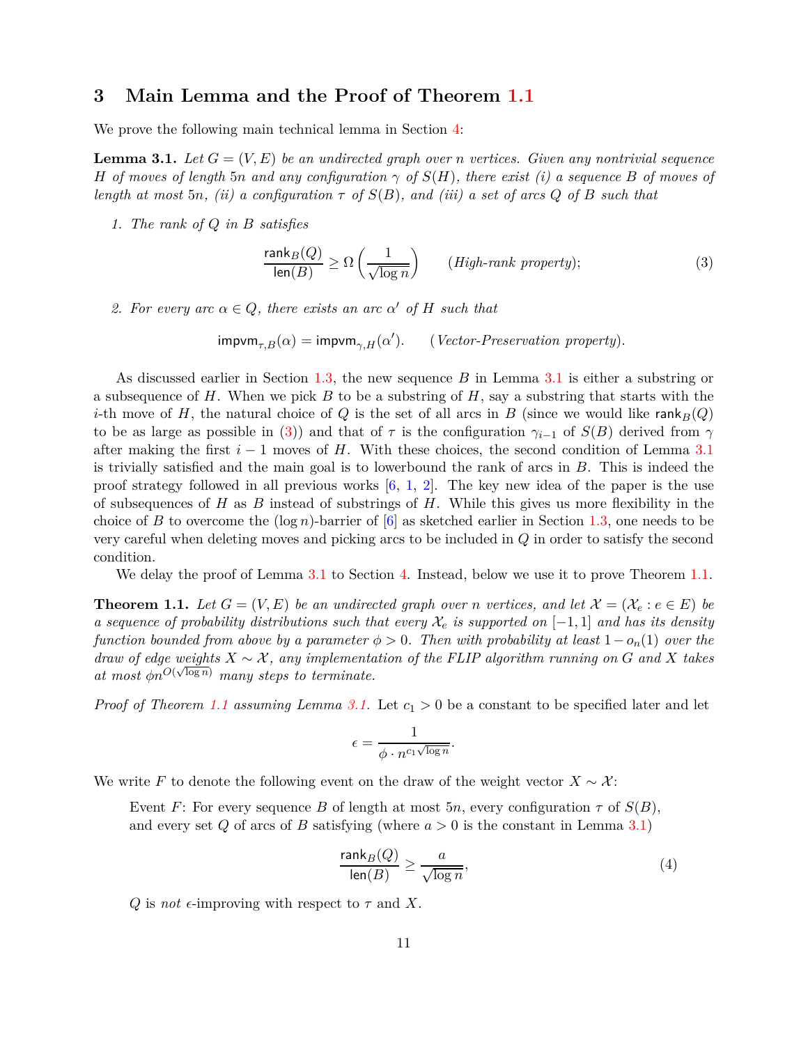## 3 Main Lemma and the Proof of Theorem 1.1

We prove the following main technical lemma in Section 4:

**Lemma 3.1.** *Let $G = (V, E)$ be an undirected graph over $n$ vertices. Given any nontrivial sequence $H$ of moves of length $5n$ and any configuration $\gamma$ of $S(H)$, there exist (i) a sequence $B$ of moves of length at most $5n$, (ii) a configuration $\tau$ of $S(B)$, and (iii) a set of arcs $Q$ of $B$ such that*

1. *The rank of $Q$ in $B$ satisfies*

$$\frac{\mathsf{rank}_B(Q)}{\mathsf{len}(B)} \geq \Omega\left(\frac{1}{\sqrt{\log n}}\right) \qquad (\textit{High-rank property}); \tag{3}$$

2. *For every arc $\alpha \in Q$, there exists an arc $\alpha'$ of $H$ such that*

$$\mathsf{impvm}_{\tau,B}(\alpha) = \mathsf{impvm}_{\gamma,H}(\alpha'). \qquad (\textit{Vector-Preservation property}).$$

As discussed earlier in Section 1.3, the new sequence $B$ in Lemma 3.1 is either a substring or a subsequence of $H$. When we pick $B$ to be a substring of $H$, say a substring that starts with the $i$-th move of $H$, the natural choice of $Q$ is the set of all arcs in $B$ (since we would like $\mathsf{rank}_B(Q)$ to be as large as possible in (3)) and that of $\tau$ is the configuration $\gamma_{i-1}$ of $S(B)$ derived from $\gamma$ after making the first $i-1$ moves of $H$. With these choices, the second condition of Lemma 3.1 is trivially satisfied and the main goal is to lowerbound the rank of arcs in $B$. This is indeed the proof strategy followed in all previous works [6, 1, 2]. The key new idea of the paper is the use of subsequences of $H$ as $B$ instead of substrings of $H$. While this gives us more flexibility in the choice of $B$ to overcome the $(\log n)$-barrier of [6] as sketched earlier in Section 1.3, one needs to be very careful when deleting moves and picking arcs to be included in $Q$ in order to satisfy the second condition.

We delay the proof of Lemma 3.1 to Section 4. Instead, below we use it to prove Theorem 1.1.

**Theorem 1.1.** *Let $G = (V, E)$ be an undirected graph over $n$ vertices, and let $\mathcal{X} = (\mathcal{X}_e : e \in E)$ be a sequence of probability distributions such that every $\mathcal{X}_e$ is supported on $[-1, 1]$ and has its density function bounded from above by a parameter $\phi > 0$. Then with probability at least $1 - o_n(1)$ over the draw of edge weights $X \sim \mathcal{X}$, any implementation of the FLIP algorithm running on $G$ and $X$ takes at most $\phi n^{O(\sqrt{\log n})}$ many steps to terminate.*

*Proof of Theorem 1.1 assuming Lemma 3.1.* Let $c_1 > 0$ be a constant to be specified later and let

$$\epsilon = \frac{1}{\phi \cdot n^{c_1\sqrt{\log n}}}.$$

We write $F$ to denote the following event on the draw of the weight vector $X \sim \mathcal{X}$:

> Event $F$: For every sequence $B$ of length at most $5n$, every configuration $\tau$ of $S(B)$, and every set $Q$ of arcs of $B$ satisfying (where $a > 0$ is the constant in Lemma 3.1)
>
> $$\frac{\mathsf{rank}_B(Q)}{\mathsf{len}(B)} \geq \frac{a}{\sqrt{\log n}}, \tag{4}$$
>
> $Q$ is *not* $\epsilon$-improving with respect to $\tau$ and $X$.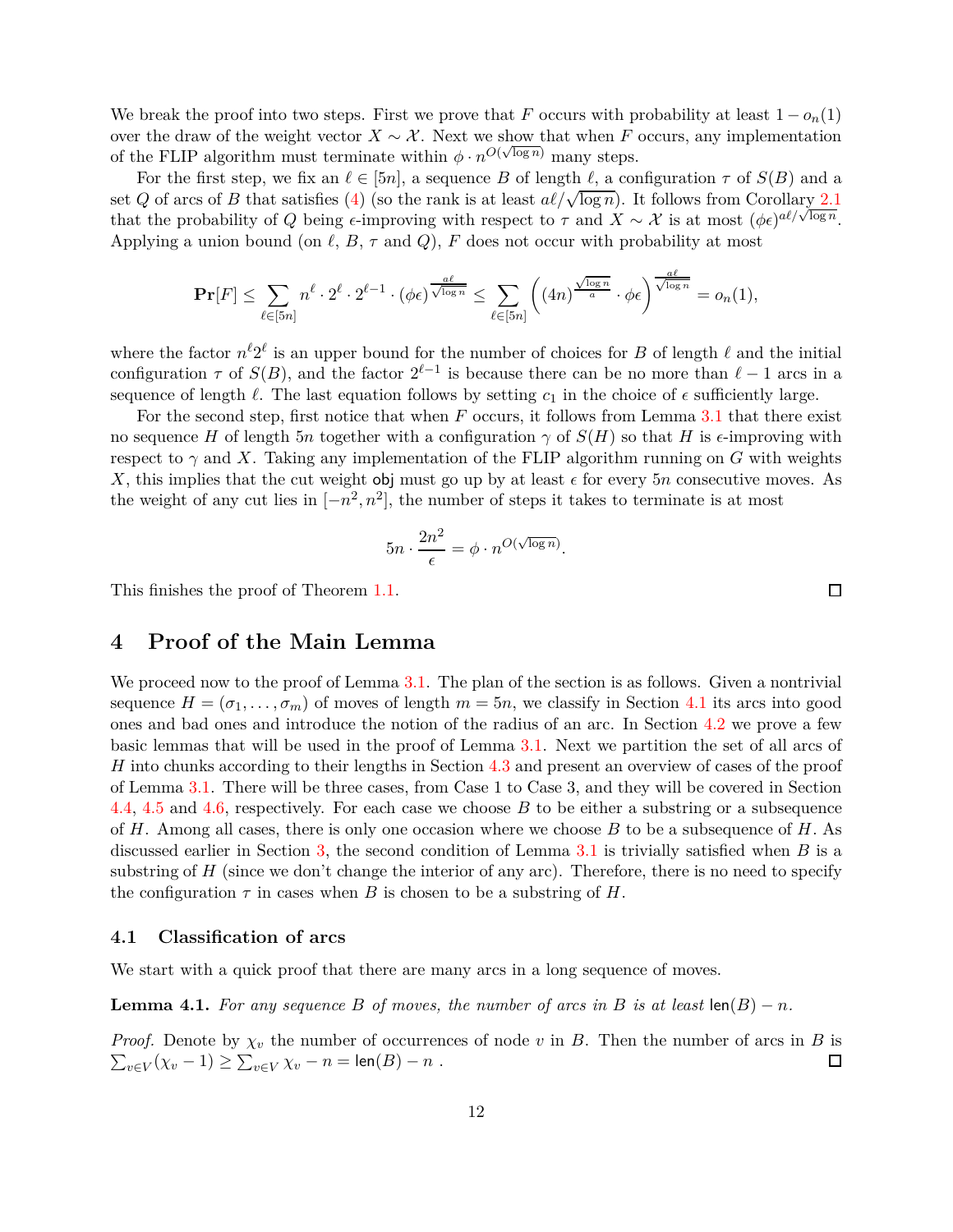We break the proof into two steps. First we prove that $F$ occurs with probability at least $1 - o_n(1)$ over the draw of the weight vector $X \sim \mathcal{X}$. Next we show that when $F$ occurs, any implementation of the FLIP algorithm must terminate within $\phi \cdot n^{O(\sqrt{\log n})}$ many steps.

For the first step, we fix an $\ell \in [5n]$, a sequence $B$ of length $\ell$, a configuration $\tau$ of $S(B)$ and a set $Q$ of arcs of $B$ that satisfies (4) (so the rank is at least $a\ell/\sqrt{\log n}$). It follows from Corollary 2.1 that the probability of $Q$ being $\epsilon$-improving with respect to $\tau$ and $X \sim \mathcal{X}$ is at most $(\phi\epsilon)^{a\ell/\sqrt{\log n}}$. Applying a union bound (on $\ell$, $B$, $\tau$ and $Q$), $F$ does not occur with probability at most

$$\mathbf{Pr}[F] \leq \sum_{\ell \in [5n]} n^\ell \cdot 2^\ell \cdot 2^{\ell-1} \cdot (\phi\epsilon)^{\frac{a\ell}{\sqrt{\log n}}} \leq \sum_{\ell \in [5n]} \left( (4n)^{\frac{\sqrt{\log n}}{a}} \cdot \phi\epsilon \right)^{\frac{a\ell}{\sqrt{\log n}}} = o_n(1),$$

where the factor $n^\ell 2^\ell$ is an upper bound for the number of choices for $B$ of length $\ell$ and the initial configuration $\tau$ of $S(B)$, and the factor $2^{\ell-1}$ is because there can be no more than $\ell - 1$ arcs in a sequence of length $\ell$. The last equation follows by setting $c_1$ in the choice of $\epsilon$ sufficiently large.

For the second step, first notice that when $F$ occurs, it follows from Lemma 3.1 that there exist no sequence $H$ of length $5n$ together with a configuration $\gamma$ of $S(H)$ so that $H$ is $\epsilon$-improving with respect to $\gamma$ and $X$. Taking any implementation of the FLIP algorithm running on $G$ with weights $X$, this implies that the cut weight $\mathsf{obj}$ must go up by at least $\epsilon$ for every $5n$ consecutive moves. As the weight of any cut lies in $[-n^2, n^2]$, the number of steps it takes to terminate is at most

$$5n \cdot \frac{2n^2}{\epsilon} = \phi \cdot n^{O(\sqrt{\log n})}.$$

This finishes the proof of Theorem 1.1. ◻

# 4 Proof of the Main Lemma

We proceed now to the proof of Lemma 3.1. The plan of the section is as follows. Given a nontrivial sequence $H = (\sigma_1, \ldots, \sigma_m)$ of moves of length $m = 5n$, we classify in Section 4.1 its arcs into good ones and bad ones and introduce the notion of the radius of an arc. In Section 4.2 we prove a few basic lemmas that will be used in the proof of Lemma 3.1. Next we partition the set of all arcs of $H$ into chunks according to their lengths in Section 4.3 and present an overview of cases of the proof of Lemma 3.1. There will be three cases, from Case 1 to Case 3, and they will be covered in Section 4.4, 4.5 and 4.6, respectively. For each case we choose $B$ to be either a substring or a subsequence of $H$. Among all cases, there is only one occasion where we choose $B$ to be a subsequence of $H$. As discussed earlier in Section 3, the second condition of Lemma 3.1 is trivially satisfied when $B$ is a substring of $H$ (since we don't change the interior of any arc). Therefore, there is no need to specify the configuration $\tau$ in cases when $B$ is chosen to be a substring of $H$.

## 4.1 Classification of arcs

We start with a quick proof that there are many arcs in a long sequence of moves.

**Lemma 4.1.** *For any sequence $B$ of moves, the number of arcs in $B$ is at least $\mathsf{len}(B) - n$.*

*Proof.* Denote by $\chi_v$ the number of occurrences of node $v$ in $B$. Then the number of arcs in $B$ is $\sum_{v \in V}(\chi_v - 1) \geq \sum_{v \in V} \chi_v - n = \mathsf{len}(B) - n$ . ◻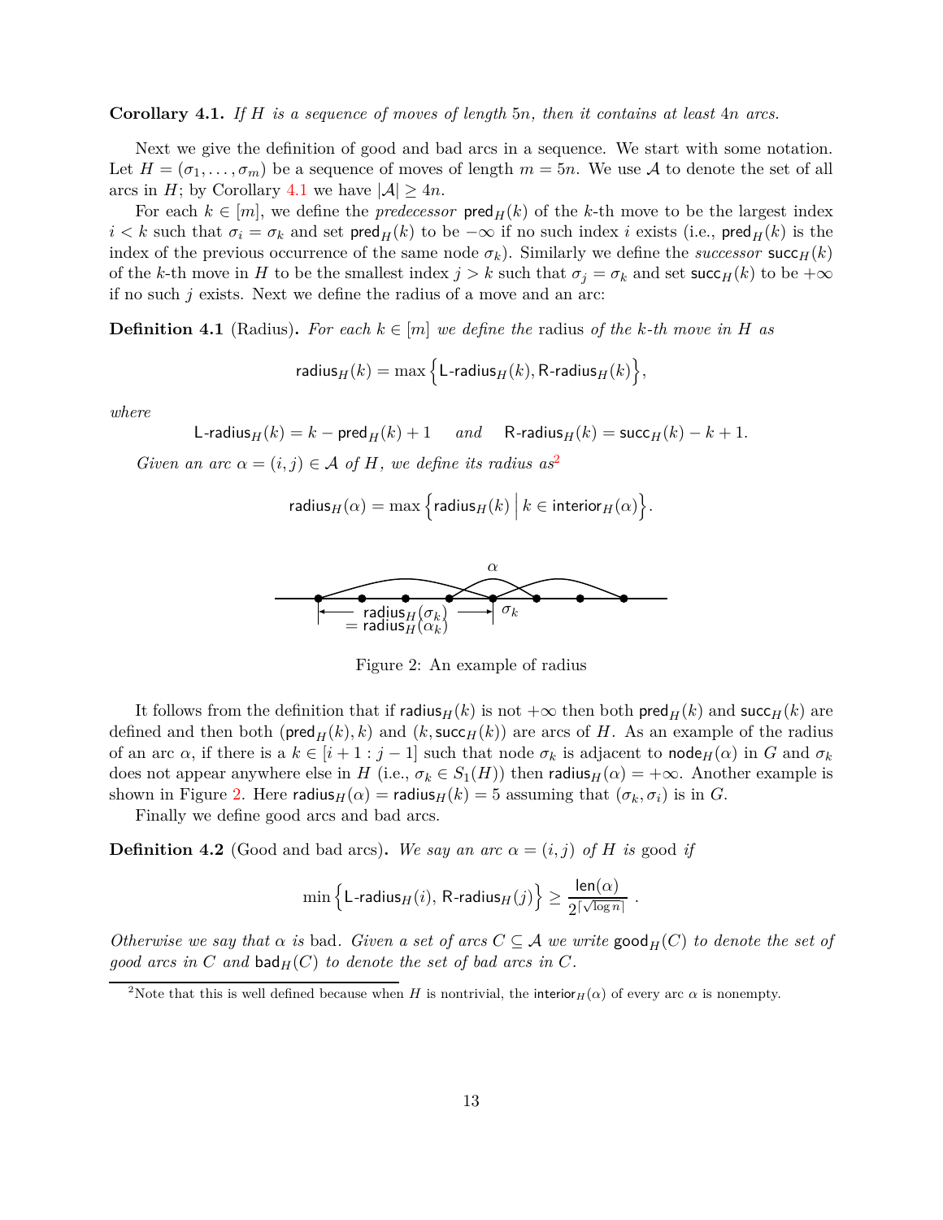**Corollary 4.1.** *If $H$ is a sequence of moves of length $5n$, then it contains at least $4n$ arcs.*

Next we give the definition of good and bad arcs in a sequence. We start with some notation. Let $H = (\sigma_1, \ldots, \sigma_m)$ be a sequence of moves of length $m = 5n$. We use $\mathcal{A}$ to denote the set of all arcs in $H$; by Corollary 4.1 we have $|\mathcal{A}| \geq 4n$.

For each $k \in [m]$, we define the *predecessor* $\mathsf{pred}_H(k)$ of the $k$-th move to be the largest index $i < k$ such that $\sigma_i = \sigma_k$ and set $\mathsf{pred}_H(k)$ to be $-\infty$ if no such index $i$ exists (i.e., $\mathsf{pred}_H(k)$ is the index of the previous occurrence of the same node $\sigma_k$). Similarly we define the *successor* $\mathsf{succ}_H(k)$ of the $k$-th move in $H$ to be the smallest index $j > k$ such that $\sigma_j = \sigma_k$ and set $\mathsf{succ}_H(k)$ to be $+\infty$ if no such $j$ exists. Next we define the radius of a move and an arc:

**Definition 4.1** (Radius)**.** *For each $k \in [m]$ we define the* radius *of the $k$-th move in $H$ as*

$$\mathsf{radius}_H(k) = \max\Big\{\mathsf{L\text{-}radius}_H(k), \mathsf{R\text{-}radius}_H(k)\Big\},$$

*where*

$$\mathsf{L\text{-}radius}_H(k) = k - \mathsf{pred}_H(k) + 1 \quad \text{and} \quad \mathsf{R\text{-}radius}_H(k) = \mathsf{succ}_H(k) - k + 1.$$

*Given an arc $\alpha = (i, j) \in \mathcal{A}$ of $H$, we define its radius as*[2]

$$\mathsf{radius}_H(\alpha) = \max\Big\{\mathsf{radius}_H(k) \,\Big|\, k \in \mathsf{interior}_H(\alpha)\Big\}.$$

$\alpha$

$\mathsf{radius}_H(\sigma_k)$
$= \mathsf{radius}_H(\alpha_k)$

$\sigma_k$

Figure 2: An example of radius

It follows from the definition that if $\mathsf{radius}_H(k)$ is not $+\infty$ then both $\mathsf{pred}_H(k)$ and $\mathsf{succ}_H(k)$ are defined and then both $(\mathsf{pred}_H(k), k)$ and $(k, \mathsf{succ}_H(k))$ are arcs of $H$. As an example of the radius of an arc $\alpha$, if there is a $k \in [i+1 : j-1]$ such that node $\sigma_k$ is adjacent to $\mathsf{node}_H(\alpha)$ in $G$ and $\sigma_k$ does not appear anywhere else in $H$ (i.e., $\sigma_k \in S_1(H)$) then $\mathsf{radius}_H(\alpha) = +\infty$. Another example is shown in Figure 2. Here $\mathsf{radius}_H(\alpha) = \mathsf{radius}_H(k) = 5$ assuming that $(\sigma_k, \sigma_i)$ is in $G$.

Finally we define good arcs and bad arcs.

**Definition 4.2** (Good and bad arcs)**.** *We say an arc $\alpha = (i, j)$ of $H$ is* good *if*

$$\min\Big\{\mathsf{L\text{-}radius}_H(i),\, \mathsf{R\text{-}radius}_H(j)\Big\} \geq \frac{\mathsf{len}(\alpha)}{2^{\lceil\sqrt{\log n}\rceil}}\ .$$

*Otherwise we say that $\alpha$ is* bad*. Given a set of arcs $C \subseteq \mathcal{A}$ we write $\mathsf{good}_H(C)$ to denote the set of good arcs in $C$ and $\mathsf{bad}_H(C)$ to denote the set of bad arcs in $C$.*

[2] Note that this is well defined because when $H$ is nontrivial, the $\mathsf{interior}_H(\alpha)$ of every arc $\alpha$ is nonempty.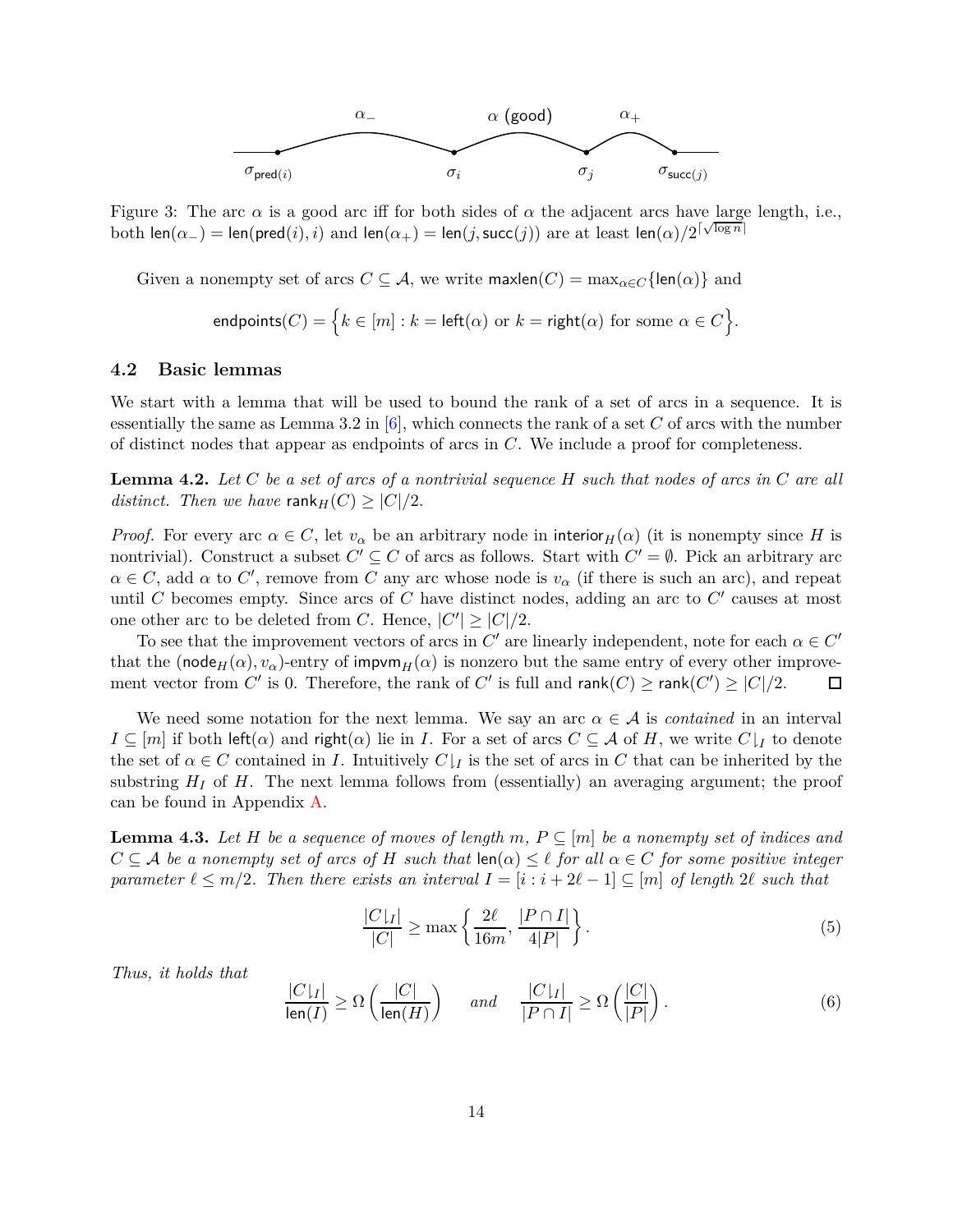$\alpha_-$

$\alpha$ (good)

$\alpha_+$

$\sigma_{\mathsf{pred}(i)}$

$\sigma_i$

$\sigma_j$

$\sigma_{\mathsf{succ}(j)}$

Figure 3: The arc $\alpha$ is a good arc iff for both sides of $\alpha$ the adjacent arcs have large length, i.e., both $\mathsf{len}(\alpha_-) = \mathsf{len}(\mathsf{pred}(i), i)$ and $\mathsf{len}(\alpha_+) = \mathsf{len}(j, \mathsf{succ}(j))$ are at least $\mathsf{len}(\alpha)/2^{\lceil \sqrt{\log n} \rceil}$

Given a nonempty set of arcs $C \subseteq \mathcal{A}$, we write $\mathsf{maxlen}(C) = \max_{\alpha \in C}\{\mathsf{len}(\alpha)\}$ and

$$\mathsf{endpoints}(C) = \Big\{k \in [m] : k = \mathsf{left}(\alpha) \text{ or } k = \mathsf{right}(\alpha) \text{ for some } \alpha \in C\Big\}.$$

### 4.2 Basic lemmas

We start with a lemma that will be used to bound the rank of a set of arcs in a sequence. It is essentially the same as Lemma 3.2 in [6], which connects the rank of a set $C$ of arcs with the number of distinct nodes that appear as endpoints of arcs in $C$. We include a proof for completeness.

**Lemma 4.2.** *Let $C$ be a set of arcs of a nontrivial sequence $H$ such that nodes of arcs in $C$ are all distinct. Then we have $\mathsf{rank}_H(C) \geq |C|/2$.*

*Proof.* For every arc $\alpha \in C$, let $v_\alpha$ be an arbitrary node in $\mathsf{interior}_H(\alpha)$ (it is nonempty since $H$ is nontrivial). Construct a subset $C' \subseteq C$ of arcs as follows. Start with $C' = \emptyset$. Pick an arbitrary arc $\alpha \in C$, add $\alpha$ to $C'$, remove from $C$ any arc whose node is $v_\alpha$ (if there is such an arc), and repeat until $C$ becomes empty. Since arcs of $C$ have distinct nodes, adding an arc to $C'$ causes at most one other arc to be deleted from $C$. Hence, $|C'| \geq |C|/2$.

To see that the improvement vectors of arcs in $C'$ are linearly independent, note for each $\alpha \in C'$ that the $(\mathsf{node}_H(\alpha), v_\alpha)$-entry of $\mathsf{impvm}_H(\alpha)$ is nonzero but the same entry of every other improvement vector from $C'$ is 0. Therefore, the rank of $C'$ is full and $\mathsf{rank}(C) \geq \mathsf{rank}(C') \geq |C|/2$. ☐

We need some notation for the next lemma. We say an arc $\alpha \in \mathcal{A}$ is *contained* in an interval $I \subseteq [m]$ if both $\mathsf{left}(\alpha)$ and $\mathsf{right}(\alpha)$ lie in $I$. For a set of arcs $C \subseteq \mathcal{A}$ of $H$, we write $C\lfloor_I$ to denote the set of $\alpha \in C$ contained in $I$. Intuitively $C\lfloor_I$ is the set of arcs in $C$ that can be inherited by the substring $H_I$ of $H$. The next lemma follows from (essentially) an averaging argument; the proof can be found in Appendix A.

**Lemma 4.3.** *Let $H$ be a sequence of moves of length $m$, $P \subseteq [m]$ be a nonempty set of indices and $C \subseteq \mathcal{A}$ be a nonempty set of arcs of $H$ such that $\mathsf{len}(\alpha) \leq \ell$ for all $\alpha \in C$ for some positive integer parameter $\ell \leq m/2$. Then there exists an interval $I = [i : i + 2\ell - 1] \subseteq [m]$ of length $2\ell$ such that*

$$\frac{|C\lfloor_I|}{|C|} \geq \max\left\{\frac{2\ell}{16m}, \frac{|P \cap I|}{4|P|}\right\}. \tag{5}$$

*Thus, it holds that*

$$\frac{|C\lfloor_I|}{\mathsf{len}(I)} \geq \Omega\left(\frac{|C|}{\mathsf{len}(H)}\right) \quad \text{and} \quad \frac{|C\lfloor_I|}{|P \cap I|} \geq \Omega\left(\frac{|C|}{|P|}\right). \tag{6}$$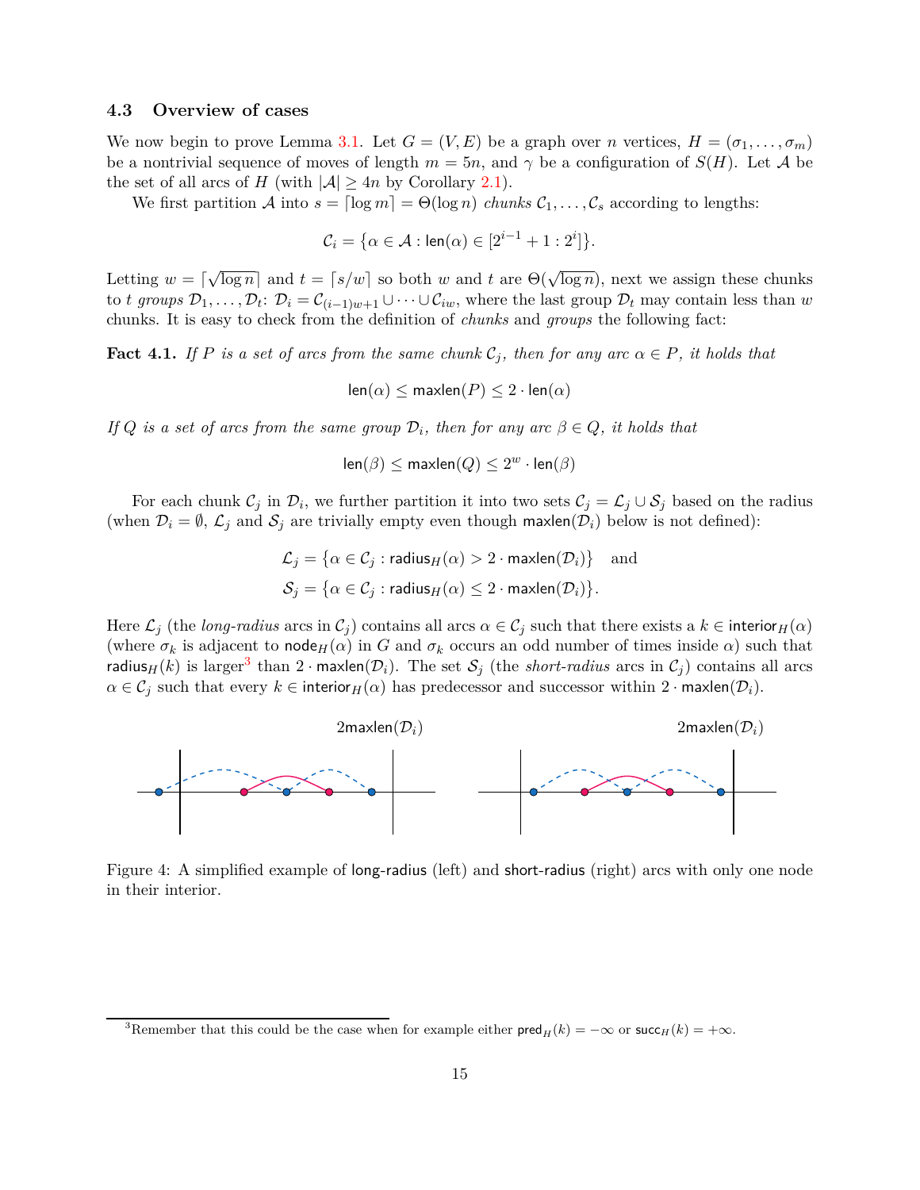### 4.3 Overview of cases

We now begin to prove Lemma 3.1. Let $G = (V, E)$ be a graph over $n$ vertices, $H = (\sigma_1, \dots, \sigma_m)$ be a nontrivial sequence of moves of length $m = 5n$, and $\gamma$ be a configuration of $S(H)$. Let $\mathcal{A}$ be the set of all arcs of $H$ (with $|\mathcal{A}| \geq 4n$ by Corollary 2.1).

We first partition $\mathcal{A}$ into $s = \lceil \log m \rceil = \Theta(\log n)$ *chunks* $\mathcal{C}_1, \dots, \mathcal{C}_s$ according to lengths:

$$\mathcal{C}_i = \{\alpha \in \mathcal{A} : \mathsf{len}(\alpha) \in [2^{i-1} + 1 : 2^i]\}.$$

Letting $w = \lceil \sqrt{\log n} \rceil$ and $t = \lceil s/w \rceil$ so both $w$ and $t$ are $\Theta(\sqrt{\log n})$, next we assign these chunks to $t$ *groups* $\mathcal{D}_1, \dots, \mathcal{D}_t$: $\mathcal{D}_i = \mathcal{C}_{(i-1)w+1} \cup \cdots \cup \mathcal{C}_{iw}$, where the last group $\mathcal{D}_t$ may contain less than $w$ chunks. It is easy to check from the definition of *chunks* and *groups* the following fact:

**Fact 4.1.** *If $P$ is a set of arcs from the same chunk $\mathcal{C}_j$, then for any arc $\alpha \in P$, it holds that*

$$\mathsf{len}(\alpha) \leq \mathsf{maxlen}(P) \leq 2 \cdot \mathsf{len}(\alpha)$$

*If $Q$ is a set of arcs from the same group $\mathcal{D}_i$, then for any arc $\beta \in Q$, it holds that*

$$\mathsf{len}(\beta) \leq \mathsf{maxlen}(Q) \leq 2^w \cdot \mathsf{len}(\beta)$$

For each chunk $\mathcal{C}_j$ in $\mathcal{D}_i$, we further partition it into two sets $\mathcal{C}_j = \mathcal{L}_j \cup \mathcal{S}_j$ based on the radius (when $\mathcal{D}_i = \emptyset$, $\mathcal{L}_j$ and $\mathcal{S}_j$ are trivially empty even though $\mathsf{maxlen}(\mathcal{D}_i)$ below is not defined):

$$\mathcal{L}_j = \{\alpha \in \mathcal{C}_j : \mathsf{radius}_H(\alpha) > 2 \cdot \mathsf{maxlen}(\mathcal{D}_i)\} \quad \text{and}$$
$$\mathcal{S}_j = \{\alpha \in \mathcal{C}_j : \mathsf{radius}_H(\alpha) \leq 2 \cdot \mathsf{maxlen}(\mathcal{D}_i)\}.$$

Here $\mathcal{L}_j$ (the *long-radius* arcs in $\mathcal{C}_j$) contains all arcs $\alpha \in \mathcal{C}_j$ such that there exists a $k \in \mathsf{interior}_H(\alpha)$ (where $\sigma_k$ is adjacent to $\mathsf{node}_H(\alpha)$ in $G$ and $\sigma_k$ occurs an odd number of times inside $\alpha$) such that $\mathsf{radius}_H(k)$ is larger[3] than $2 \cdot \mathsf{maxlen}(\mathcal{D}_i)$. The set $\mathcal{S}_j$ (the *short-radius* arcs in $\mathcal{C}_j$) contains all arcs $\alpha \in \mathcal{C}_j$ such that every $k \in \mathsf{interior}_H(\alpha)$ has predecessor and successor within $2 \cdot \mathsf{maxlen}(\mathcal{D}_i)$.

2maxlen($\mathcal{D}_i$)

2maxlen($\mathcal{D}_i$)

Figure 4: A simplified example of long-radius (left) and short-radius (right) arcs with only one node in their interior.

[3]Remember that this could be the case when for example either $\mathsf{pred}_H(k) = -\infty$ or $\mathsf{succ}_H(k) = +\infty$.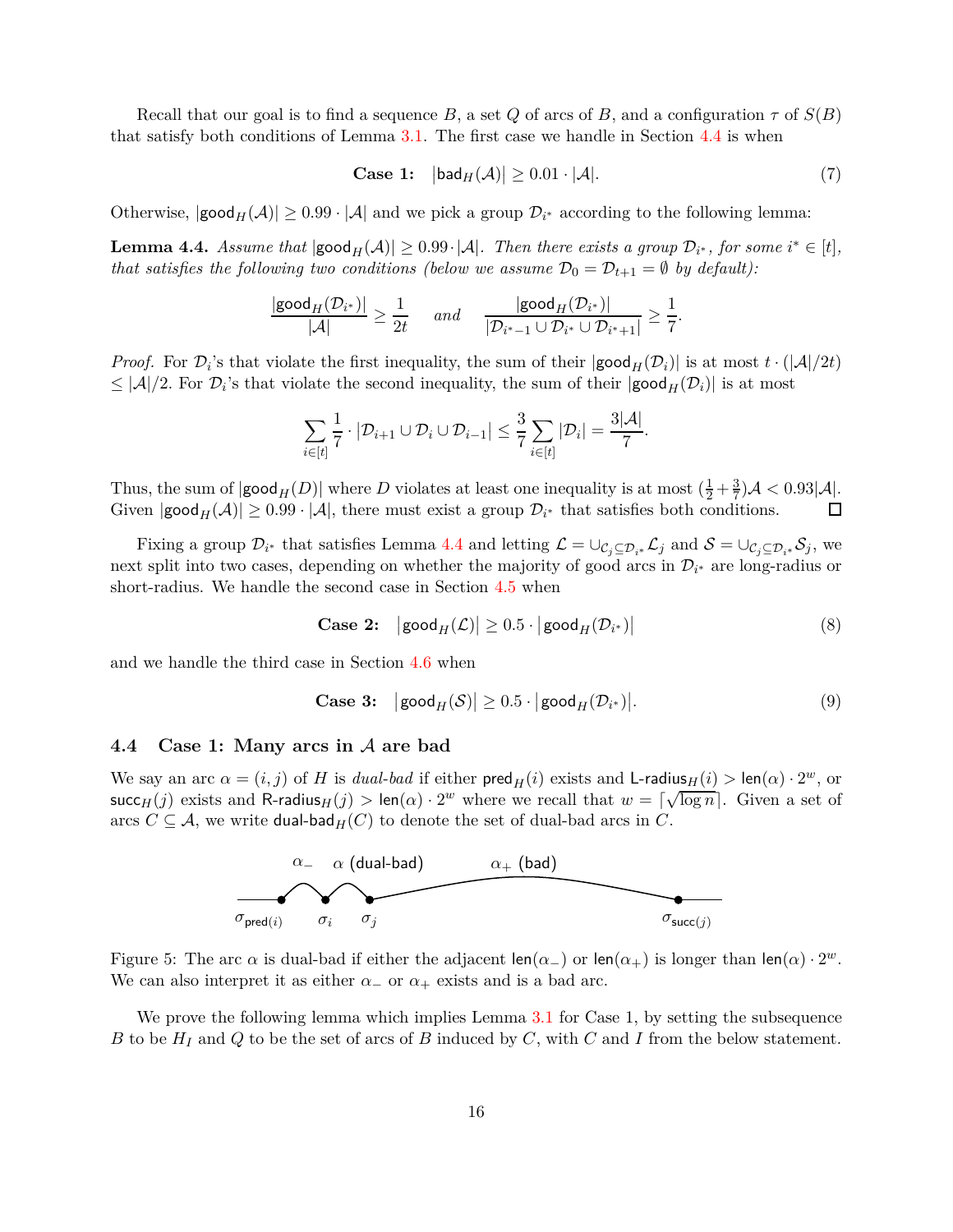Recall that our goal is to find a sequence $B$, a set $Q$ of arcs of $B$, and a configuration $\tau$ of $S(B)$ that satisfy both conditions of Lemma 3.1. The first case we handle in Section 4.4 is when

$$\textbf{Case 1:} \quad |\mathsf{bad}_H(\mathcal{A})| \geq 0.01 \cdot |\mathcal{A}|. \tag{7}$$

Otherwise, $|\mathsf{good}_H(\mathcal{A})| \geq 0.99 \cdot |\mathcal{A}|$ and we pick a group $\mathcal{D}_{i^*}$ according to the following lemma:

**Lemma 4.4.** *Assume that $|\mathsf{good}_H(\mathcal{A})| \geq 0.99 \cdot |\mathcal{A}|$. Then there exists a group $\mathcal{D}_{i^*}$, for some $i^* \in [t]$, that satisfies the following two conditions (below we assume $\mathcal{D}_0 = \mathcal{D}_{t+1} = \emptyset$ by default):*

$$\frac{|\mathsf{good}_H(\mathcal{D}_{i^*})|}{|\mathcal{A}|} \geq \frac{1}{2t} \quad \text{and} \quad \frac{|\mathsf{good}_H(\mathcal{D}_{i^*})|}{|\mathcal{D}_{i^*-1} \cup \mathcal{D}_{i^*} \cup \mathcal{D}_{i^*+1}|} \geq \frac{1}{7}.$$

*Proof.* For $\mathcal{D}_i$'s that violate the first inequality, the sum of their $|\mathsf{good}_H(\mathcal{D}_i)|$ is at most $t \cdot (|\mathcal{A}|/2t) \leq |\mathcal{A}|/2$. For $\mathcal{D}_i$'s that violate the second inequality, the sum of their $|\mathsf{good}_H(\mathcal{D}_i)|$ is at most

$$\sum_{i \in [t]} \frac{1}{7} \cdot |\mathcal{D}_{i+1} \cup \mathcal{D}_i \cup \mathcal{D}_{i-1}| \leq \frac{3}{7} \sum_{i \in [t]} |\mathcal{D}_i| = \frac{3|\mathcal{A}|}{7}.$$

Thus, the sum of $|\mathsf{good}_H(D)|$ where $D$ violates at least one inequality is at most $(\frac{1}{2} + \frac{3}{7})\mathcal{A} < 0.93|\mathcal{A}|$. Given $|\mathsf{good}_H(\mathcal{A})| \geq 0.99 \cdot |\mathcal{A}|$, there must exist a group $\mathcal{D}_{i^*}$ that satisfies both conditions. $\square$

Fixing a group $\mathcal{D}_{i^*}$ that satisfies Lemma 4.4 and letting $\mathcal{L} = \cup_{\mathcal{C}_j \subseteq \mathcal{D}_{i^*}} \mathcal{L}_j$ and $\mathcal{S} = \cup_{\mathcal{C}_j \subseteq \mathcal{D}_{i^*}} \mathcal{S}_j$, we next split into two cases, depending on whether the majority of good arcs in $\mathcal{D}_{i^*}$ are long-radius or short-radius. We handle the second case in Section 4.5 when

$$\textbf{Case 2:} \quad |\mathsf{good}_H(\mathcal{L})| \geq 0.5 \cdot |\mathsf{good}_H(\mathcal{D}_{i^*})| \tag{8}$$

and we handle the third case in Section 4.6 when

$$\textbf{Case 3:} \quad |\mathsf{good}_H(\mathcal{S})| \geq 0.5 \cdot |\mathsf{good}_H(\mathcal{D}_{i^*})|. \tag{9}$$

### 4.4 Case 1: Many arcs in $\mathcal{A}$ are bad

We say an arc $\alpha = (i, j)$ of $H$ is *dual-bad* if either $\mathsf{pred}_H(i)$ exists and $\mathsf{L\text{-}radius}_H(i) > \mathsf{len}(\alpha) \cdot 2^w$, or $\mathsf{succ}_H(j)$ exists and $\mathsf{R\text{-}radius}_H(j) > \mathsf{len}(\alpha) \cdot 2^w$ where we recall that $w = \lceil \sqrt{\log n} \rceil$. Given a set of arcs $C \subseteq \mathcal{A}$, we write $\mathsf{dual\text{-}bad}_H(C)$ to denote the set of dual-bad arcs in $C$.

$\alpha_-$ &nbsp;&nbsp; $\alpha$ (dual-bad) &nbsp;&nbsp; $\alpha_+$ (bad)

$\sigma_{\mathsf{pred}(i)}$ &nbsp;&nbsp; $\sigma_i$ &nbsp;&nbsp; $\sigma_j$ &nbsp;&nbsp; $\sigma_{\mathsf{succ}(j)}$

Figure 5: The arc $\alpha$ is dual-bad if either the adjacent $\mathsf{len}(\alpha_-)$ or $\mathsf{len}(\alpha_+)$ is longer than $\mathsf{len}(\alpha) \cdot 2^w$. We can also interpret it as either $\alpha_-$ or $\alpha_+$ exists and is a bad arc.

We prove the following lemma which implies Lemma 3.1 for Case 1, by setting the subsequence $B$ to be $H_I$ and $Q$ to be the set of arcs of $B$ induced by $C$, with $C$ and $I$ from the below statement.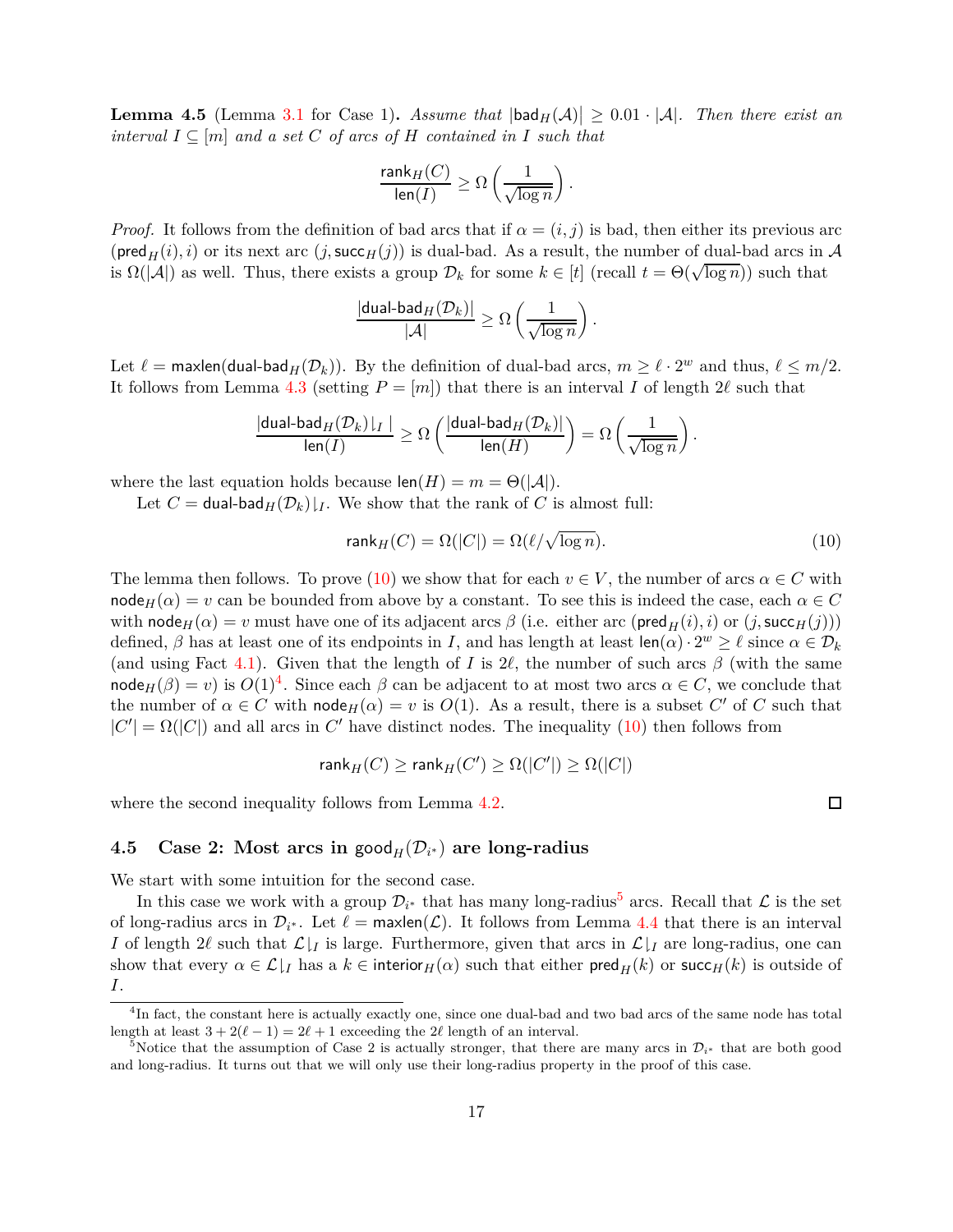**Lemma 4.5** (Lemma 3.1 for Case 1)**.** *Assume that* $|\mathsf{bad}_H(\mathcal{A})| \geq 0.01 \cdot |\mathcal{A}|$*. Then there exist an interval* $I \subseteq [m]$ *and a set* $C$ *of arcs of* $H$ *contained in* $I$ *such that*

$$\frac{\mathsf{rank}_H(C)}{\mathsf{len}(I)} \geq \Omega\left(\frac{1}{\sqrt{\log n}}\right).$$

*Proof.* It follows from the definition of bad arcs that if $\alpha = (i, j)$ is bad, then either its previous arc $(\mathsf{pred}_H(i), i)$ or its next arc $(j, \mathsf{succ}_H(j))$ is dual-bad. As a result, the number of dual-bad arcs in $\mathcal{A}$ is $\Omega(|\mathcal{A}|)$ as well. Thus, there exists a group $\mathcal{D}_k$ for some $k \in [t]$ (recall $t = \Theta(\sqrt{\log n})$) such that

$$\frac{|\mathsf{dual\text{-}bad}_H(\mathcal{D}_k)|}{|\mathcal{A}|} \geq \Omega\left(\frac{1}{\sqrt{\log n}}\right).$$

Let $\ell = \mathsf{maxlen}(\mathsf{dual\text{-}bad}_H(\mathcal{D}_k))$. By the definition of dual-bad arcs, $m \geq \ell \cdot 2^w$ and thus, $\ell \leq m/2$. It follows from Lemma 4.3 (setting $P = [m]$) that there is an interval $I$ of length $2\ell$ such that

$$\frac{|\mathsf{dual\text{-}bad}_H(\mathcal{D}_k)\lfloor_I\,|}{\mathsf{len}(I)} \geq \Omega\left(\frac{|\mathsf{dual\text{-}bad}_H(\mathcal{D}_k)|}{\mathsf{len}(H)}\right) = \Omega\left(\frac{1}{\sqrt{\log n}}\right).$$

where the last equation holds because $\mathsf{len}(H) = m = \Theta(|\mathcal{A}|)$.

Let $C = \mathsf{dual\text{-}bad}_H(\mathcal{D}_k)\lfloor_I$. We show that the rank of $C$ is almost full:

$$\mathsf{rank}_H(C) = \Omega(|C|) = \Omega(\ell/\sqrt{\log n}). \tag{10}$$

The lemma then follows. To prove (10) we show that for each $v \in V$, the number of arcs $\alpha \in C$ with $\mathsf{node}_H(\alpha) = v$ can be bounded from above by a constant. To see this is indeed the case, each $\alpha \in C$ with $\mathsf{node}_H(\alpha) = v$ must have one of its adjacent arcs $\beta$ (i.e. either arc $(\mathsf{pred}_H(i), i)$ or $(j, \mathsf{succ}_H(j))$) defined, $\beta$ has at least one of its endpoints in $I$, and has length at least $\mathsf{len}(\alpha) \cdot 2^w \geq \ell$ since $\alpha \in \mathcal{D}_k$ (and using Fact 4.1). Given that the length of $I$ is $2\ell$, the number of such arcs $\beta$ (with the same $\mathsf{node}_H(\beta) = v$) is $O(1)$[4]. Since each $\beta$ can be adjacent to at most two arcs $\alpha \in C$, we conclude that the number of $\alpha \in C$ with $\mathsf{node}_H(\alpha) = v$ is $O(1)$. As a result, there is a subset $C'$ of $C$ such that $|C'| = \Omega(|C|)$ and all arcs in $C'$ have distinct nodes. The inequality (10) then follows from

$$\mathsf{rank}_H(C) \geq \mathsf{rank}_H(C') \geq \Omega(|C'|) \geq \Omega(|C|)$$

where the second inequality follows from Lemma 4.2. □

### 4.5 Case 2: Most arcs in $\mathsf{good}_H(\mathcal{D}_{i^*})$ are long-radius

We start with some intuition for the second case.

In this case we work with a group $\mathcal{D}_{i^*}$ that has many long-radius[5] arcs. Recall that $\mathcal{L}$ is the set of long-radius arcs in $\mathcal{D}_{i^*}$. Let $\ell = \mathsf{maxlen}(\mathcal{L})$. It follows from Lemma 4.4 that there is an interval $I$ of length $2\ell$ such that $\mathcal{L}\lfloor_I$ is large. Furthermore, given that arcs in $\mathcal{L}\lfloor_I$ are long-radius, one can show that every $\alpha \in \mathcal{L}\lfloor_I$ has a $k \in \mathsf{interior}_H(\alpha)$ such that either $\mathsf{pred}_H(k)$ or $\mathsf{succ}_H(k)$ is outside of $I$.

---

[4] In fact, the constant here is actually exactly one, since one dual-bad and two bad arcs of the same node has total length at least $3 + 2(\ell - 1) = 2\ell + 1$ exceeding the $2\ell$ length of an interval.

[5] Notice that the assumption of Case 2 is actually stronger, that there are many arcs in $\mathcal{D}_{i^*}$ that are both good and long-radius. It turns out that we will only use their long-radius property in the proof of this case.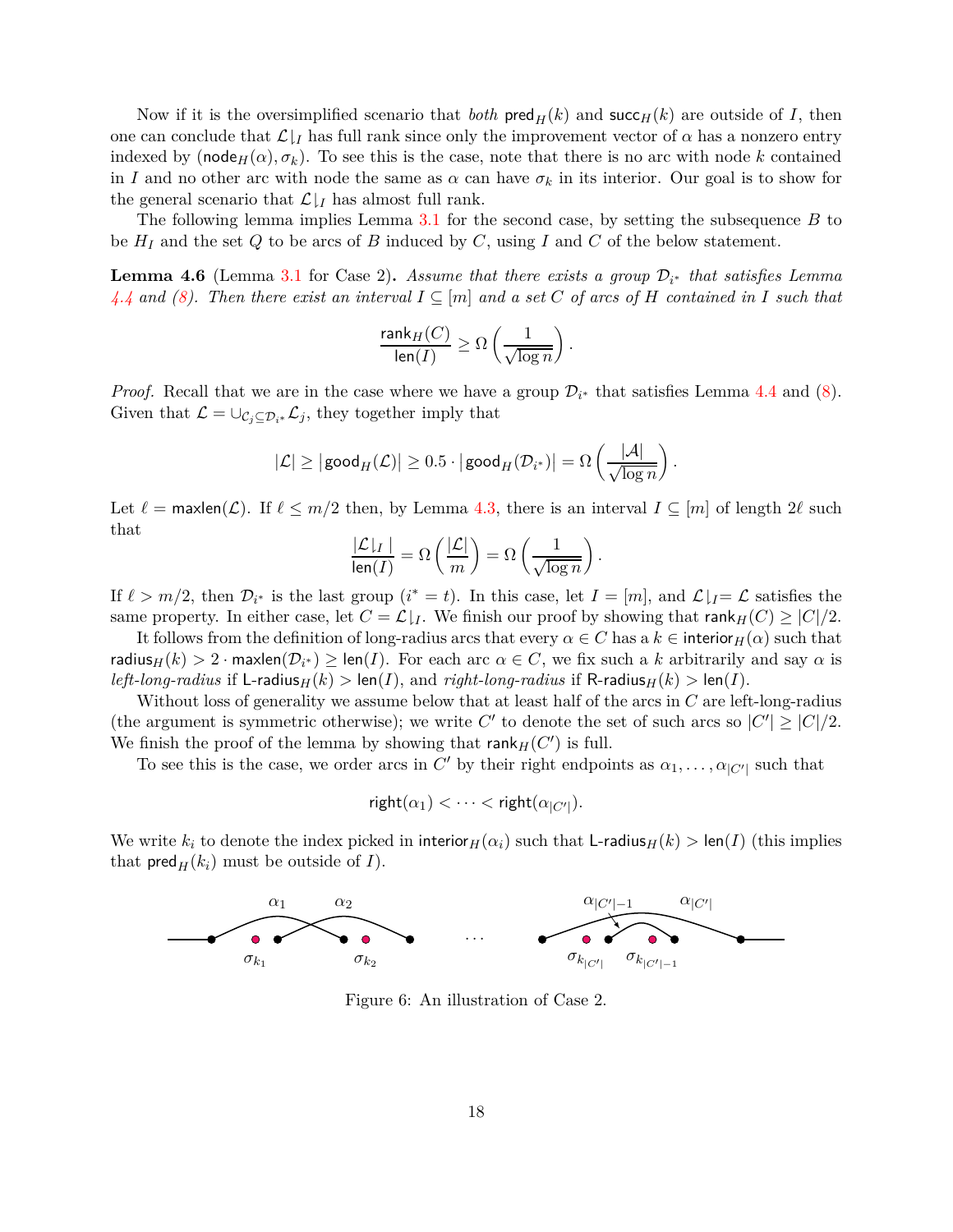Now if it is the oversimplified scenario that *both* $\mathsf{pred}_H(k)$ and $\mathsf{succ}_H(k)$ are outside of $I$, then one can conclude that $\mathcal{L}\lfloor_I$ has full rank since only the improvement vector of $\alpha$ has a nonzero entry indexed by $(\mathsf{node}_H(\alpha), \sigma_k)$. To see this is the case, note that there is no arc with node $k$ contained in $I$ and no other arc with node the same as $\alpha$ can have $\sigma_k$ in its interior. Our goal is to show for the general scenario that $\mathcal{L}\lfloor_I$ has almost full rank.

The following lemma implies Lemma 3.1 for the second case, by setting the subsequence $B$ to be $H_I$ and the set $Q$ to be arcs of $B$ induced by $C$, using $I$ and $C$ of the below statement.

**Lemma 4.6** (Lemma 3.1 for Case 2)**.** *Assume that there exists a group $\mathcal{D}_{i^*}$ that satisfies Lemma 4.4 and (8). Then there exist an interval $I \subseteq [m]$ and a set $C$ of arcs of $H$ contained in $I$ such that*

$$\frac{\mathsf{rank}_H(C)}{\mathsf{len}(I)} \geq \Omega\left(\frac{1}{\sqrt{\log n}}\right).$$

*Proof.* Recall that we are in the case where we have a group $\mathcal{D}_{i^*}$ that satisfies Lemma 4.4 and (8). Given that $\mathcal{L} = \cup_{\mathcal{C}_j \subseteq \mathcal{D}_{i^*}} \mathcal{L}_j$, they together imply that

$$|\mathcal{L}| \geq |\mathsf{good}_H(\mathcal{L})| \geq 0.5 \cdot |\mathsf{good}_H(\mathcal{D}_{i^*})| = \Omega\left(\frac{|\mathcal{A}|}{\sqrt{\log n}}\right).$$

Let $\ell = \mathsf{maxlen}(\mathcal{L})$. If $\ell \leq m/2$ then, by Lemma 4.3, there is an interval $I \subseteq [m]$ of length $2\ell$ such that

$$\frac{|\mathcal{L}\lfloor_I|}{\mathsf{len}(I)} = \Omega\left(\frac{|\mathcal{L}|}{m}\right) = \Omega\left(\frac{1}{\sqrt{\log n}}\right).$$

If $\ell > m/2$, then $\mathcal{D}_{i^*}$ is the last group ($i^* = t$). In this case, let $I = [m]$, and $\mathcal{L}\lfloor_I = \mathcal{L}$ satisfies the same property. In either case, let $C = \mathcal{L}\lfloor_I$. We finish our proof by showing that $\mathsf{rank}_H(C) \geq |C|/2$.

It follows from the definition of long-radius arcs that every $\alpha \in C$ has a $k \in \mathsf{interior}_H(\alpha)$ such that $\mathsf{radius}_H(k) > 2 \cdot \mathsf{maxlen}(\mathcal{D}_{i^*}) \geq \mathsf{len}(I)$. For each arc $\alpha \in C$, we fix such a $k$ arbitrarily and say $\alpha$ is *left-long-radius* if $\mathsf{L\text{-}radius}_H(k) > \mathsf{len}(I)$, and *right-long-radius* if $\mathsf{R\text{-}radius}_H(k) > \mathsf{len}(I)$.

Without loss of generality we assume below that at least half of the arcs in $C$ are left-long-radius (the argument is symmetric otherwise); we write $C'$ to denote the set of such arcs so $|C'| \geq |C|/2$. We finish the proof of the lemma by showing that $\mathsf{rank}_H(C')$ is full.

To see this is the case, we order arcs in $C'$ by their right endpoints as $\alpha_1, \ldots, \alpha_{|C'|}$ such that

$$\mathsf{right}(\alpha_1) < \cdots < \mathsf{right}(\alpha_{|C'|}).$$

We write $k_i$ to denote the index picked in $\mathsf{interior}_H(\alpha_i)$ such that $\mathsf{L\text{-}radius}_H(k) > \mathsf{len}(I)$ (this implies that $\mathsf{pred}_H(k_i)$ must be outside of $I$).

$\alpha_1$ $\alpha_2$ $\alpha_{|C'|-1}$ $\alpha_{|C'|}$
$\sigma_{k_1}$ $\sigma_{k_2}$ $\cdots$ $\sigma_{k_{|C'|}}$ $\sigma_{k_{|C'|-1}}$

Figure 6: An illustration of Case 2.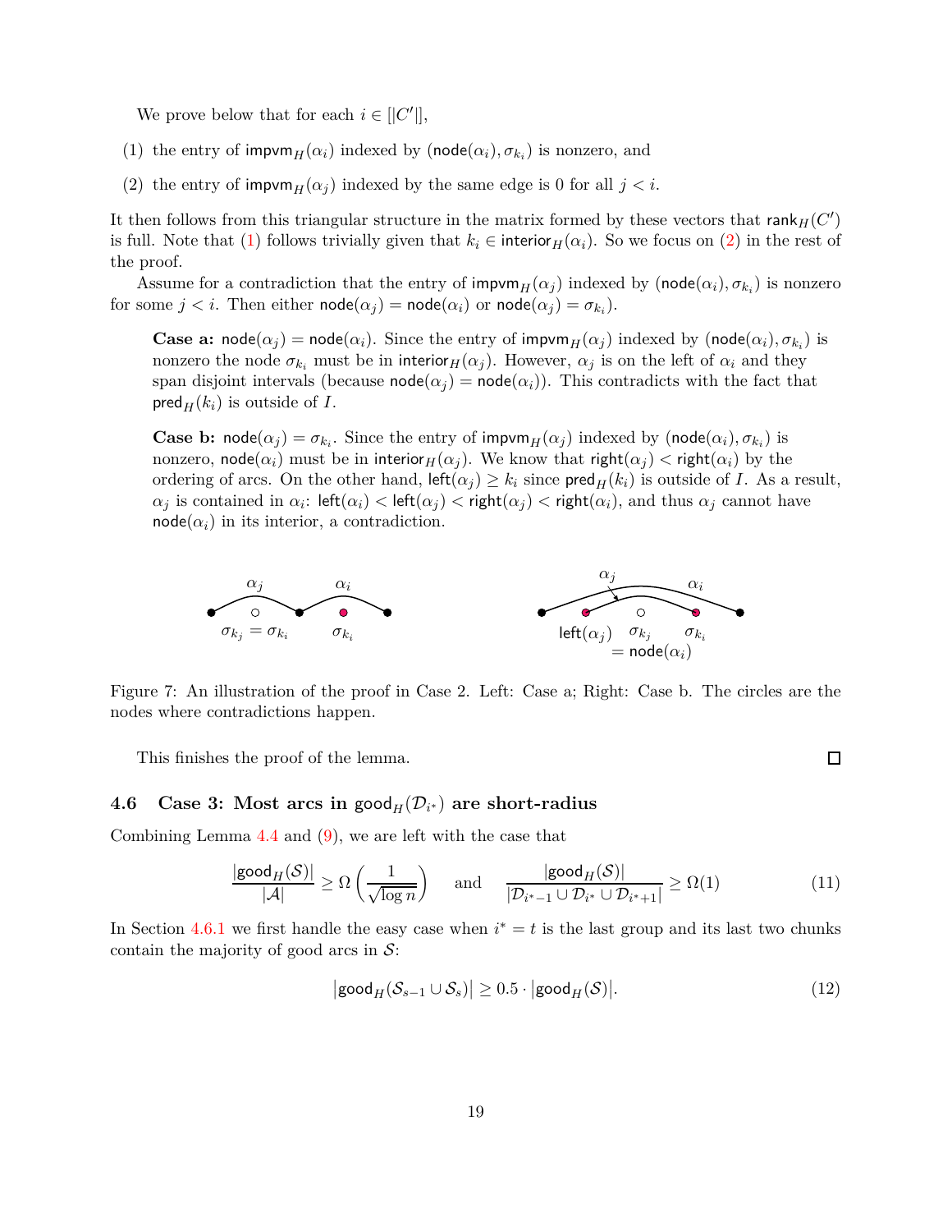We prove below that for each $i \in [|C'|]$,

(1) the entry of $\mathsf{impvm}_H(\alpha_i)$ indexed by $(\mathsf{node}(\alpha_i), \sigma_{k_i})$ is nonzero, and

(2) the entry of $\mathsf{impvm}_H(\alpha_j)$ indexed by the same edge is 0 for all $j < i$.

It then follows from this triangular structure in the matrix formed by these vectors that $\mathsf{rank}_H(C')$ is full. Note that (1) follows trivially given that $k_i \in \mathsf{interior}_H(\alpha_i)$. So we focus on (2) in the rest of the proof.

Assume for a contradiction that the entry of $\mathsf{impvm}_H(\alpha_j)$ indexed by $(\mathsf{node}(\alpha_i), \sigma_{k_i})$ is nonzero for some $j < i$. Then either $\mathsf{node}(\alpha_j) = \mathsf{node}(\alpha_i)$ or $\mathsf{node}(\alpha_j) = \sigma_{k_i}$.

> **Case a:** $\mathsf{node}(\alpha_j) = \mathsf{node}(\alpha_i)$. Since the entry of $\mathsf{impvm}_H(\alpha_j)$ indexed by $(\mathsf{node}(\alpha_i), \sigma_{k_i})$ is nonzero the node $\sigma_{k_i}$ must be in $\mathsf{interior}_H(\alpha_j)$. However, $\alpha_j$ is on the left of $\alpha_i$ and they span disjoint intervals (because $\mathsf{node}(\alpha_j) = \mathsf{node}(\alpha_i)$). This contradicts with the fact that $\mathsf{pred}_H(k_i)$ is outside of $I$.
>
> **Case b:** $\mathsf{node}(\alpha_j) = \sigma_{k_i}$. Since the entry of $\mathsf{impvm}_H(\alpha_j)$ indexed by $(\mathsf{node}(\alpha_i), \sigma_{k_i})$ is nonzero, $\mathsf{node}(\alpha_i)$ must be in $\mathsf{interior}_H(\alpha_j)$. We know that $\mathsf{right}(\alpha_j) < \mathsf{right}(\alpha_i)$ by the ordering of arcs. On the other hand, $\mathsf{left}(\alpha_j) \geq k_i$ since $\mathsf{pred}_H(k_i)$ is outside of $I$. As a result, $\alpha_j$ is contained in $\alpha_i$: $\mathsf{left}(\alpha_i) < \mathsf{left}(\alpha_j) < \mathsf{right}(\alpha_j) < \mathsf{right}(\alpha_i)$, and thus $\alpha_j$ cannot have $\mathsf{node}(\alpha_i)$ in its interior, a contradiction.

$\alpha_j$ $\alpha_i$
$\sigma_{k_j} = \sigma_{k_i}$ $\sigma_{k_i}$

$\alpha_j$ $\alpha_i$
$\mathsf{left}(\alpha_j)$ $\sigma_{k_j}$ $= \mathsf{node}(\alpha_i)$ $\sigma_{k_i}$

Figure 7: An illustration of the proof in Case 2. Left: Case a; Right: Case b. The circles are the nodes where contradictions happen.

This finishes the proof of the lemma. □

### 4.6 Case 3: Most arcs in $\mathsf{good}_H(\mathcal{D}_{i^*})$ are short-radius

Combining Lemma 4.4 and (9), we are left with the case that

$$\frac{|\mathsf{good}_H(\mathcal{S})|}{|\mathcal{A}|} \geq \Omega\left(\frac{1}{\sqrt{\log n}}\right) \quad \text{and} \quad \frac{|\mathsf{good}_H(\mathcal{S})|}{|\mathcal{D}_{i^*-1} \cup \mathcal{D}_{i^*} \cup \mathcal{D}_{i^*+1}|} \geq \Omega(1) \tag{11}$$

In Section 4.6.1 we first handle the easy case when $i^* = t$ is the last group and its last two chunks contain the majority of good arcs in $\mathcal{S}$:

$$\left|\mathsf{good}_H(\mathcal{S}_{s-1} \cup \mathcal{S}_s)\right| \geq 0.5 \cdot \left|\mathsf{good}_H(\mathcal{S})\right|. \tag{12}$$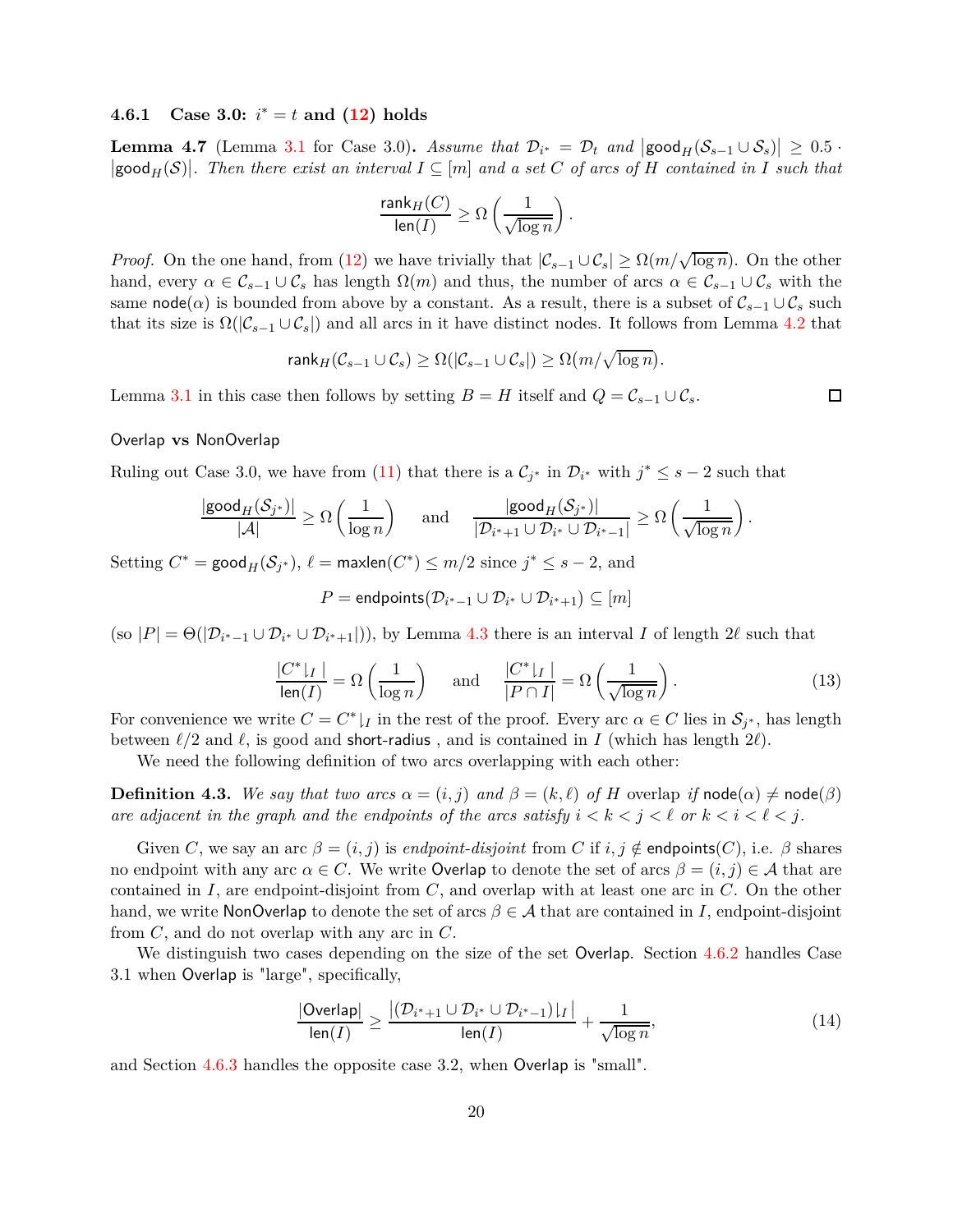### 4.6.1 Case 3.0: $i^* = t$ and (12) holds

**Lemma 4.7** (Lemma 3.1 for Case 3.0)**.** *Assume that $\mathcal{D}_{i^*} = \mathcal{D}_t$ and $|\mathsf{good}_H(\mathcal{S}_{s-1} \cup \mathcal{S}_s)| \geq 0.5 \cdot |\mathsf{good}_H(\mathcal{S})|$. Then there exist an interval $I \subseteq [m]$ and a set $C$ of arcs of $H$ contained in $I$ such that*

$$\frac{\mathsf{rank}_H(C)}{\mathsf{len}(I)} \geq \Omega\left(\frac{1}{\sqrt{\log n}}\right).$$

*Proof.* On the one hand, from (12) we have trivially that $|\mathcal{C}_{s-1} \cup \mathcal{C}_s| \geq \Omega(m/\sqrt{\log n})$. On the other hand, every $\alpha \in \mathcal{C}_{s-1} \cup \mathcal{C}_s$ has length $\Omega(m)$ and thus, the number of arcs $\alpha \in \mathcal{C}_{s-1} \cup \mathcal{C}_s$ with the same $\mathsf{node}(\alpha)$ is bounded from above by a constant. As a result, there is a subset of $\mathcal{C}_{s-1} \cup \mathcal{C}_s$ such that its size is $\Omega(|\mathcal{C}_{s-1} \cup \mathcal{C}_s|)$ and all arcs in it have distinct nodes. It follows from Lemma 4.2 that

$$\mathsf{rank}_H(\mathcal{C}_{s-1} \cup \mathcal{C}_s) \geq \Omega(|\mathcal{C}_{s-1} \cup \mathcal{C}_s|) \geq \Omega(m/\sqrt{\log n}).$$

Lemma 3.1 in this case then follows by setting $B = H$ itself and $Q = \mathcal{C}_{s-1} \cup \mathcal{C}_s$. □

**Overlap vs NonOverlap**

Ruling out Case 3.0, we have from (11) that there is a $\mathcal{C}_{j^*}$ in $\mathcal{D}_{i^*}$ with $j^* \leq s-2$ such that

$$\frac{|\mathsf{good}_H(\mathcal{S}_{j^*})|}{|\mathcal{A}|} \geq \Omega\left(\frac{1}{\log n}\right) \quad \text{and} \quad \frac{|\mathsf{good}_H(\mathcal{S}_{j^*})|}{|\mathcal{D}_{i^*+1} \cup \mathcal{D}_{i^*} \cup \mathcal{D}_{i^*-1}|} \geq \Omega\left(\frac{1}{\sqrt{\log n}}\right).$$

Setting $C^* = \mathsf{good}_H(\mathcal{S}_{j^*})$, $\ell = \mathsf{maxlen}(C^*) \leq m/2$ since $j^* \leq s-2$, and

$$P = \mathsf{endpoints}(\mathcal{D}_{i^*-1} \cup \mathcal{D}_{i^*} \cup \mathcal{D}_{i^*+1}) \subseteq [m]$$

(so $|P| = \Theta(|\mathcal{D}_{i^*-1} \cup \mathcal{D}_{i^*} \cup \mathcal{D}_{i^*+1}|)$), by Lemma 4.3 there is an interval $I$ of length $2\ell$ such that

$$\frac{|C^* \lfloor_I|}{\mathsf{len}(I)} = \Omega\left(\frac{1}{\log n}\right) \quad \text{and} \quad \frac{|C^* \lfloor_I|}{|P \cap I|} = \Omega\left(\frac{1}{\sqrt{\log n}}\right). \tag{13}$$

For convenience we write $C = C^* \lfloor_I$ in the rest of the proof. Every arc $\alpha \in C$ lies in $\mathcal{S}_{j^*}$, has length between $\ell/2$ and $\ell$, is good and short-radius , and is contained in $I$ (which has length $2\ell$).

We need the following definition of two arcs overlapping with each other:

**Definition 4.3.** *We say that two arcs $\alpha = (i,j)$ and $\beta = (k,\ell)$ of $H$* overlap *if $\mathsf{node}(\alpha) \neq \mathsf{node}(\beta)$ are adjacent in the graph and the endpoints of the arcs satisfy $i < k < j < \ell$ or $k < i < \ell < j$.*

Given $C$, we say an arc $\beta = (i,j)$ is *endpoint-disjoint* from $C$ if $i, j \notin \mathsf{endpoints}(C)$, i.e. $\beta$ shares no endpoint with any arc $\alpha \in C$. We write Overlap to denote the set of arcs $\beta = (i,j) \in \mathcal{A}$ that are contained in $I$, are endpoint-disjoint from $C$, and overlap with at least one arc in $C$. On the other hand, we write NonOverlap to denote the set of arcs $\beta \in \mathcal{A}$ that are contained in $I$, endpoint-disjoint from $C$, and do not overlap with any arc in $C$.

We distinguish two cases depending on the size of the set Overlap. Section 4.6.2 handles Case 3.1 when Overlap is "large", specifically,

$$\frac{|\mathsf{Overlap}|}{\mathsf{len}(I)} \geq \frac{|(\mathcal{D}_{i^*+1} \cup \mathcal{D}_{i^*} \cup \mathcal{D}_{i^*-1})\lfloor_I|}{\mathsf{len}(I)} + \frac{1}{\sqrt{\log n}}, \tag{14}$$

and Section 4.6.3 handles the opposite case 3.2, when Overlap is "small".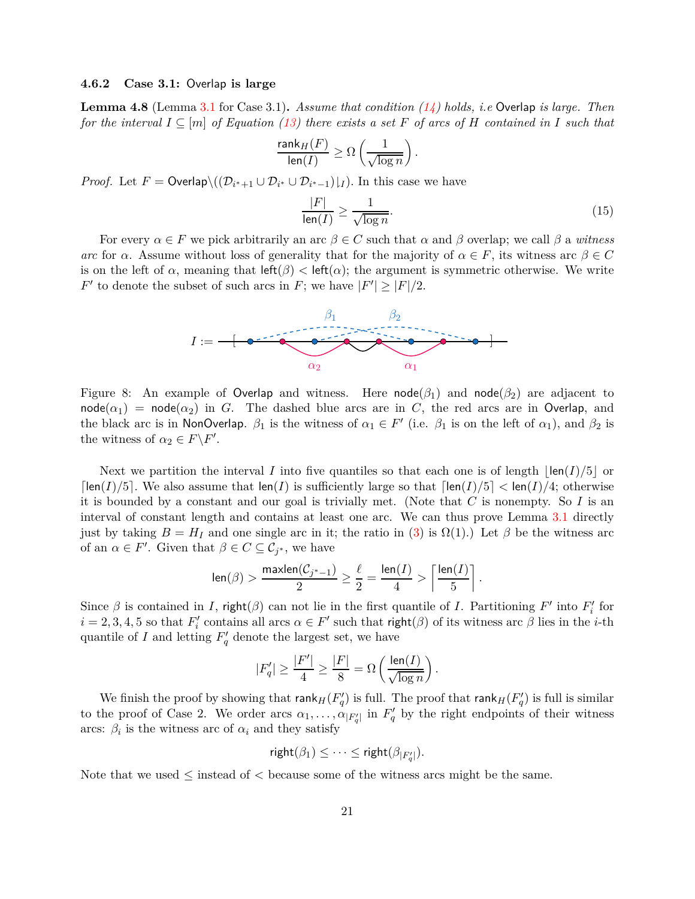### 4.6.2 Case 3.1: Overlap is large

**Lemma 4.8** (Lemma 3.1 for Case 3.1)**.** *Assume that condition (14) holds, i.e* Overlap *is large. Then for the interval $I \subseteq [m]$ of Equation (13) there exists a set $F$ of arcs of $H$ contained in $I$ such that*

$$\frac{\mathsf{rank}_H(F)}{\mathsf{len}(I)} \geq \Omega\left(\frac{1}{\sqrt{\log n}}\right).$$

*Proof.* Let $F = \mathsf{Overlap}\backslash((\mathcal{D}_{i^*+1} \cup \mathcal{D}_{i^*} \cup \mathcal{D}_{i^*-1})\lfloor_I)$. In this case we have

$$\frac{|F|}{\mathsf{len}(I)} \geq \frac{1}{\sqrt{\log n}}. \tag{15}$$

For every $\alpha \in F$ we pick arbitrarily an arc $\beta \in C$ such that $\alpha$ and $\beta$ overlap; we call $\beta$ a *witness arc* for $\alpha$. Assume without loss of generality that for the majority of $\alpha \in F$, its witness arc $\beta \in C$ is on the left of $\alpha$, meaning that $\mathsf{left}(\beta) < \mathsf{left}(\alpha)$; the argument is symmetric otherwise. We write $F'$ to denote the subset of such arcs in $F$; we have $|F'| \geq |F|/2$.

$I :=$

$\beta_1$ $\beta_2$

$\alpha_2$ $\alpha_1$

Figure 8: An example of Overlap and witness. Here $\mathsf{node}(\beta_1)$ and $\mathsf{node}(\beta_2)$ are adjacent to $\mathsf{node}(\alpha_1) = \mathsf{node}(\alpha_2)$ in $G$. The dashed blue arcs are in $C$, the red arcs are in Overlap, and the black arc is in NonOverlap. $\beta_1$ is the witness of $\alpha_1 \in F'$ (i.e. $\beta_1$ is on the left of $\alpha_1$), and $\beta_2$ is the witness of $\alpha_2 \in F\backslash F'$.

Next we partition the interval $I$ into five quantiles so that each one is of length $\lfloor \mathsf{len}(I)/5 \rfloor$ or $\lceil \mathsf{len}(I)/5 \rceil$. We also assume that $\mathsf{len}(I)$ is sufficiently large so that $\lceil \mathsf{len}(I)/5 \rceil < \mathsf{len}(I)/4$; otherwise it is bounded by a constant and our goal is trivially met. (Note that $C$ is nonempty. So $I$ is an interval of constant length and contains at least one arc. We can thus prove Lemma 3.1 directly just by taking $B = H_I$ and one single arc in it; the ratio in (3) is $\Omega(1)$.) Let $\beta$ be the witness arc of an $\alpha \in F'$. Given that $\beta \in C \subseteq \mathcal{C}_{j^*}$, we have

$$\mathsf{len}(\beta) > \frac{\mathsf{maxlen}(\mathcal{C}_{j^*-1})}{2} \geq \frac{\ell}{2} = \frac{\mathsf{len}(I)}{4} > \left\lceil \frac{\mathsf{len}(I)}{5} \right\rceil.$$

Since $\beta$ is contained in $I$, $\mathsf{right}(\beta)$ can not lie in the first quantile of $I$. Partitioning $F'$ into $F'_i$ for $i = 2, 3, 4, 5$ so that $F'_i$ contains all arcs $\alpha \in F'$ such that $\mathsf{right}(\beta)$ of its witness arc $\beta$ lies in the $i$-th quantile of $I$ and letting $F'_q$ denote the largest set, we have

$$|F'_q| \geq \frac{|F'|}{4} \geq \frac{|F|}{8} = \Omega\left(\frac{\mathsf{len}(I)}{\sqrt{\log n}}\right).$$

We finish the proof by showing that $\mathsf{rank}_H(F'_q)$ is full. The proof that $\mathsf{rank}_H(F'_q)$ is full is similar to the proof of Case 2. We order arcs $\alpha_1, \ldots, \alpha_{|F'_q|}$ in $F'_q$ by the right endpoints of their witness arcs: $\beta_i$ is the witness arc of $\alpha_i$ and they satisfy

$$\mathsf{right}(\beta_1) \leq \cdots \leq \mathsf{right}(\beta_{|F'_q|}).$$

Note that we used $\leq$ instead of $<$ because some of the witness arcs might be the same.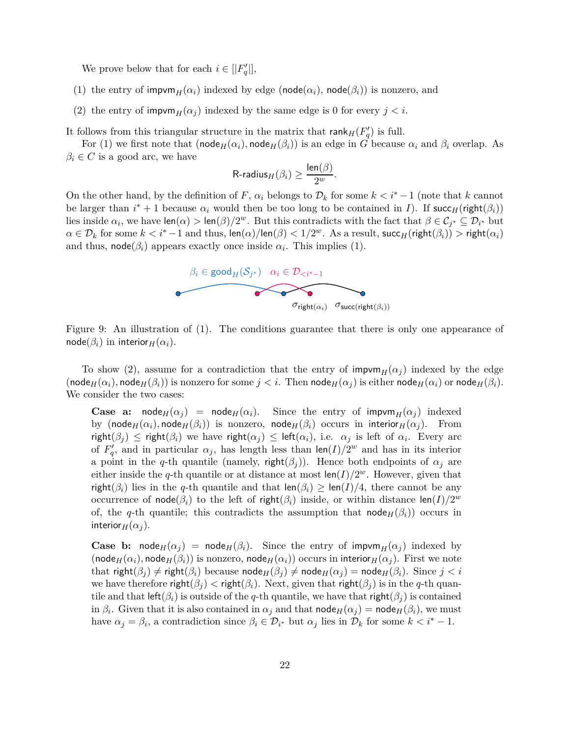We prove below that for each $i \in [|F'_q|]$,

(1) the entry of $\mathsf{impvm}_H(\alpha_i)$ indexed by edge $(\mathsf{node}(\alpha_i), \mathsf{node}(\beta_i))$ is nonzero, and

(2) the entry of $\mathsf{impvm}_H(\alpha_j)$ indexed by the same edge is 0 for every $j < i$.

It follows from this triangular structure in the matrix that $\mathsf{rank}_H(F'_q)$ is full.

For (1) we first note that $(\mathsf{node}_H(\alpha_i), \mathsf{node}_H(\beta_i))$ is an edge in $G$ because $\alpha_i$ and $\beta_i$ overlap. As $\beta_i \in C$ is a good arc, we have

$$\mathsf{R\text{-}radius}_H(\beta_i) \geq \frac{\mathsf{len}(\beta)}{2^w}.$$

On the other hand, by the definition of $F$, $\alpha_i$ belongs to $\mathcal{D}_k$ for some $k < i^* - 1$ (note that $k$ cannot be larger than $i^* + 1$ because $\alpha_i$ would then be too long to be contained in $I$). If $\mathsf{succ}_H(\mathsf{right}(\beta_i))$ lies inside $\alpha_i$, we have $\mathsf{len}(\alpha) > \mathsf{len}(\beta)/2^w$. But this contradicts with the fact that $\beta \in \mathcal{C}_{j^*} \subseteq \mathcal{D}_{i^*}$ but $\alpha \in \mathcal{D}_k$ for some $k < i^* - 1$ and thus, $\mathsf{len}(\alpha)/\mathsf{len}(\beta) < 1/2^w$. As a result, $\mathsf{succ}_H(\mathsf{right}(\beta_i)) > \mathsf{right}(\alpha_i)$ and thus, $\mathsf{node}(\beta_i)$ appears exactly once inside $\alpha_i$. This implies (1).

$\beta_i \in \mathsf{good}_H(\mathcal{S}_{j^*})$

$\alpha_i \in \mathcal{D}_{<i^*-1}$

$\sigma_{\mathsf{right}(\alpha_i)}$

$\sigma_{\mathsf{succ}(\mathsf{right}(\beta_i))}$

Figure 9: An illustration of (1). The conditions guarantee that there is only one appearance of $\mathsf{node}(\beta_i)$ in $\mathsf{interior}_H(\alpha_i)$.

To show (2), assume for a contradiction that the entry of $\mathsf{impvm}_H(\alpha_j)$ indexed by the edge $(\mathsf{node}_H(\alpha_i), \mathsf{node}_H(\beta_i))$ is nonzero for some $j < i$. Then $\mathsf{node}_H(\alpha_j)$ is either $\mathsf{node}_H(\alpha_i)$ or $\mathsf{node}_H(\beta_i)$. We consider the two cases:

> **Case a:** $\mathsf{node}_H(\alpha_j) = \mathsf{node}_H(\alpha_i)$. Since the entry of $\mathsf{impvm}_H(\alpha_j)$ indexed by $(\mathsf{node}_H(\alpha_i), \mathsf{node}_H(\beta_i))$ is nonzero, $\mathsf{node}_H(\beta_i)$ occurs in $\mathsf{interior}_H(\alpha_j)$. From $\mathsf{right}(\beta_j) \leq \mathsf{right}(\beta_i)$ we have $\mathsf{right}(\alpha_j) \leq \mathsf{left}(\alpha_i)$, i.e. $\alpha_j$ is left of $\alpha_i$. Every arc of $F'_q$, and in particular $\alpha_j$, has length less than $\mathsf{len}(I)/2^w$ and has in its interior a point in the $q$-th quantile (namely, $\mathsf{right}(\beta_j)$). Hence both endpoints of $\alpha_j$ are either inside the $q$-th quantile or at distance at most $\mathsf{len}(I)/2^w$. However, given that $\mathsf{right}(\beta_i)$ lies in the $q$-th quantile and that $\mathsf{len}(\beta_i) \geq \mathsf{len}(I)/4$, there cannot be any occurrence of $\mathsf{node}(\beta_i)$ to the left of $\mathsf{right}(\beta_i)$ inside, or within distance $\mathsf{len}(I)/2^w$ of, the $q$-th quantile; this contradicts the assumption that $\mathsf{node}_H(\beta_i))$ occurs in $\mathsf{interior}_H(\alpha_j)$.
>
> **Case b:** $\mathsf{node}_H(\alpha_j) = \mathsf{node}_H(\beta_i)$. Since the entry of $\mathsf{impvm}_H(\alpha_j)$ indexed by $(\mathsf{node}_H(\alpha_i), \mathsf{node}_H(\beta_i))$ is nonzero, $\mathsf{node}_H(\alpha_i))$ occurs in $\mathsf{interior}_H(\alpha_j)$. First we note that $\mathsf{right}(\beta_j) \neq \mathsf{right}(\beta_i)$ because $\mathsf{node}_H(\beta_j) \neq \mathsf{node}_H(\alpha_j) = \mathsf{node}_H(\beta_i)$. Since $j < i$ we have therefore $\mathsf{right}(\beta_j) < \mathsf{right}(\beta_i)$. Next, given that $\mathsf{right}(\beta_j)$ is in the $q$-th quantile and that $\mathsf{left}(\beta_i)$ is outside of the $q$-th quantile, we have that $\mathsf{right}(\beta_j)$ is contained in $\beta_i$. Given that it is also contained in $\alpha_j$ and that $\mathsf{node}_H(\alpha_j) = \mathsf{node}_H(\beta_i)$, we must have $\alpha_j = \beta_i$, a contradiction since $\beta_i \in \mathcal{D}_{i^*}$ but $\alpha_j$ lies in $\mathcal{D}_k$ for some $k < i^* - 1$.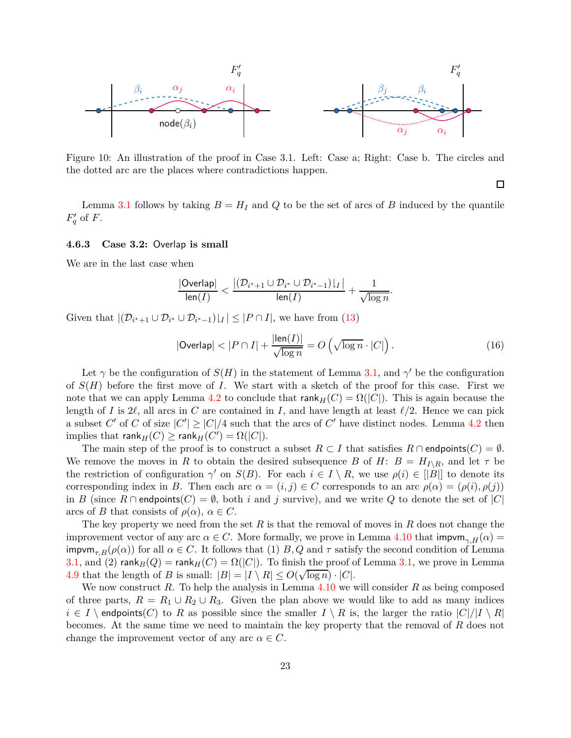Figure 10: An illustration of the proof in Case 3.1. Left: Case a; Right: Case b. The circles and the dotted arc are the places where contradictions happen.

□

Lemma 3.1 follows by taking $B = H_I$ and $Q$ to be the set of arcs of $B$ induced by the quantile $F'_q$ of $F$.

### 4.6.3 Case 3.2: Overlap is small

We are in the last case when

$$\frac{|\mathsf{Overlap}|}{\mathsf{len}(I)} < \frac{|(\mathcal{D}_{i^*+1} \cup \mathcal{D}_{i^*} \cup \mathcal{D}_{i^*-1})|_I|}{\mathsf{len}(I)} + \frac{1}{\sqrt{\log n}}.$$

Given that $|(\mathcal{D}_{i^*+1} \cup \mathcal{D}_{i^*} \cup \mathcal{D}_{i^*-1})|_I| \leq |P \cap I|$, we have from (13)

$$|\mathsf{Overlap}| < |P \cap I| + \frac{|\mathsf{len}(I)|}{\sqrt{\log n}} = O\left(\sqrt{\log n} \cdot |C|\right). \tag{16}$$

Let $\gamma$ be the configuration of $S(H)$ in the statement of Lemma 3.1, and $\gamma'$ be the configuration of $S(H)$ before the first move of $I$. We start with a sketch of the proof for this case. First we note that we can apply Lemma 4.2 to conclude that $\mathsf{rank}_H(C) = \Omega(|C|)$. This is again because the length of $I$ is $2\ell$, all arcs in $C$ are contained in $I$, and have length at least $\ell/2$. Hence we can pick a subset $C'$ of $C$ of size $|C'| \geq |C|/4$ such that the arcs of $C'$ have distinct nodes. Lemma 4.2 then implies that $\mathsf{rank}_H(C) \geq \mathsf{rank}_H(C') = \Omega(|C|)$.

The main step of the proof is to construct a subset $R \subset I$ that satisfies $R \cap \mathsf{endpoints}(C) = \emptyset$. We remove the moves in $R$ to obtain the desired subsequence $B$ of $H$: $B = H_{I \setminus R}$, and let $\tau$ be the restriction of configuration $\gamma'$ on $S(B)$. For each $i \in I \setminus R$, we use $\rho(i) \in [|B|]$ to denote its corresponding index in $B$. Then each arc $\alpha = (i, j) \in C$ corresponds to an arc $\rho(\alpha) = (\rho(i), \rho(j))$ in $B$ (since $R \cap \mathsf{endpoints}(C) = \emptyset$, both $i$ and $j$ survive), and we write $Q$ to denote the set of $|C|$ arcs of $B$ that consists of $\rho(\alpha)$, $\alpha \in C$.

The key property we need from the set $R$ is that the removal of moves in $R$ does not change the improvement vector of any arc $\alpha \in C$. More formally, we prove in Lemma 4.10 that $\mathsf{impvm}_{\gamma,H}(\alpha) = \mathsf{impvm}_{\tau,B}(\rho(\alpha))$ for all $\alpha \in C$. It follows that (1) $B, Q$ and $\tau$ satisfy the second condition of Lemma 3.1, and (2) $\mathsf{rank}_B(Q) = \mathsf{rank}_H(C) = \Omega(|C|)$. To finish the proof of Lemma 3.1, we prove in Lemma 4.9 that the length of $B$ is small: $|B| = |I \setminus R| \leq O(\sqrt{\log n}) \cdot |C|$.

We now construct $R$. To help the analysis in Lemma 4.10 we will consider $R$ as being composed of three parts, $R = R_1 \cup R_2 \cup R_3$. Given the plan above we would like to add as many indices $i \in I \setminus \mathsf{endpoints}(C)$ to $R$ as possible since the smaller $I \setminus R$ is, the larger the ratio $|C|/|I \setminus R|$ becomes. At the same time we need to maintain the key property that the removal of $R$ does not change the improvement vector of any arc $\alpha \in C$.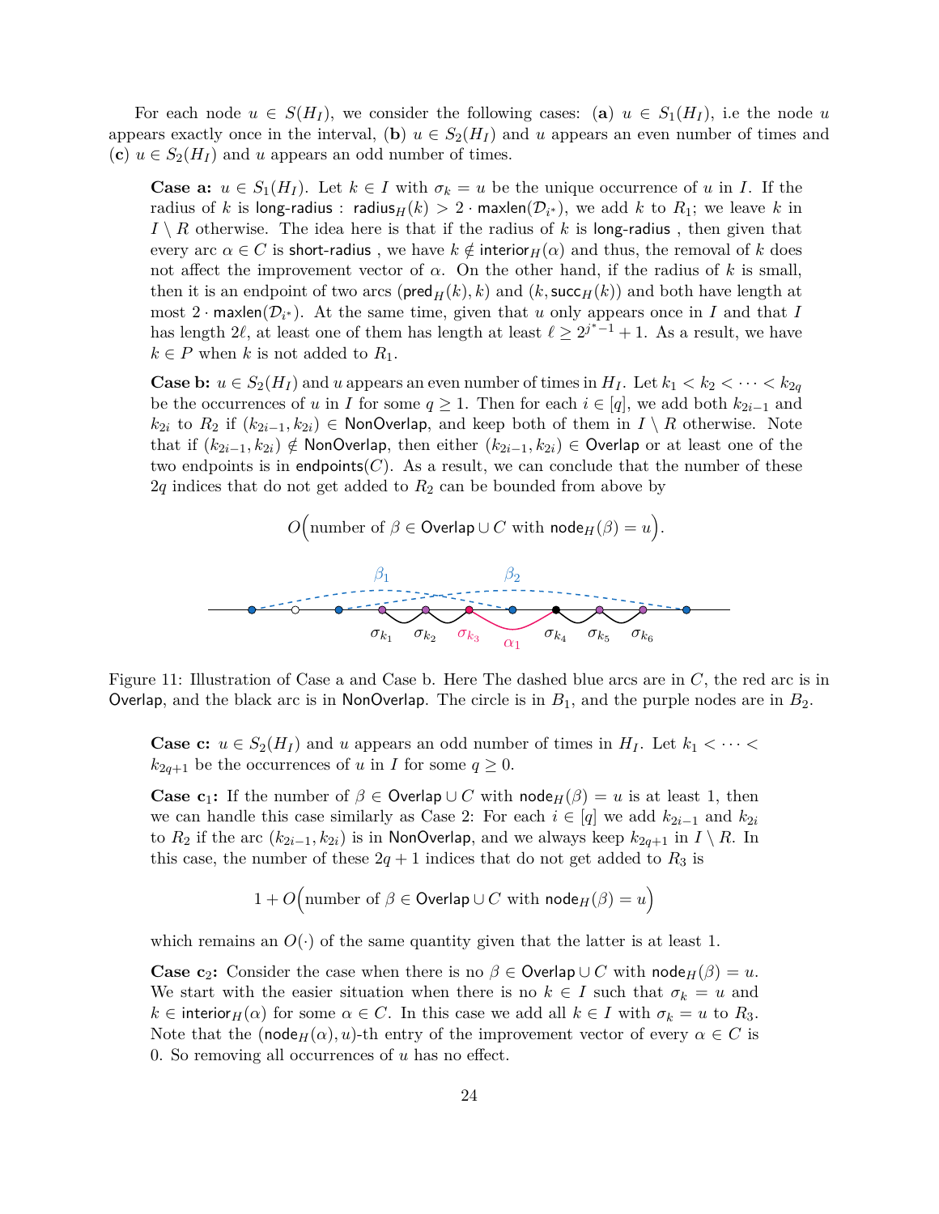For each node $u \in S(H_I)$, we consider the following cases: (**a**) $u \in S_1(H_I)$, i.e the node $u$ appears exactly once in the interval, (**b**) $u \in S_2(H_I)$ and $u$ appears an even number of times and (**c**) $u \in S_2(H_I)$ and $u$ appears an odd number of times.

**Case a:** $u \in S_1(H_I)$. Let $k \in I$ with $\sigma_k = u$ be the unique occurrence of $u$ in $I$. If the radius of $k$ is long-radius : $\mathsf{radius}_H(k) > 2 \cdot \mathsf{maxlen}(\mathcal{D}_{i^*})$, we add $k$ to $R_1$; we leave $k$ in $I \setminus R$ otherwise. The idea here is that if the radius of $k$ is long-radius , then given that every arc $\alpha \in C$ is short-radius , we have $k \notin \mathsf{interior}_H(\alpha)$ and thus, the removal of $k$ does not affect the improvement vector of $\alpha$. On the other hand, if the radius of $k$ is small, then it is an endpoint of two arcs $(\mathsf{pred}_H(k), k)$ and $(k, \mathsf{succ}_H(k))$ and both have length at most $2 \cdot \mathsf{maxlen}(\mathcal{D}_{i^*})$. At the same time, given that $u$ only appears once in $I$ and that $I$ has length $2\ell$, at least one of them has length at least $\ell \geq 2^{j^*-1} + 1$. As a result, we have $k \in P$ when $k$ is not added to $R_1$.

**Case b:** $u \in S_2(H_I)$ and $u$ appears an even number of times in $H_I$. Let $k_1 < k_2 < \cdots < k_{2q}$ be the occurrences of $u$ in $I$ for some $q \geq 1$. Then for each $i \in [q]$, we add both $k_{2i-1}$ and $k_{2i}$ to $R_2$ if $(k_{2i-1}, k_{2i}) \in \mathsf{NonOverlap}$, and keep both of them in $I \setminus R$ otherwise. Note that if $(k_{2i-1}, k_{2i}) \notin \mathsf{NonOverlap}$, then either $(k_{2i-1}, k_{2i}) \in \mathsf{Overlap}$ or at least one of the two endpoints is in $\mathsf{endpoints}(C)$. As a result, we can conclude that the number of these $2q$ indices that do not get added to $R_2$ can be bounded from above by

$$O\Big(\text{number of } \beta \in \mathsf{Overlap} \cup C \text{ with } \mathsf{node}_H(\beta) = u\Big).$$

$\beta_1$ $\beta_2$
$\sigma_{k_1}$ $\sigma_{k_2}$ $\sigma_{k_3}$ $\alpha_1$ $\sigma_{k_4}$ $\sigma_{k_5}$ $\sigma_{k_6}$

Figure 11: Illustration of Case a and Case b. Here The dashed blue arcs are in $C$, the red arc is in Overlap, and the black arc is in NonOverlap. The circle is in $B_1$, and the purple nodes are in $B_2$.

**Case c:** $u \in S_2(H_I)$ and $u$ appears an odd number of times in $H_I$. Let $k_1 < \cdots < k_{2q+1}$ be the occurrences of $u$ in $I$ for some $q \geq 0$.

**Case c$_1$:** If the number of $\beta \in \mathsf{Overlap} \cup C$ with $\mathsf{node}_H(\beta) = u$ is at least 1, then we can handle this case similarly as Case 2: For each $i \in [q]$ we add $k_{2i-1}$ and $k_{2i}$ to $R_2$ if the arc $(k_{2i-1}, k_{2i})$ is in NonOverlap, and we always keep $k_{2q+1}$ in $I \setminus R$. In this case, the number of these $2q+1$ indices that do not get added to $R_3$ is

$$1 + O\Big(\text{number of } \beta \in \mathsf{Overlap} \cup C \text{ with } \mathsf{node}_H(\beta) = u\Big)$$

which remains an $O(\cdot)$ of the same quantity given that the latter is at least 1.

**Case c$_2$:** Consider the case when there is no $\beta \in \mathsf{Overlap} \cup C$ with $\mathsf{node}_H(\beta) = u$. We start with the easier situation when there is no $k \in I$ such that $\sigma_k = u$ and $k \in \mathsf{interior}_H(\alpha)$ for some $\alpha \in C$. In this case we add all $k \in I$ with $\sigma_k = u$ to $R_3$. Note that the $(\mathsf{node}_H(\alpha), u)$-th entry of the improvement vector of every $\alpha \in C$ is 0. So removing all occurrences of $u$ has no effect.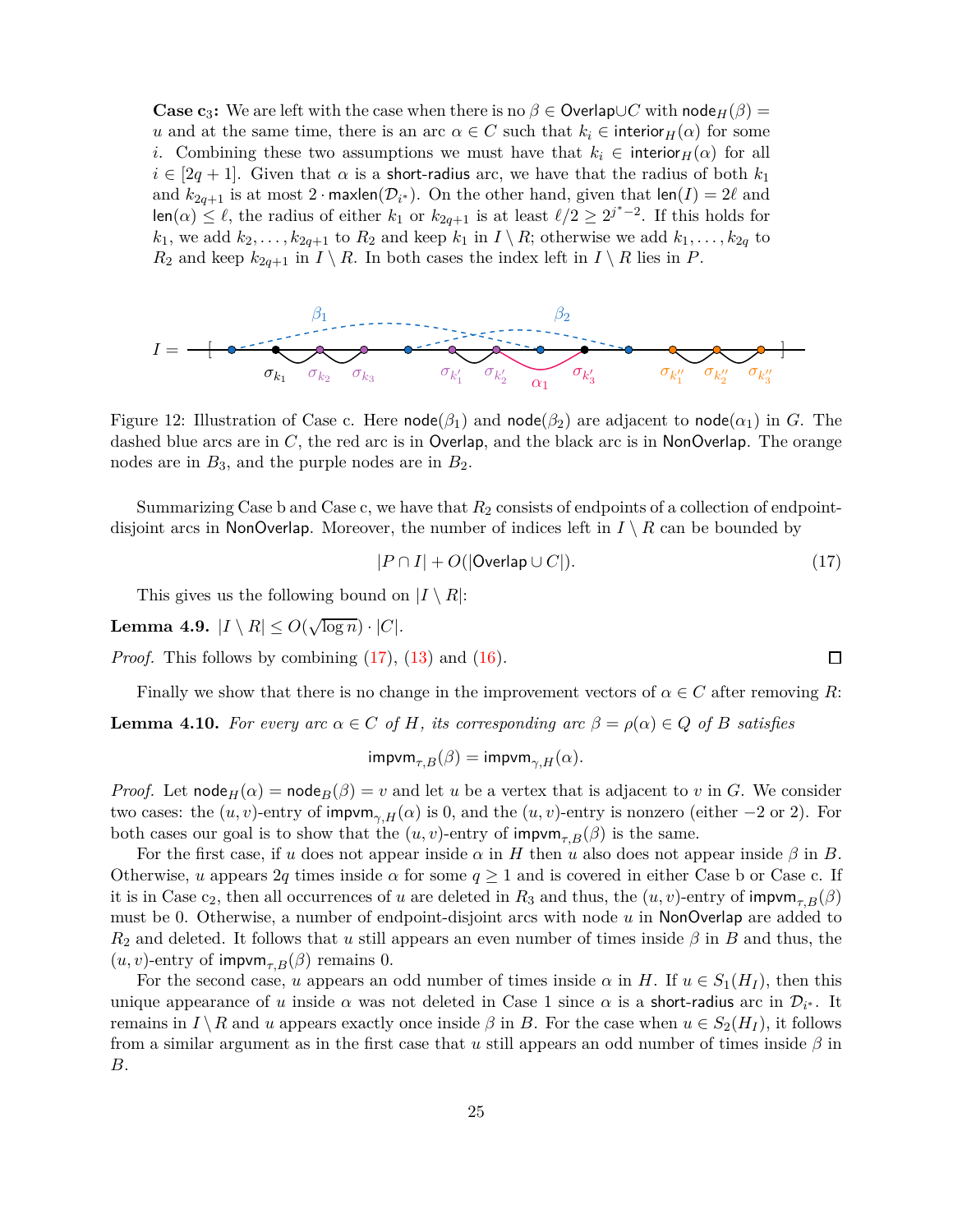**Case c$_3$:** We are left with the case when there is no $\beta \in \mathsf{Overlap} \cup C$ with $\mathsf{node}_H(\beta) = u$ and at the same time, there is an arc $\alpha \in C$ such that $k_i \in \mathsf{interior}_H(\alpha)$ for some $i$. Combining these two assumptions we must have that $k_i \in \mathsf{interior}_H(\alpha)$ for all $i \in [2q+1]$. Given that $\alpha$ is a $\mathsf{short\text{-}radius}$ arc, we have that the radius of both $k_1$ and $k_{2q+1}$ is at most $2 \cdot \mathsf{maxlen}(\mathcal{D}_{i^*})$. On the other hand, given that $\mathsf{len}(I) = 2\ell$ and $\mathsf{len}(\alpha) \le \ell$, the radius of either $k_1$ or $k_{2q+1}$ is at least $\ell/2 \ge 2^{j^*-2}$. If this holds for $k_1$, we add $k_2, \ldots, k_{2q+1}$ to $R_2$ and keep $k_1$ in $I \setminus R$; otherwise we add $k_1, \ldots, k_{2q}$ to $R_2$ and keep $k_{2q+1}$ in $I \setminus R$. In both cases the index left in $I \setminus R$ lies in $P$.

$I =$ [ ]
$\beta_1$
$\beta_2$
$\sigma_{k_1}$ $\sigma_{k_2}$ $\sigma_{k_3}$ $\sigma_{k'_1}$ $\sigma_{k'_2}$ $\alpha_1$ $\sigma_{k'_3}$ $\sigma_{k''_1}$ $\sigma_{k''_2}$ $\sigma_{k''_3}$

Figure 12: Illustration of Case c. Here $\mathsf{node}(\beta_1)$ and $\mathsf{node}(\beta_2)$ are adjacent to $\mathsf{node}(\alpha_1)$ in $G$. The dashed blue arcs are in $C$, the red arc is in $\mathsf{Overlap}$, and the black arc is in $\mathsf{NonOverlap}$. The orange nodes are in $B_3$, and the purple nodes are in $B_2$.

Summarizing Case b and Case c, we have that $R_2$ consists of endpoints of a collection of endpoint-disjoint arcs in $\mathsf{NonOverlap}$. Moreover, the number of indices left in $I \setminus R$ can be bounded by

$$|P \cap I| + O(|\mathsf{Overlap} \cup C|). \tag{17}$$

This gives us the following bound on $|I \setminus R|$:

**Lemma 4.9.** $|I \setminus R| \le O(\sqrt{\log n}) \cdot |C|$.

*Proof.* This follows by combining (17), (13) and (16). ◻

Finally we show that there is no change in the improvement vectors of $\alpha \in C$ after removing $R$:

**Lemma 4.10.** *For every arc $\alpha \in C$ of $H$, its corresponding arc $\beta = \rho(\alpha) \in Q$ of $B$ satisfies*

$$\mathsf{impvm}_{\tau,B}(\beta) = \mathsf{impvm}_{\gamma,H}(\alpha).$$

*Proof.* Let $\mathsf{node}_H(\alpha) = \mathsf{node}_B(\beta) = v$ and let $u$ be a vertex that is adjacent to $v$ in $G$. We consider two cases: the $(u, v)$-entry of $\mathsf{impvm}_{\gamma,H}(\alpha)$ is 0, and the $(u, v)$-entry is nonzero (either $-2$ or 2). For both cases our goal is to show that the $(u, v)$-entry of $\mathsf{impvm}_{\tau,B}(\beta)$ is the same.

For the first case, if $u$ does not appear inside $\alpha$ in $H$ then $u$ also does not appear inside $\beta$ in $B$. Otherwise, $u$ appears $2q$ times inside $\alpha$ for some $q \ge 1$ and is covered in either Case b or Case c. If it is in Case c$_2$, then all occurrences of $u$ are deleted in $R_3$ and thus, the $(u, v)$-entry of $\mathsf{impvm}_{\tau,B}(\beta)$ must be 0. Otherwise, a number of endpoint-disjoint arcs with node $u$ in $\mathsf{NonOverlap}$ are added to $R_2$ and deleted. It follows that $u$ still appears an even number of times inside $\beta$ in $B$ and thus, the $(u, v)$-entry of $\mathsf{impvm}_{\tau,B}(\beta)$ remains 0.

For the second case, $u$ appears an odd number of times inside $\alpha$ in $H$. If $u \in S_1(H_I)$, then this unique appearance of $u$ inside $\alpha$ was not deleted in Case 1 since $\alpha$ is a $\mathsf{short\text{-}radius}$ arc in $\mathcal{D}_{i^*}$. It remains in $I \setminus R$ and $u$ appears exactly once inside $\beta$ in $B$. For the case when $u \in S_2(H_I)$, it follows from a similar argument as in the first case that $u$ still appears an odd number of times inside $\beta$ in $B$.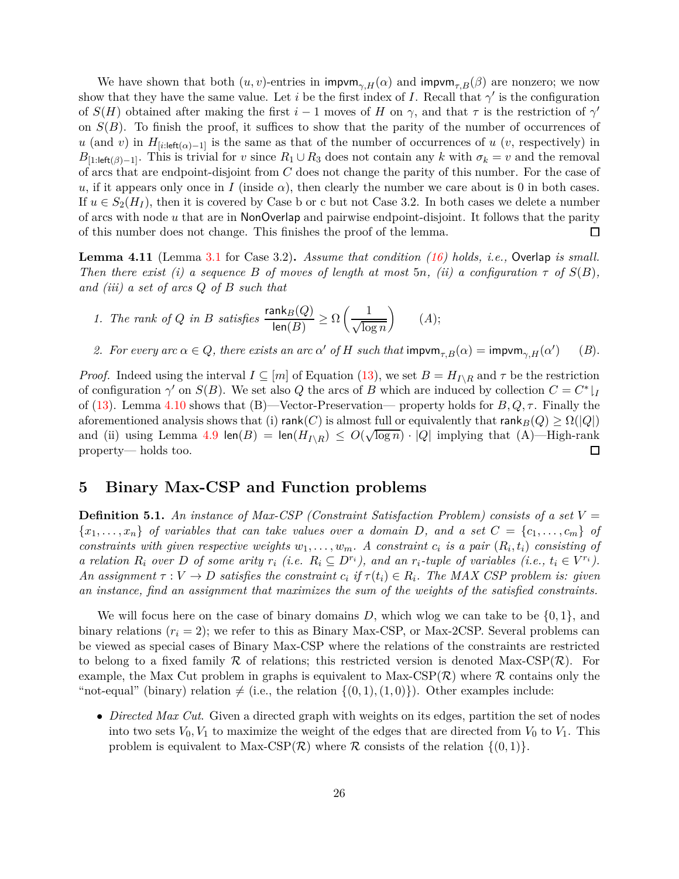We have shown that both $(u, v)$-entries in $\mathsf{impvm}_{\gamma,H}(\alpha)$ and $\mathsf{impvm}_{\tau,B}(\beta)$ are nonzero; we now show that they have the same value. Let $i$ be the first index of $I$. Recall that $\gamma'$ is the configuration of $S(H)$ obtained after making the first $i-1$ moves of $H$ on $\gamma$, and that $\tau$ is the restriction of $\gamma'$ on $S(B)$. To finish the proof, it suffices to show that the parity of the number of occurrences of $u$ (and $v$) in $H_{[i:\mathsf{left}(\alpha)-1]}$ is the same as that of the number of occurrences of $u$ ($v$, respectively) in $B_{[1:\mathsf{left}(\beta)-1]}$. This is trivial for $v$ since $R_1 \cup R_3$ does not contain any $k$ with $\sigma_k = v$ and the removal of arcs that are endpoint-disjoint from $C$ does not change the parity of this number. For the case of $u$, if it appears only once in $I$ (inside $\alpha$), then clearly the number we care about is 0 in both cases. If $u \in S_2(H_I)$, then it is covered by Case b or c but not Case 3.2. In both cases we delete a number of arcs with node $u$ that are in $\mathsf{NonOverlap}$ and pairwise endpoint-disjoint. It follows that the parity of this number does not change. This finishes the proof of the lemma. $\square$

**Lemma 4.11** (Lemma 3.1 for Case 3.2)**.** *Assume that condition (16) holds, i.e.,* $\mathsf{Overlap}$ *is small. Then there exist (i) a sequence $B$ of moves of length at most $5n$, (ii) a configuration $\tau$ of $S(B)$, and (iii) a set of arcs $Q$ of $B$ such that*

1. *The rank of $Q$ in $B$ satisfies* $\dfrac{\mathsf{rank}_B(Q)}{\mathsf{len}(B)} \geq \Omega\left(\dfrac{1}{\sqrt{\log n}}\right) \qquad (A);$
2. *For every arc $\alpha \in Q$, there exists an arc $\alpha'$ of $H$ such that* $\mathsf{impvm}_{\tau,B}(\alpha) = \mathsf{impvm}_{\gamma,H}(\alpha') \qquad (B).$

*Proof.* Indeed using the interval $I \subseteq [m]$ of Equation (13), we set $B = H_{I\setminus R}$ and $\tau$ be the restriction of configuration $\gamma'$ on $S(B)$. We set also $Q$ the arcs of $B$ which are induced by collection $C = C^*|_I$ of (13). Lemma 4.10 shows that (B)—Vector-Preservation— property holds for $B, Q, \tau$. Finally the aforementioned analysis shows that (i) $\mathsf{rank}(C)$ is almost full or equivalently that $\mathsf{rank}_B(Q) \geq \Omega(|Q|)$ and (ii) using Lemma 4.9 $\mathsf{len}(B) = \mathsf{len}(H_{I\setminus R}) \leq O(\sqrt{\log n}) \cdot |Q|$ implying that (A)—High-rank property— holds too. $\square$

## 5 Binary Max-CSP and Function problems

**Definition 5.1.** *An instance of Max-CSP (Constraint Satisfaction Problem) consists of a set $V = \{x_1, \ldots, x_n\}$ of variables that can take values over a domain $D$, and a set $C = \{c_1, \ldots, c_m\}$ of constraints with given respective weights $w_1, \ldots, w_m$. A constraint $c_i$ is a pair $(R_i, t_i)$ consisting of a relation $R_i$ over $D$ of some arity $r_i$ (i.e. $R_i \subseteq D^{r_i}$), and an $r_i$-tuple of variables (i.e., $t_i \in V^{r_i}$). An assignment $\tau : V \to D$ satisfies the constraint $c_i$ if $\tau(t_i) \in R_i$. The MAX CSP problem is: given an instance, find an assignment that maximizes the sum of the weights of the satisfied constraints.*

We will focus here on the case of binary domains $D$, which wlog we can take to be $\{0, 1\}$, and binary relations ($r_i = 2$); we refer to this as Binary Max-CSP, or Max-2CSP. Several problems can be viewed as special cases of Binary Max-CSP where the relations of the constraints are restricted to belong to a fixed family $\mathcal{R}$ of relations; this restricted version is denoted Max-CSP($\mathcal{R}$). For example, the Max Cut problem in graphs is equivalent to Max-CSP($\mathcal{R}$) where $\mathcal{R}$ contains only the "not-equal" (binary) relation $\neq$ (i.e., the relation $\{(0, 1), (1, 0)\}$). Other examples include:

- *Directed Max Cut.* Given a directed graph with weights on its edges, partition the set of nodes into two sets $V_0, V_1$ to maximize the weight of the edges that are directed from $V_0$ to $V_1$. This problem is equivalent to Max-CSP($\mathcal{R}$) where $\mathcal{R}$ consists of the relation $\{(0, 1)\}$.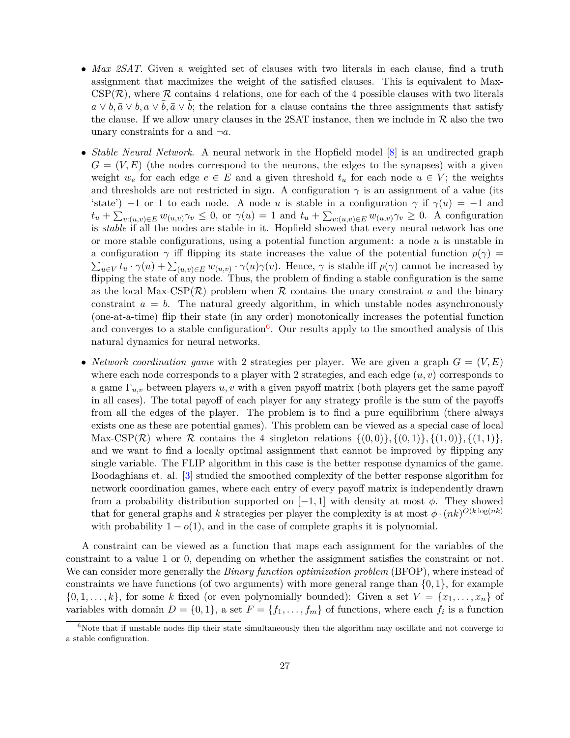- *Max 2SAT*. Given a weighted set of clauses with two literals in each clause, find a truth assignment that maximizes the weight of the satisfied clauses. This is equivalent to Max-CSP($\mathcal{R}$), where $\mathcal{R}$ contains 4 relations, one for each of the 4 possible clauses with two literals $a \vee b, \bar{a} \vee b, a \vee \bar{b}, \bar{a} \vee \bar{b}$; the relation for a clause contains the three assignments that satisfy the clause. If we allow unary clauses in the 2SAT instance, then we include in $\mathcal{R}$ also the two unary constraints for $a$ and $\neg a$.

- *Stable Neural Network*. A neural network in the Hopfield model [8] is an undirected graph $G = (V, E)$ (the nodes correspond to the neurons, the edges to the synapses) with a given weight $w_e$ for each edge $e \in E$ and a given threshold $t_u$ for each node $u \in V$; the weights and thresholds are not restricted in sign. A configuration $\gamma$ is an assignment of a value (its 'state') $-1$ or 1 to each node. A node $u$ is stable in a configuration $\gamma$ if $\gamma(u) = -1$ and $t_u + \sum_{v:(u,v)\in E} w_{(u,v)}\gamma_v \leq 0$, or $\gamma(u) = 1$ and $t_u + \sum_{v:(u,v)\in E} w_{(u,v)}\gamma_v \geq 0$. A configuration is *stable* if all the nodes are stable in it. Hopfield showed that every neural network has one or more stable configurations, using a potential function argument: a node $u$ is unstable in a configuration $\gamma$ iff flipping its state increases the value of the potential function $p(\gamma) = \sum_{u\in V} t_u \cdot \gamma(u) + \sum_{(u,v)\in E} w_{(u,v)} \cdot \gamma(u)\gamma(v)$. Hence, $\gamma$ is stable iff $p(\gamma)$ cannot be increased by flipping the state of any node. Thus, the problem of finding a stable configuration is the same as the local Max-CSP($\mathcal{R}$) problem when $\mathcal{R}$ contains the unary constraint $a$ and the binary constraint $a = b$. The natural greedy algorithm, in which unstable nodes asynchronously (one-at-a-time) flip their state (in any order) monotonically increases the potential function and converges to a stable configuration[6]. Our results apply to the smoothed analysis of this natural dynamics for neural networks.

- *Network coordination game* with 2 strategies per player. We are given a graph $G = (V, E)$ where each node corresponds to a player with 2 strategies, and each edge $(u, v)$ corresponds to a game $\Gamma_{u,v}$ between players $u, v$ with a given payoff matrix (both players get the same payoff in all cases). The total payoff of each player for any strategy profile is the sum of the payoffs from all the edges of the player. The problem is to find a pure equilibrium (there always exists one as these are potential games). This problem can be viewed as a special case of local Max-CSP($\mathcal{R}$) where $\mathcal{R}$ contains the 4 singleton relations $\{(0,0)\}, \{(0,1)\}, \{(1,0)\}, \{(1,1)\}$, and we want to find a locally optimal assignment that cannot be improved by flipping any single variable. The FLIP algorithm in this case is the better response dynamics of the game. Boodaghians et. al. [3] studied the smoothed complexity of the better response algorithm for network coordination games, where each entry of every payoff matrix is independently drawn from a probability distribution supported on $[-1, 1]$ with density at most $\phi$. They showed that for general graphs and $k$ strategies per player the complexity is at most $\phi \cdot (nk)^{O(k \log(nk))}$ with probability $1 - o(1)$, and in the case of complete graphs it is polynomial.

A constraint can be viewed as a function that maps each assignment for the variables of the constraint to a value 1 or 0, depending on whether the assignment satisfies the constraint or not. We can consider more generally the *Binary function optimization problem* (BFOP), where instead of constraints we have functions (of two arguments) with more general range than $\{0, 1\}$, for example $\{0, 1, \ldots, k\}$, for some $k$ fixed (or even polynomially bounded): Given a set $V = \{x_1, \ldots, x_n\}$ of variables with domain $D = \{0, 1\}$, a set $F = \{f_1, \ldots, f_m\}$ of functions, where each $f_i$ is a function

[6] Note that if unstable nodes flip their state simultaneously then the algorithm may oscillate and not converge to a stable configuration.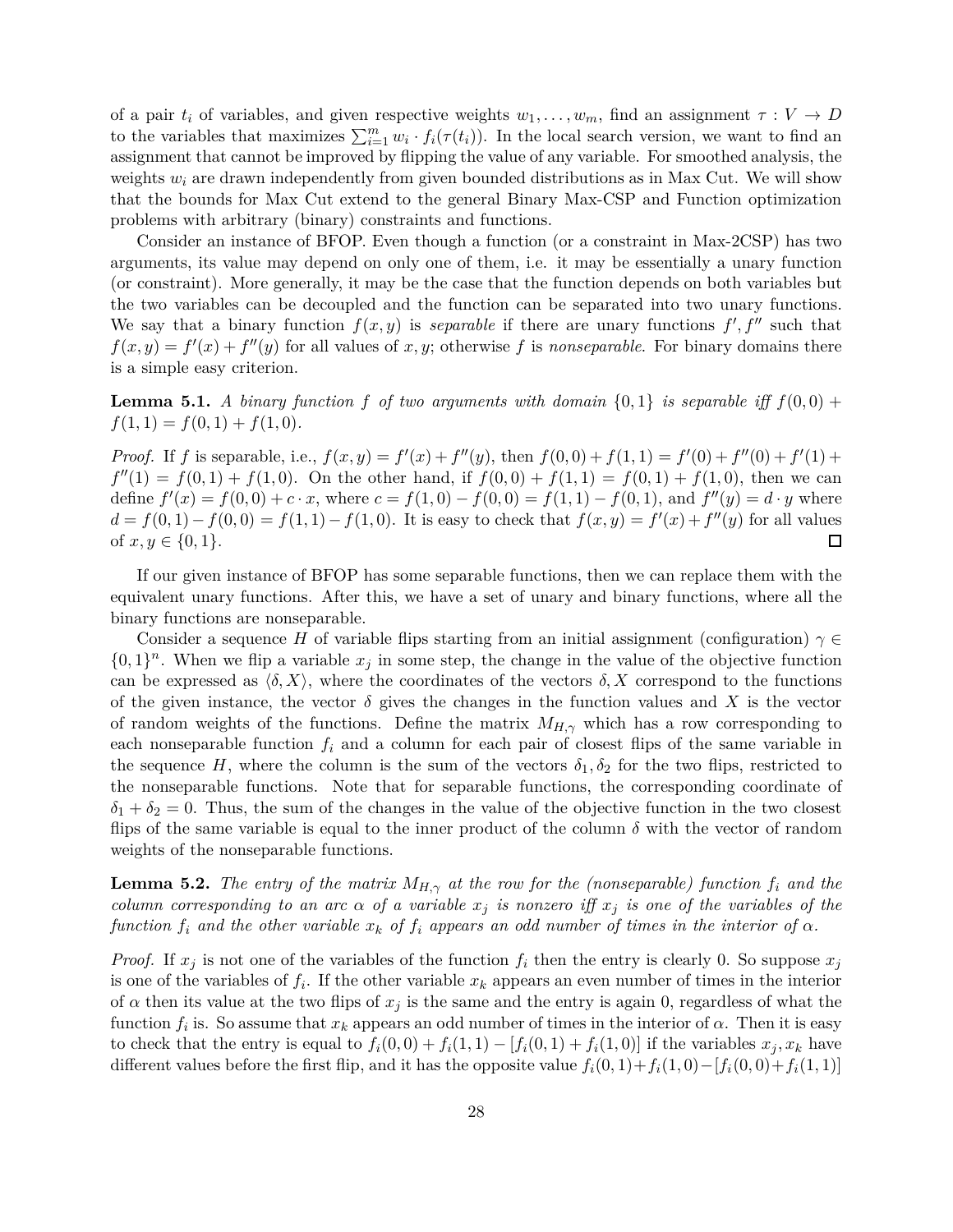of a pair $t_i$ of variables, and given respective weights $w_1, \ldots, w_m$, find an assignment $\tau : V \to D$ to the variables that maximizes $\sum_{i=1}^{m} w_i \cdot f_i(\tau(t_i))$. In the local search version, we want to find an assignment that cannot be improved by flipping the value of any variable. For smoothed analysis, the weights $w_i$ are drawn independently from given bounded distributions as in Max Cut. We will show that the bounds for Max Cut extend to the general Binary Max-CSP and Function optimization problems with arbitrary (binary) constraints and functions.

Consider an instance of BFOP. Even though a function (or a constraint in Max-2CSP) has two arguments, its value may depend on only one of them, i.e. it may be essentially a unary function (or constraint). More generally, it may be the case that the function depends on both variables but the two variables can be decoupled and the function can be separated into two unary functions. We say that a binary function $f(x, y)$ is *separable* if there are unary functions $f', f''$ such that $f(x, y) = f'(x) + f''(y)$ for all values of $x, y$; otherwise $f$ is *nonseparable*. For binary domains there is a simple easy criterion.

**Lemma 5.1.** *A binary function $f$ of two arguments with domain $\{0, 1\}$ is separable iff $f(0, 0) + f(1, 1) = f(0, 1) + f(1, 0)$.*

*Proof.* If $f$ is separable, i.e., $f(x, y) = f'(x) + f''(y)$, then $f(0, 0) + f(1, 1) = f'(0) + f''(0) + f'(1) + f''(1) = f(0, 1) + f(1, 0)$. On the other hand, if $f(0, 0) + f(1, 1) = f(0, 1) + f(1, 0)$, then we can define $f'(x) = f(0, 0) + c \cdot x$, where $c = f(1, 0) - f(0, 0) = f(1, 1) - f(0, 1)$, and $f''(y) = d \cdot y$ where $d = f(0, 1) - f(0, 0) = f(1, 1) - f(1, 0)$. It is easy to check that $f(x, y) = f'(x) + f''(y)$ for all values of $x, y \in \{0, 1\}$. ◻

If our given instance of BFOP has some separable functions, then we can replace them with the equivalent unary functions. After this, we have a set of unary and binary functions, where all the binary functions are nonseparable.

Consider a sequence $H$ of variable flips starting from an initial assignment (configuration) $\gamma \in \{0, 1\}^n$. When we flip a variable $x_j$ in some step, the change in the value of the objective function can be expressed as $\langle \delta, X \rangle$, where the coordinates of the vectors $\delta, X$ correspond to the functions of the given instance, the vector $\delta$ gives the changes in the function values and $X$ is the vector of random weights of the functions. Define the matrix $M_{H,\gamma}$ which has a row corresponding to each nonseparable function $f_i$ and a column for each pair of closest flips of the same variable in the sequence $H$, where the column is the sum of the vectors $\delta_1, \delta_2$ for the two flips, restricted to the nonseparable functions. Note that for separable functions, the corresponding coordinate of $\delta_1 + \delta_2 = 0$. Thus, the sum of the changes in the value of the objective function in the two closest flips of the same variable is equal to the inner product of the column $\delta$ with the vector of random weights of the nonseparable functions.

**Lemma 5.2.** *The entry of the matrix $M_{H,\gamma}$ at the row for the (nonseparable) function $f_i$ and the column corresponding to an arc $\alpha$ of a variable $x_j$ is nonzero iff $x_j$ is one of the variables of the function $f_i$ and the other variable $x_k$ of $f_i$ appears an odd number of times in the interior of $\alpha$.*

*Proof.* If $x_j$ is not one of the variables of the function $f_i$ then the entry is clearly 0. So suppose $x_j$ is one of the variables of $f_i$. If the other variable $x_k$ appears an even number of times in the interior of $\alpha$ then its value at the two flips of $x_j$ is the same and the entry is again 0, regardless of what the function $f_i$ is. So assume that $x_k$ appears an odd number of times in the interior of $\alpha$. Then it is easy to check that the entry is equal to $f_i(0, 0) + f_i(1, 1) - [f_i(0, 1) + f_i(1, 0)]$ if the variables $x_j, x_k$ have different values before the first flip, and it has the opposite value $f_i(0, 1) + f_i(1, 0) - [f_i(0, 0) + f_i(1, 1)]$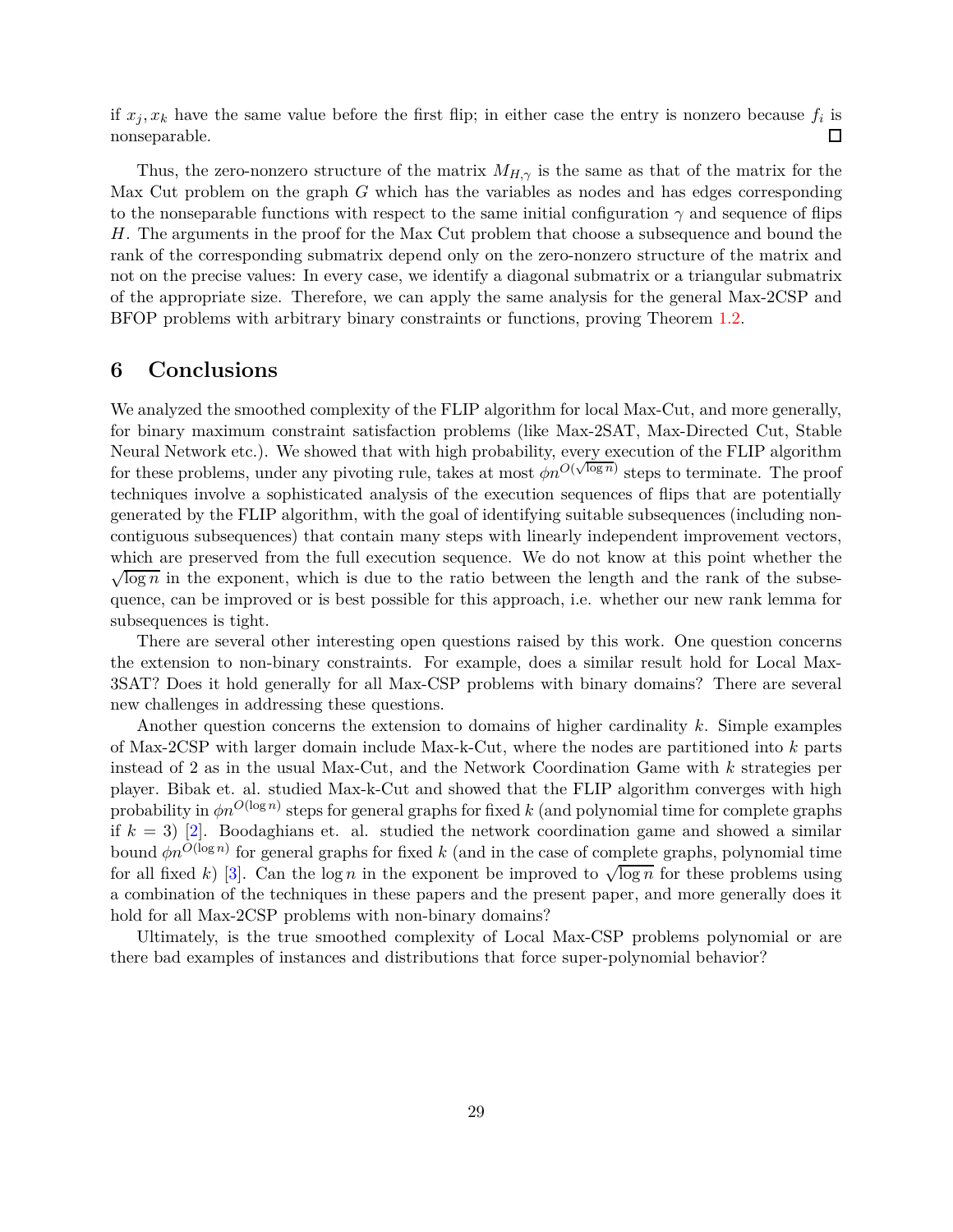if $x_j, x_k$ have the same value before the first flip; in either case the entry is nonzero because $f_i$ is nonseparable. □

Thus, the zero-nonzero structure of the matrix $M_{H,\gamma}$ is the same as that of the matrix for the Max Cut problem on the graph $G$ which has the variables as nodes and has edges corresponding to the nonseparable functions with respect to the same initial configuration $\gamma$ and sequence of flips $H$. The arguments in the proof for the Max Cut problem that choose a subsequence and bound the rank of the corresponding submatrix depend only on the zero-nonzero structure of the matrix and not on the precise values: In every case, we identify a diagonal submatrix or a triangular submatrix of the appropriate size. Therefore, we can apply the same analysis for the general Max-2CSP and BFOP problems with arbitrary binary constraints or functions, proving Theorem 1.2.

## 6 Conclusions

We analyzed the smoothed complexity of the FLIP algorithm for local Max-Cut, and more generally, for binary maximum constraint satisfaction problems (like Max-2SAT, Max-Directed Cut, Stable Neural Network etc.). We showed that with high probability, every execution of the FLIP algorithm for these problems, under any pivoting rule, takes at most $\phi n^{O(\sqrt{\log n})}$ steps to terminate. The proof techniques involve a sophisticated analysis of the execution sequences of flips that are potentially generated by the FLIP algorithm, with the goal of identifying suitable subsequences (including non-contiguous subsequences) that contain many steps with linearly independent improvement vectors, which are preserved from the full execution sequence. We do not know at this point whether the $\sqrt{\log n}$ in the exponent, which is due to the ratio between the length and the rank of the subsequence, can be improved or is best possible for this approach, i.e. whether our new rank lemma for subsequences is tight.

There are several other interesting open questions raised by this work. One question concerns the extension to non-binary constraints. For example, does a similar result hold for Local Max-3SAT? Does it hold generally for all Max-CSP problems with binary domains? There are several new challenges in addressing these questions.

Another question concerns the extension to domains of higher cardinality $k$. Simple examples of Max-2CSP with larger domain include Max-k-Cut, where the nodes are partitioned into $k$ parts instead of 2 as in the usual Max-Cut, and the Network Coordination Game with $k$ strategies per player. Bibak et. al. studied Max-k-Cut and showed that the FLIP algorithm converges with high probability in $\phi n^{O(\log n)}$ steps for general graphs for fixed $k$ (and polynomial time for complete graphs if $k = 3$) [2]. Boodaghians et. al. studied the network coordination game and showed a similar bound $\phi n^{O(\log n)}$ for general graphs for fixed $k$ (and in the case of complete graphs, polynomial time for all fixed $k$) [3]. Can the $\log n$ in the exponent be improved to $\sqrt{\log n}$ for these problems using a combination of the techniques in these papers and the present paper, and more generally does it hold for all Max-2CSP problems with non-binary domains?

Ultimately, is the true smoothed complexity of Local Max-CSP problems polynomial or are there bad examples of instances and distributions that force super-polynomial behavior?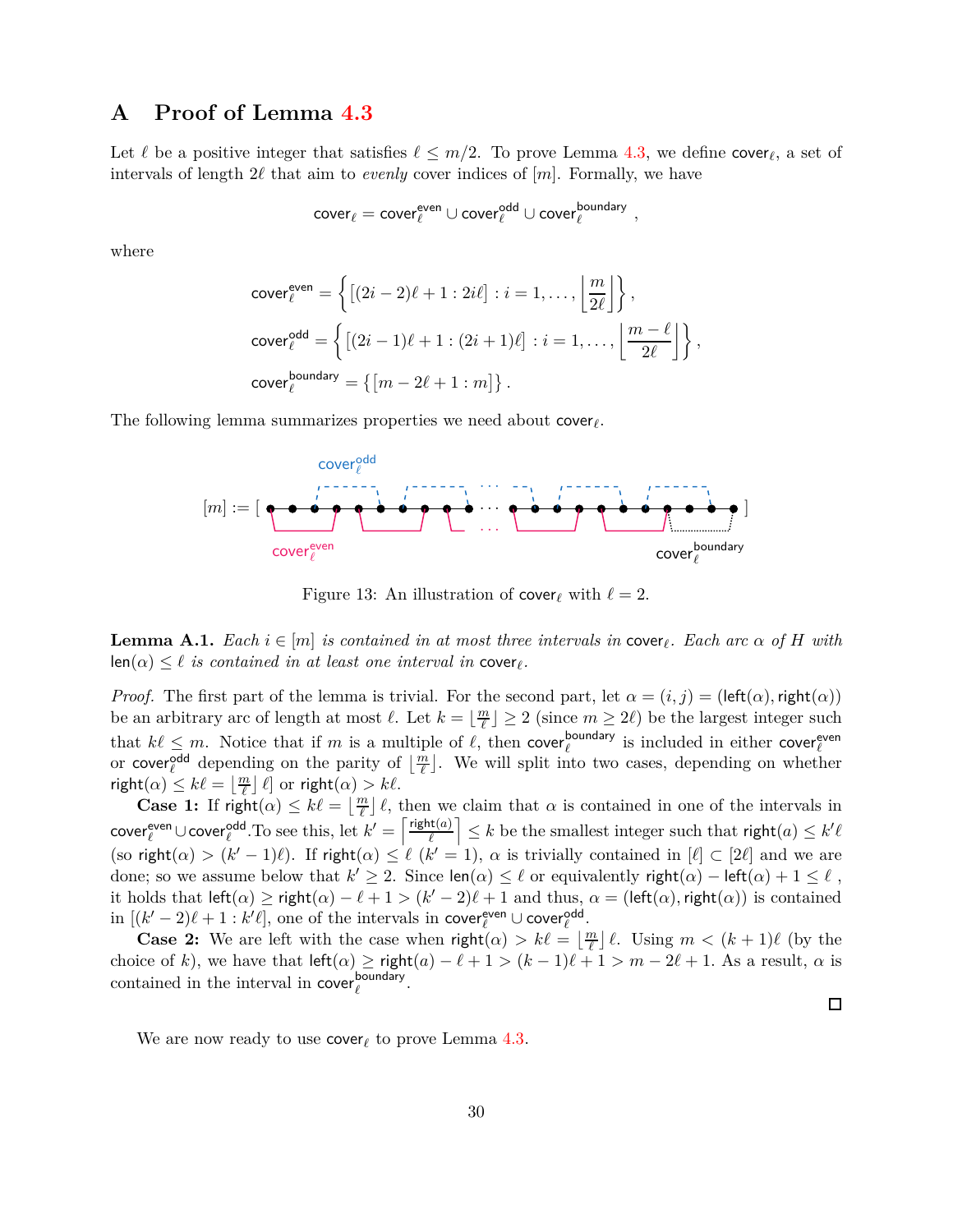# A Proof of Lemma 4.3

Let $\ell$ be a positive integer that satisfies $\ell \le m/2$. To prove Lemma 4.3, we define $\mathsf{cover}_\ell$, a set of intervals of length $2\ell$ that aim to *evenly* cover indices of $[m]$. Formally, we have

$$\mathsf{cover}_\ell = \mathsf{cover}_\ell^{\mathsf{even}} \cup \mathsf{cover}_\ell^{\mathsf{odd}} \cup \mathsf{cover}_\ell^{\mathsf{boundary}} \ ,$$

where

$$\mathsf{cover}_\ell^{\mathsf{even}} = \left\{ [(2i-2)\ell + 1 : 2i\ell] : i = 1, \dots, \left\lfloor \frac{m}{2\ell} \right\rfloor \right\},$$
$$\mathsf{cover}_\ell^{\mathsf{odd}} = \left\{ [(2i-1)\ell + 1 : (2i+1)\ell] : i = 1, \dots, \left\lfloor \frac{m-\ell}{2\ell} \right\rfloor \right\},$$
$$\mathsf{cover}_\ell^{\mathsf{boundary}} = \{ [m - 2\ell + 1 : m] \} .$$

The following lemma summarizes properties we need about $\mathsf{cover}_\ell$.

$\mathsf{cover}_\ell^{\mathsf{odd}}$

$[m] := [$ $]$

$\mathsf{cover}_\ell^{\mathsf{even}}$

$\mathsf{cover}_\ell^{\mathsf{boundary}}$

Figure 13: An illustration of $\mathsf{cover}_\ell$ with $\ell = 2$.

**Lemma A.1.** *Each $i \in [m]$ is contained in at most three intervals in $\mathsf{cover}_\ell$. Each arc $\alpha$ of $H$ with $\mathsf{len}(\alpha) \le \ell$ is contained in at least one interval in $\mathsf{cover}_\ell$.*

*Proof.* The first part of the lemma is trivial. For the second part, let $\alpha = (i, j) = (\mathsf{left}(\alpha), \mathsf{right}(\alpha))$ be an arbitrary arc of length at most $\ell$. Let $k = \lfloor \frac{m}{\ell} \rfloor \ge 2$ (since $m \ge 2\ell$) be the largest integer such that $k\ell \le m$. Notice that if $m$ is a multiple of $\ell$, then $\mathsf{cover}_\ell^{\mathsf{boundary}}$ is included in either $\mathsf{cover}_\ell^{\mathsf{even}}$ or $\mathsf{cover}_\ell^{\mathsf{odd}}$ depending on the parity of $\lfloor \frac{m}{\ell} \rfloor$. We will split into two cases, depending on whether $\mathsf{right}(\alpha) \le k\ell = \lfloor \frac{m}{\ell} \rfloor \ell$] or $\mathsf{right}(\alpha) > k\ell$.

**Case 1:** If $\mathsf{right}(\alpha) \le k\ell = \lfloor \frac{m}{\ell} \rfloor \ell$, then we claim that $\alpha$ is contained in one of the intervals in $\mathsf{cover}_\ell^{\mathsf{even}} \cup \mathsf{cover}_\ell^{\mathsf{odd}}$.To see this, let $k' = \left\lceil \frac{\mathsf{right}(a)}{\ell} \right\rceil \le k$ be the smallest integer such that $\mathsf{right}(a) \le k'\ell$ (so $\mathsf{right}(\alpha) > (k'-1)\ell$). If $\mathsf{right}(\alpha) \le \ell$ ($k' = 1$), $\alpha$ is trivially contained in $[\ell] \subset [2\ell]$ and we are done; so we assume below that $k' \ge 2$. Since $\mathsf{len}(\alpha) \le \ell$ or equivalently $\mathsf{right}(\alpha) - \mathsf{left}(\alpha) + 1 \le \ell$ , it holds that $\mathsf{left}(\alpha) \ge \mathsf{right}(\alpha) - \ell + 1 > (k'-2)\ell + 1$ and thus, $\alpha = (\mathsf{left}(\alpha), \mathsf{right}(\alpha))$ is contained in $[(k'-2)\ell + 1 : k'\ell]$, one of the intervals in $\mathsf{cover}_\ell^{\mathsf{even}} \cup \mathsf{cover}_\ell^{\mathsf{odd}}$.

**Case 2:** We are left with the case when $\mathsf{right}(\alpha) > k\ell = \lfloor \frac{m}{\ell} \rfloor \ell$. Using $m < (k+1)\ell$ (by the choice of $k$), we have that $\mathsf{left}(\alpha) \ge \mathsf{right}(a) - \ell + 1 > (k-1)\ell + 1 > m - 2\ell + 1$. As a result, $\alpha$ is contained in the interval in $\mathsf{cover}_\ell^{\mathsf{boundary}}$.

□

We are now ready to use $\mathsf{cover}_\ell$ to prove Lemma 4.3.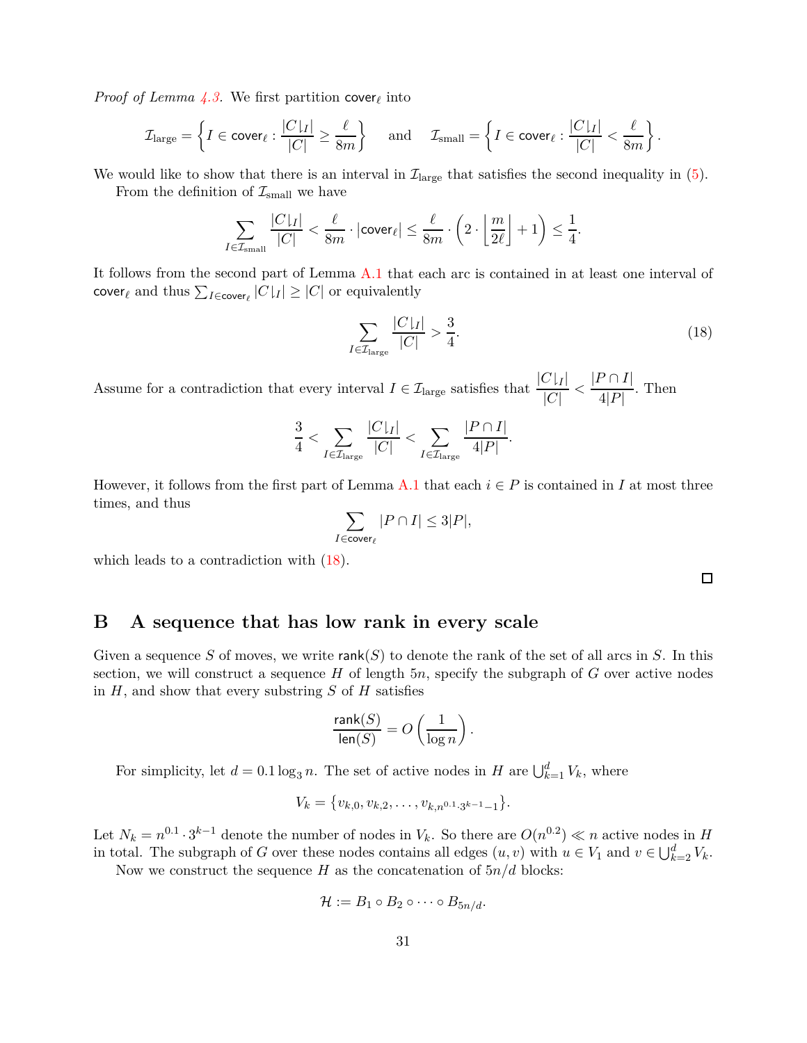*Proof of Lemma 4.3.* We first partition $\mathsf{cover}_\ell$ into

$$\mathcal{I}_{\text{large}} = \left\{ I \in \mathsf{cover}_\ell : \frac{|C\lfloor_I|}{|C|} \geq \frac{\ell}{8m} \right\} \quad \text{and} \quad \mathcal{I}_{\text{small}} = \left\{ I \in \mathsf{cover}_\ell : \frac{|C\lfloor_I|}{|C|} < \frac{\ell}{8m} \right\}.$$

We would like to show that there is an interval in $\mathcal{I}_{\text{large}}$ that satisfies the second inequality in (5).

From the definition of $\mathcal{I}_{\text{small}}$ we have

$$\sum_{I \in \mathcal{I}_{\text{small}}} \frac{|C\lfloor_I|}{|C|} < \frac{\ell}{8m} \cdot |\mathsf{cover}_\ell| \leq \frac{\ell}{8m} \cdot \left( 2 \cdot \left\lfloor \frac{m}{2\ell} \right\rfloor + 1 \right) \leq \frac{1}{4}.$$

It follows from the second part of Lemma A.1 that each arc is contained in at least one interval of $\mathsf{cover}_\ell$ and thus $\sum_{I \in \mathsf{cover}_\ell} |C\lfloor_I| \geq |C|$ or equivalently

$$\sum_{I \in \mathcal{I}_{\text{large}}} \frac{|C\lfloor_I|}{|C|} > \frac{3}{4}. \tag{18}$$

Assume for a contradiction that every interval $I \in \mathcal{I}_{\text{large}}$ satisfies that $\dfrac{|C\lfloor_I|}{|C|} < \dfrac{|P \cap I|}{4|P|}$. Then

$$\frac{3}{4} < \sum_{I \in \mathcal{I}_{\text{large}}} \frac{|C\lfloor_I|}{|C|} < \sum_{I \in \mathcal{I}_{\text{large}}} \frac{|P \cap I|}{4|P|}.$$

However, it follows from the first part of Lemma A.1 that each $i \in P$ is contained in $I$ at most three times, and thus

$$\sum_{I \in \mathsf{cover}_\ell} |P \cap I| \leq 3|P|,$$

which leads to a contradiction with (18).

□

# B A sequence that has low rank in every scale

Given a sequence $S$ of moves, we write $\mathsf{rank}(S)$ to denote the rank of the set of all arcs in $S$. In this section, we will construct a sequence $H$ of length $5n$, specify the subgraph of $G$ over active nodes in $H$, and show that every substring $S$ of $H$ satisfies

$$\frac{\mathsf{rank}(S)}{\mathsf{len}(S)} = O\left(\frac{1}{\log n}\right).$$

For simplicity, let $d = 0.1 \log_3 n$. The set of active nodes in $H$ are $\bigcup_{k=1}^{d} V_k$, where

$$V_k = \{v_{k,0}, v_{k,2}, \ldots, v_{k,n^{0.1} \cdot 3^{k-1}-1}\}.$$

Let $N_k = n^{0.1} \cdot 3^{k-1}$ denote the number of nodes in $V_k$. So there are $O(n^{0.2}) \ll n$ active nodes in $H$ in total. The subgraph of $G$ over these nodes contains all edges $(u, v)$ with $u \in V_1$ and $v \in \bigcup_{k=2}^{d} V_k$.

Now we construct the sequence $H$ as the concatenation of $5n/d$ blocks:

$$\mathcal{H} := B_1 \circ B_2 \circ \cdots \circ B_{5n/d}.$$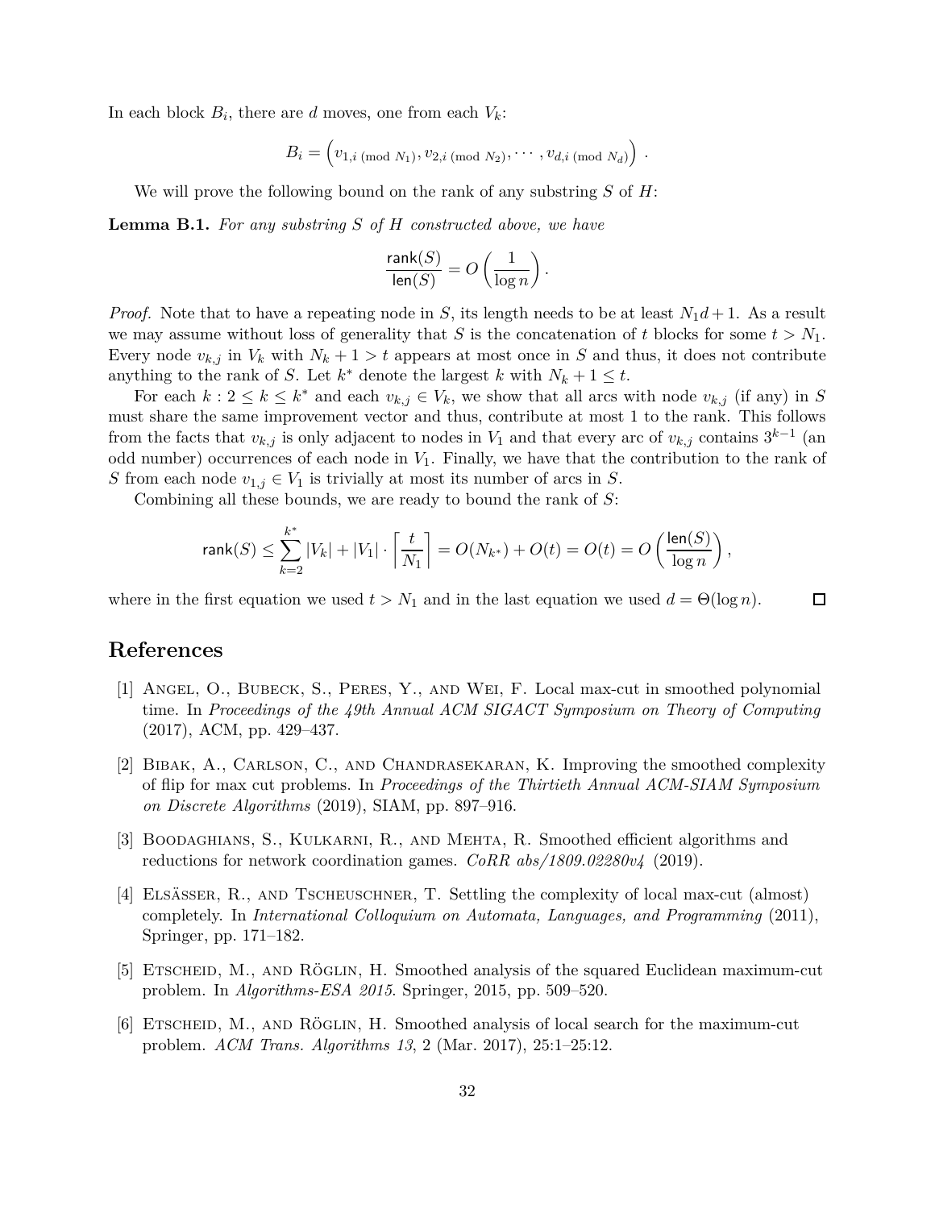In each block $B_i$, there are $d$ moves, one from each $V_k$:

$$B_i = \left(v_{1,i \pmod{N_1}}, v_{2,i \pmod{N_2}}, \cdots, v_{d,i \pmod{N_d}}\right) .$$

We will prove the following bound on the rank of any substring $S$ of $H$:

**Lemma B.1.** *For any substring $S$ of $H$ constructed above, we have*

$$\frac{\mathsf{rank}(S)}{\mathsf{len}(S)} = O\left(\frac{1}{\log n}\right).$$

*Proof.* Note that to have a repeating node in $S$, its length needs to be at least $N_1 d + 1$. As a result we may assume without loss of generality that $S$ is the concatenation of $t$ blocks for some $t > N_1$. Every node $v_{k,j}$ in $V_k$ with $N_k + 1 > t$ appears at most once in $S$ and thus, it does not contribute anything to the rank of $S$. Let $k^*$ denote the largest $k$ with $N_k + 1 \le t$.

For each $k : 2 \le k \le k^*$ and each $v_{k,j} \in V_k$, we show that all arcs with node $v_{k,j}$ (if any) in $S$ must share the same improvement vector and thus, contribute at most 1 to the rank. This follows from the facts that $v_{k,j}$ is only adjacent to nodes in $V_1$ and that every arc of $v_{k,j}$ contains $3^{k-1}$ (an odd number) occurrences of each node in $V_1$. Finally, we have that the contribution to the rank of $S$ from each node $v_{1,j} \in V_1$ is trivially at most its number of arcs in $S$.

Combining all these bounds, we are ready to bound the rank of $S$:

$$\mathsf{rank}(S) \le \sum_{k=2}^{k^*} |V_k| + |V_1| \cdot \left\lceil \frac{t}{N_1} \right\rceil = O(N_{k^*}) + O(t) = O(t) = O\left(\frac{\mathsf{len}(S)}{\log n}\right),$$

where in the first equation we used $t > N_1$ and in the last equation we used $d = \Theta(\log n)$. ∎

## References

[1] Angel, O., Bubeck, S., Peres, Y., and Wei, F. Local max-cut in smoothed polynomial time. In *Proceedings of the 49th Annual ACM SIGACT Symposium on Theory of Computing* (2017), ACM, pp. 429–437.

[2] Bibak, A., Carlson, C., and Chandrasekaran, K. Improving the smoothed complexity of flip for max cut problems. In *Proceedings of the Thirtieth Annual ACM-SIAM Symposium on Discrete Algorithms* (2019), SIAM, pp. 897–916.

[3] Boodaghians, S., Kulkarni, R., and Mehta, R. Smoothed efficient algorithms and reductions for network coordination games. *CoRR abs/1809.02280v4* (2019).

[4] Elsässer, R., and Tscheuschner, T. Settling the complexity of local max-cut (almost) completely. In *International Colloquium on Automata, Languages, and Programming* (2011), Springer, pp. 171–182.

[5] Etscheid, M., and Röglin, H. Smoothed analysis of the squared Euclidean maximum-cut problem. In *Algorithms-ESA 2015*. Springer, 2015, pp. 509–520.

[6] Etscheid, M., and Röglin, H. Smoothed analysis of local search for the maximum-cut problem. *ACM Trans. Algorithms 13*, 2 (Mar. 2017), 25:1–25:12.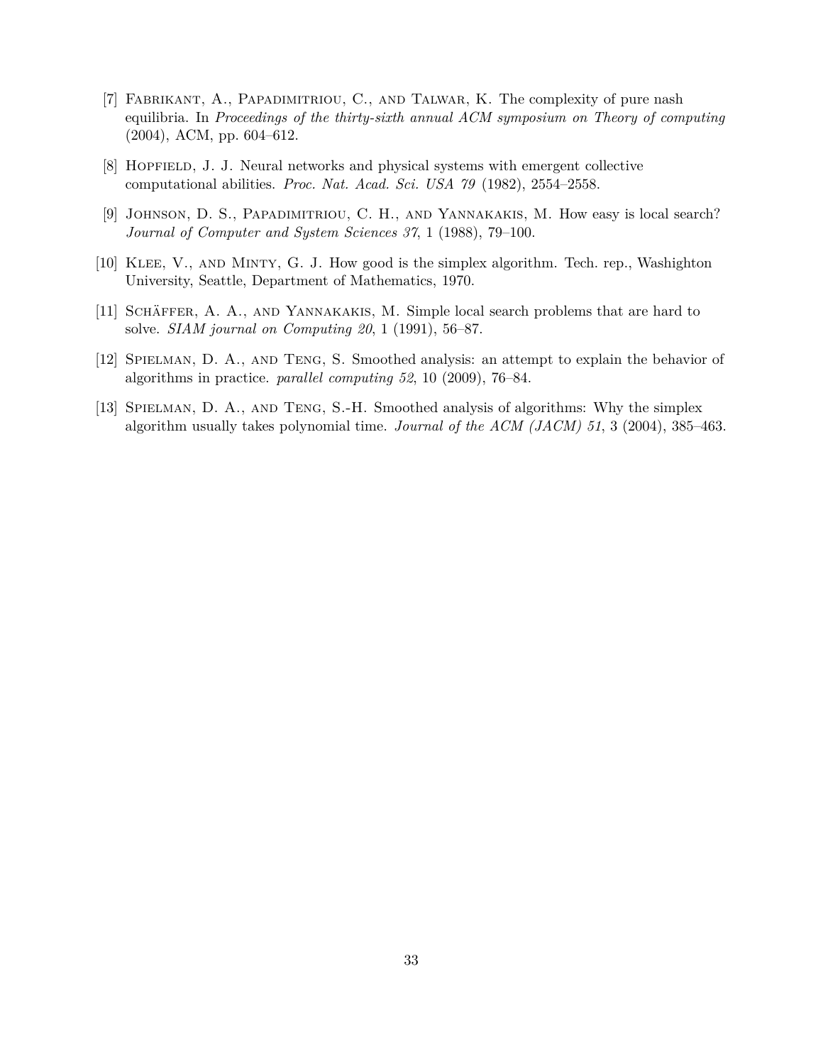[7] Fabrikant, A., Papadimitriou, C., and Talwar, K. The complexity of pure nash equilibria. In *Proceedings of the thirty-sixth annual ACM symposium on Theory of computing* (2004), ACM, pp. 604–612.

[8] Hopfield, J. J. Neural networks and physical systems with emergent collective computational abilities. *Proc. Nat. Acad. Sci. USA 79* (1982), 2554–2558.

[9] Johnson, D. S., Papadimitriou, C. H., and Yannakakis, M. How easy is local search? *Journal of Computer and System Sciences 37*, 1 (1988), 79–100.

[10] Klee, V., and Minty, G. J. How good is the simplex algorithm. Tech. rep., Washighton University, Seattle, Department of Mathematics, 1970.

[11] Schäffer, A. A., and Yannakakis, M. Simple local search problems that are hard to solve. *SIAM journal on Computing 20*, 1 (1991), 56–87.

[12] Spielman, D. A., and Teng, S. Smoothed analysis: an attempt to explain the behavior of algorithms in practice. *parallel computing 52*, 10 (2009), 76–84.

[13] Spielman, D. A., and Teng, S.-H. Smoothed analysis of algorithms: Why the simplex algorithm usually takes polynomial time. *Journal of the ACM (JACM) 51*, 3 (2004), 385–463.